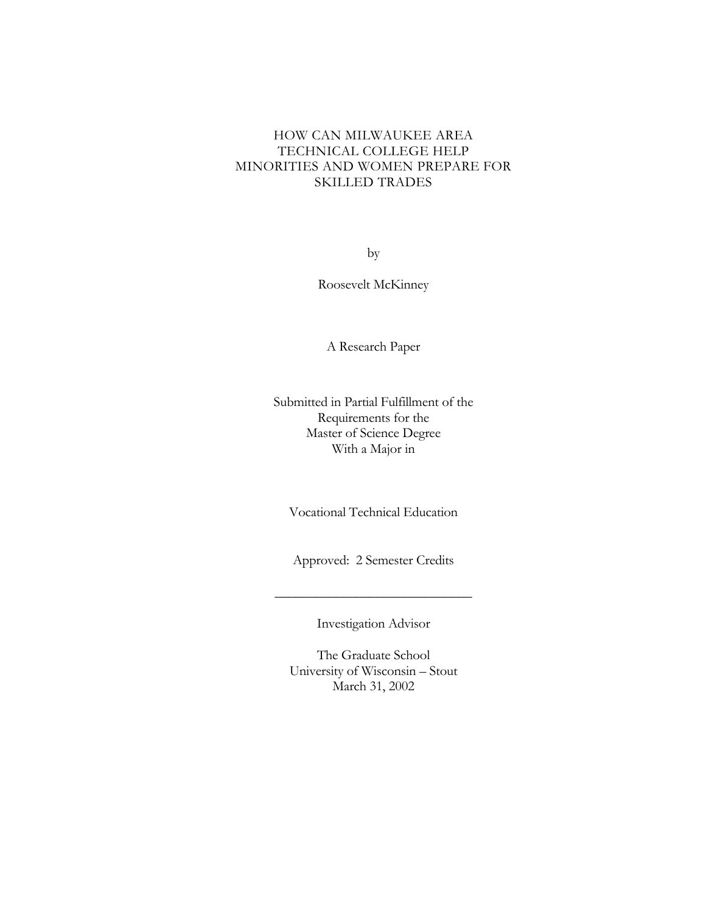# HOW CAN MILWAUKEE AREA TECHNICAL COLLEGE HELP MINORITIES AND WOMEN PREPARE FOR SKILLED TRADES

by

Roosevelt McKinney

A Research Paper

Submitted in Partial Fulfillment of the
Requirements for the
Master of Science Degree
With a Major in

Vocational Technical Education

Approved: 2 Semester Credits

_______________________________

Investigation Advisor

The Graduate School
University of Wisconsin – Stout
March 31, 2002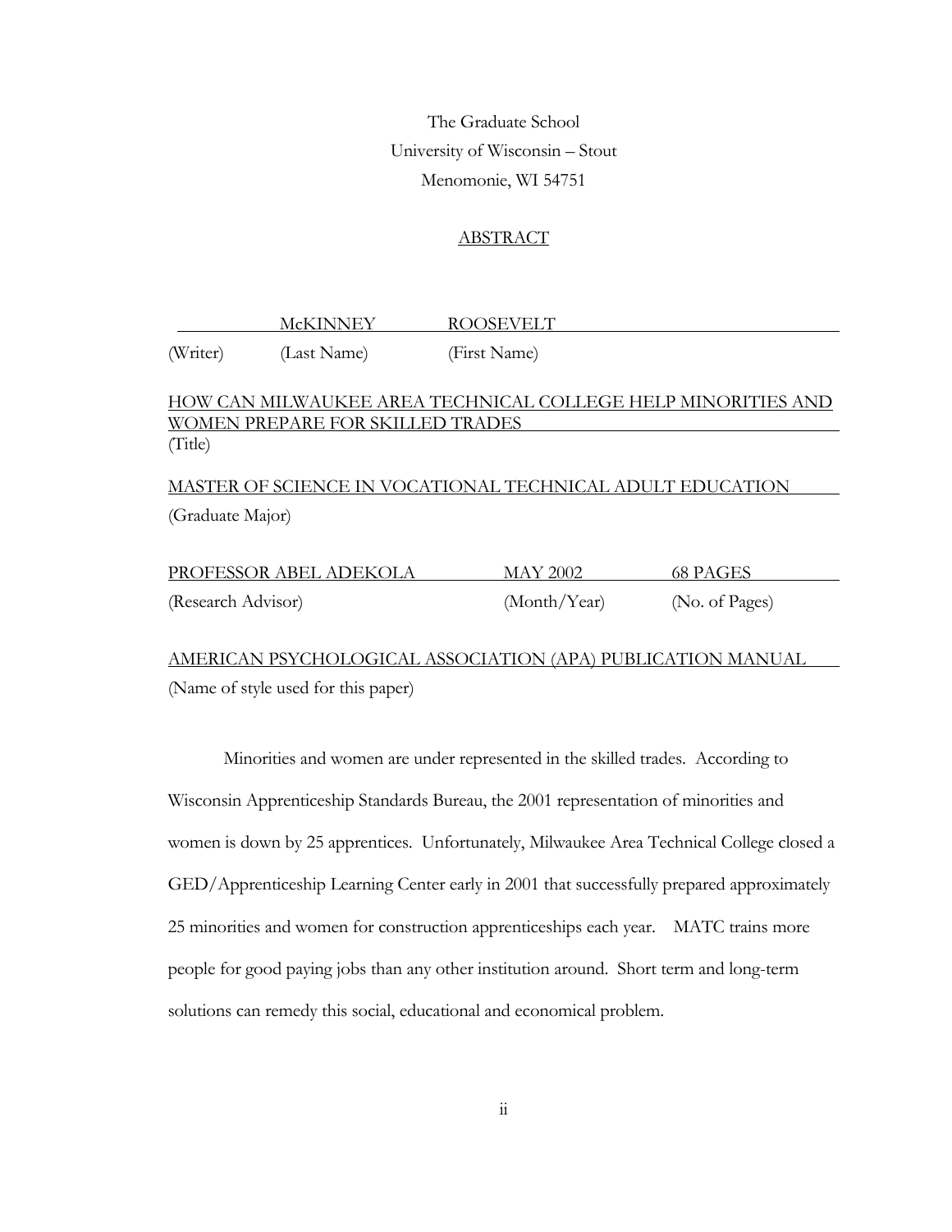The Graduate School
University of Wisconsin – Stout
Menomonie, WI 54751

## ABSTRACT

McKINNEY ROOSEVELT
(Writer) (Last Name) (First Name)

HOW CAN MILWAUKEE AREA TECHNICAL COLLEGE HELP MINORITIES AND WOMEN PREPARE FOR SKILLED TRADES
(Title)

MASTER OF SCIENCE IN VOCATIONAL TECHNICAL ADULT EDUCATION
(Graduate Major)

PROFESSOR ABEL ADEKOLA MAY 2002 68 PAGES
(Research Advisor) (Month/Year) (No. of Pages)

AMERICAN PSYCHOLOGICAL ASSOCIATION (APA) PUBLICATION MANUAL
(Name of style used for this paper)

Minorities and women are under represented in the skilled trades. According to Wisconsin Apprenticeship Standards Bureau, the 2001 representation of minorities and women is down by 25 apprentices. Unfortunately, Milwaukee Area Technical College closed a GED/Apprenticeship Learning Center early in 2001 that successfully prepared approximately 25 minorities and women for construction apprenticeships each year. MATC trains more people for good paying jobs than any other institution around. Short term and long-term solutions can remedy this social, educational and economical problem.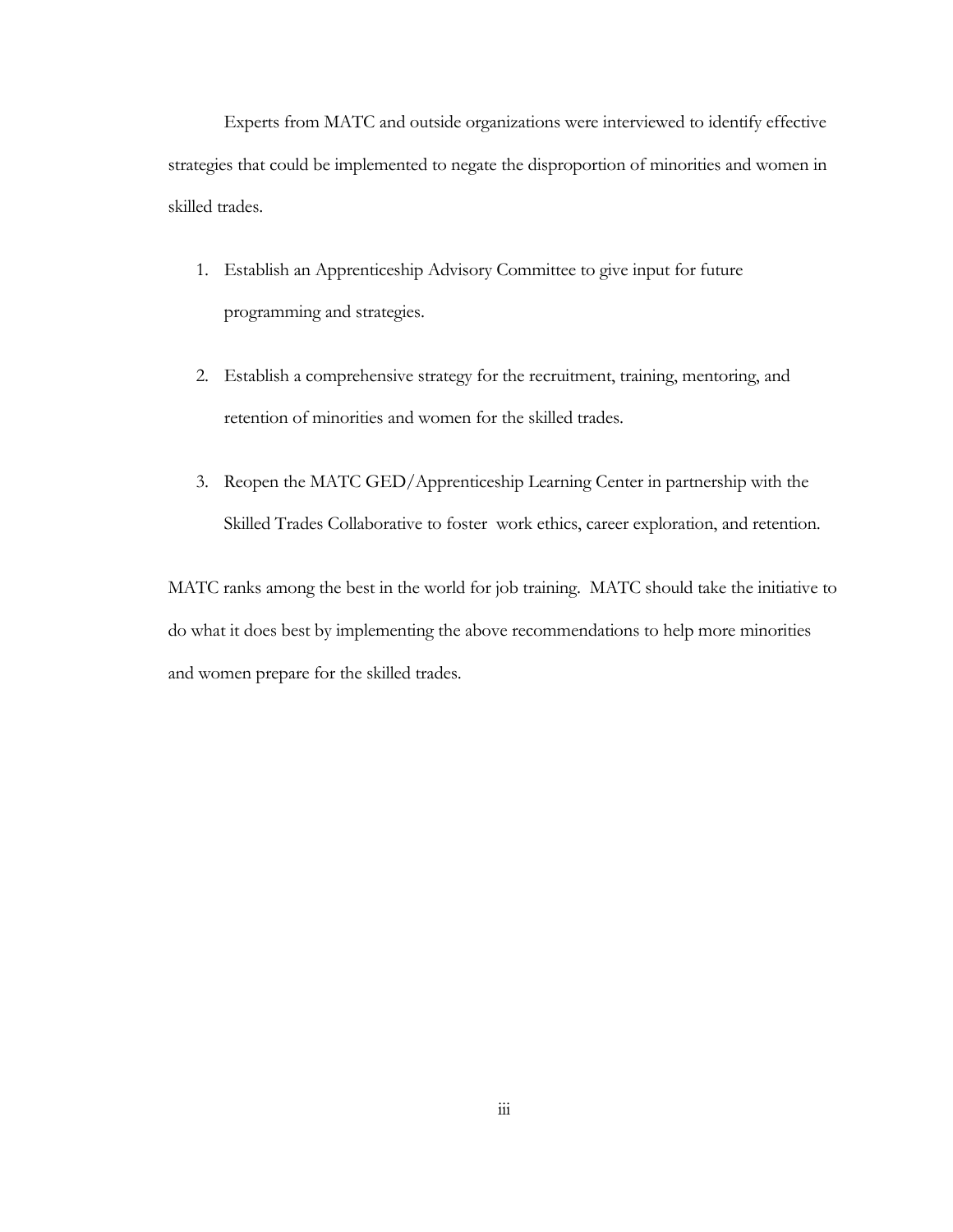Experts from MATC and outside organizations were interviewed to identify effective strategies that could be implemented to negate the disproportion of minorities and women in skilled trades.

1. Establish an Apprenticeship Advisory Committee to give input for future programming and strategies.

2. Establish a comprehensive strategy for the recruitment, training, mentoring, and retention of minorities and women for the skilled trades.

3. Reopen the MATC GED/Apprenticeship Learning Center in partnership with the Skilled Trades Collaborative to foster work ethics, career exploration, and retention.

MATC ranks among the best in the world for job training. MATC should take the initiative to do what it does best by implementing the above recommendations to help more minorities and women prepare for the skilled trades.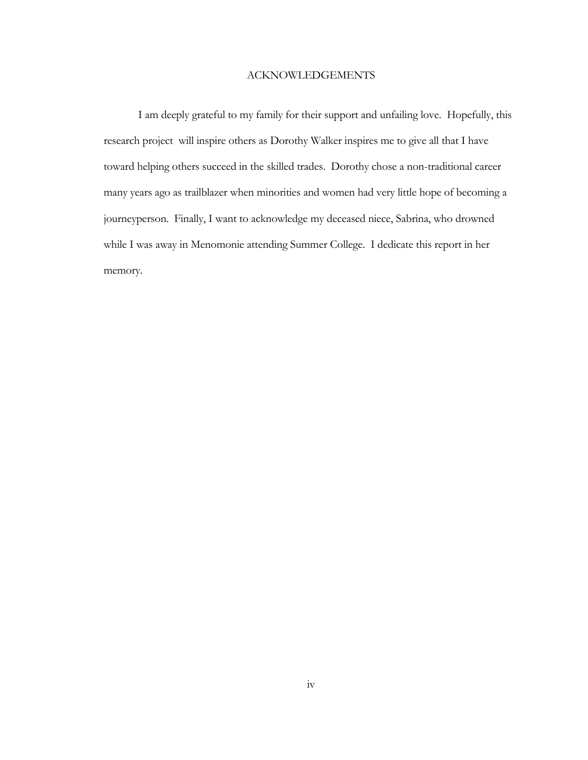# ACKNOWLEDGEMENTS

I am deeply grateful to my family for their support and unfailing love. Hopefully, this research project will inspire others as Dorothy Walker inspires me to give all that I have toward helping others succeed in the skilled trades. Dorothy chose a non-traditional career many years ago as trailblazer when minorities and women had very little hope of becoming a journeyperson. Finally, I want to acknowledge my deceased niece, Sabrina, who drowned while I was away in Menomonie attending Summer College. I dedicate this report in her memory.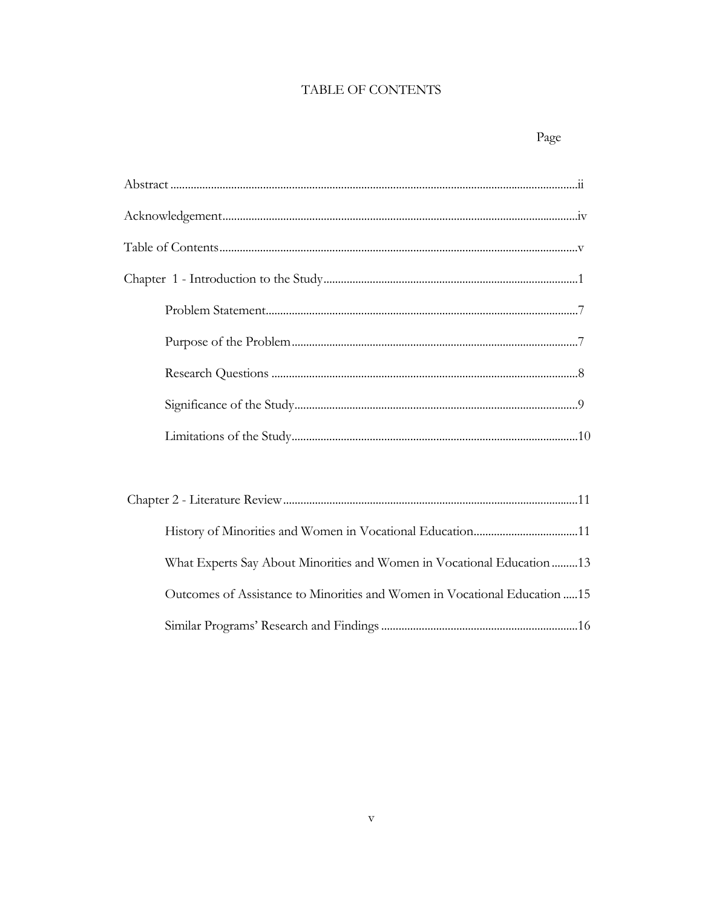# TABLE OF CONTENTS

| | Page |
|---|---|
| Abstract | ii |
| Acknowledgement | iv |
| Table of Contents | v |
| Chapter 1 - Introduction to the Study | 1 |
| Problem Statement | 7 |
| Purpose of the Problem | 7 |
| Research Questions | 8 |
| Significance of the Study | 9 |
| Limitations of the Study | 10 |
| Chapter 2 - Literature Review | 11 |
| History of Minorities and Women in Vocational Education | 11 |
| What Experts Say About Minorities and Women in Vocational Education | 13 |
| Outcomes of Assistance to Minorities and Women in Vocational Education | 15 |
| Similar Programs' Research and Findings | 16 |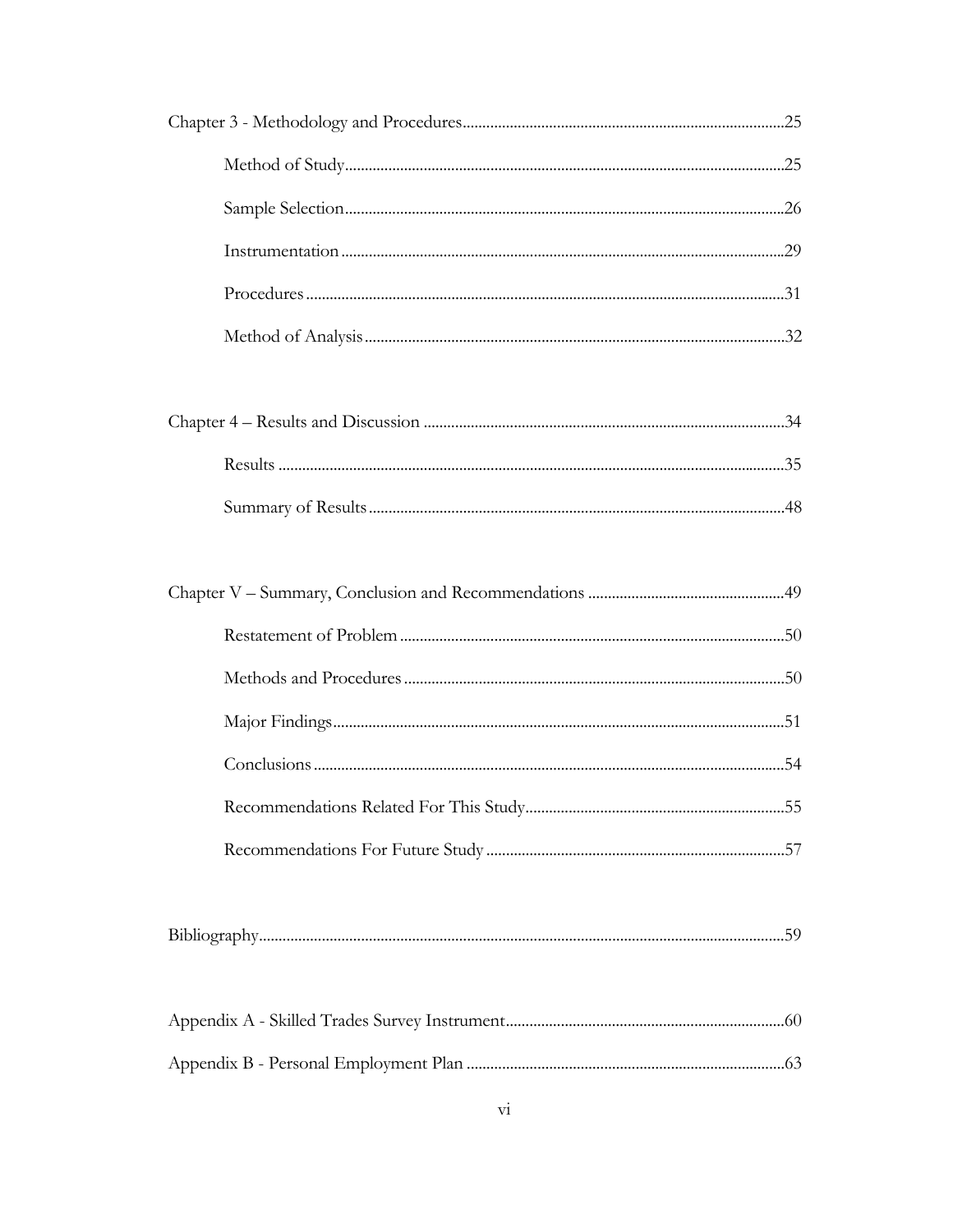Chapter 3 - Methodology and Procedures.....25

Method of Study.....25

Sample Selection.....26

Instrumentation.....29

Procedures.....31

Method of Analysis.....32

Chapter 4 – Results and Discussion.....34

Results.....35

Summary of Results.....48

Chapter V – Summary, Conclusion and Recommendations.....49

Restatement of Problem.....50

Methods and Procedures.....50

Major Findings.....51

Conclusions.....54

Recommendations Related For This Study.....55

Recommendations For Future Study.....57

Bibliography.....59

Appendix A - Skilled Trades Survey Instrument.....60

Appendix B - Personal Employment Plan.....63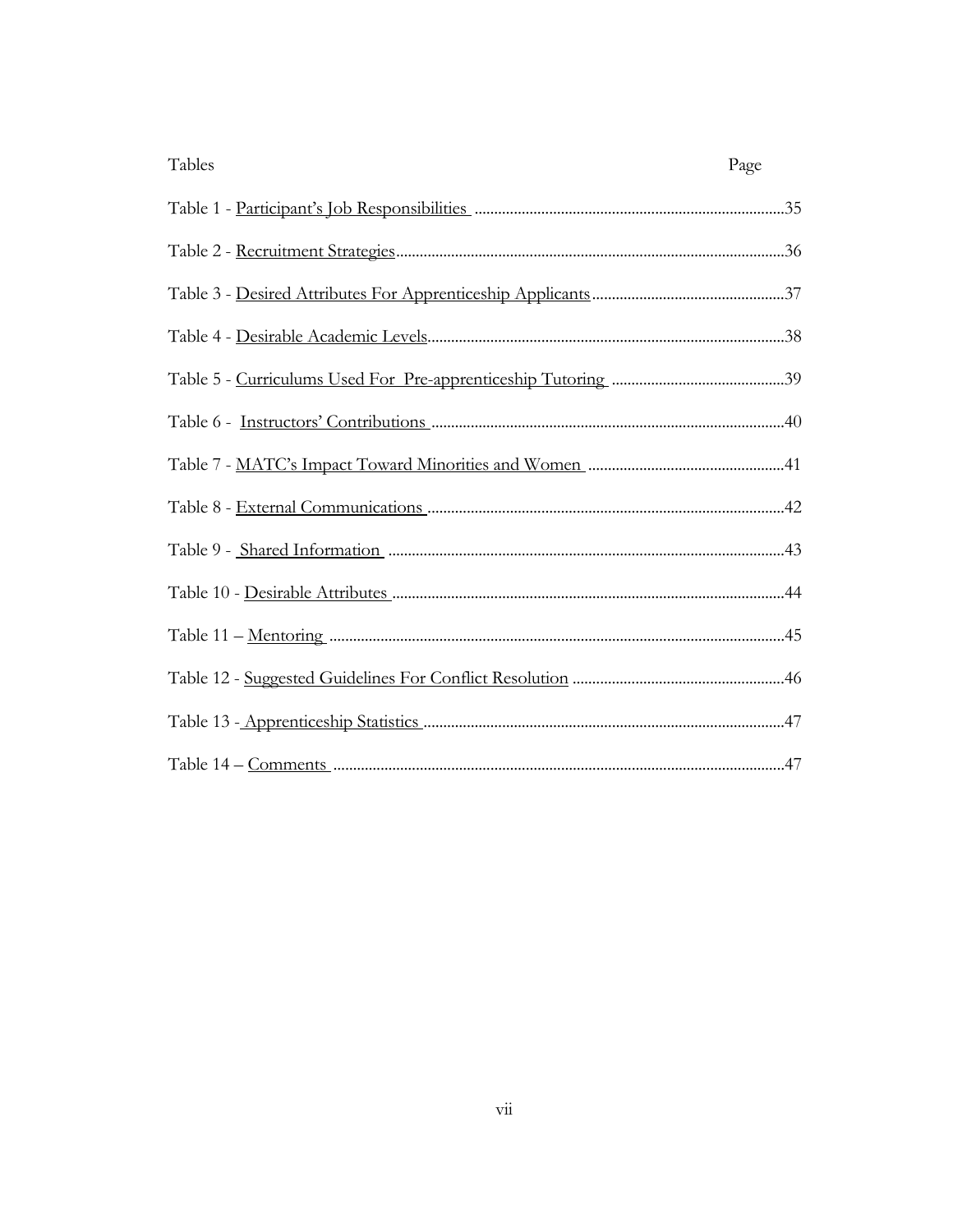| Tables | Page |
|---|---|
| Table 1 - Participant's Job Responsibilities | 35 |
| Table 2 - Recruitment Strategies | 36 |
| Table 3 - Desired Attributes For Apprenticeship Applicants | 37 |
| Table 4 - Desirable Academic Levels | 38 |
| Table 5 - Curriculums Used For Pre-apprenticeship Tutoring | 39 |
| Table 6 - Instructors' Contributions | 40 |
| Table 7 - MATC's Impact Toward Minorities and Women | 41 |
| Table 8 - External Communications | 42 |
| Table 9 - Shared Information | 43 |
| Table 10 - Desirable Attributes | 44 |
| Table 11 – Mentoring | 45 |
| Table 12 - Suggested Guidelines For Conflict Resolution | 46 |
| Table 13 - Apprenticeship Statistics | 47 |
| Table 14 – Comments | 47 |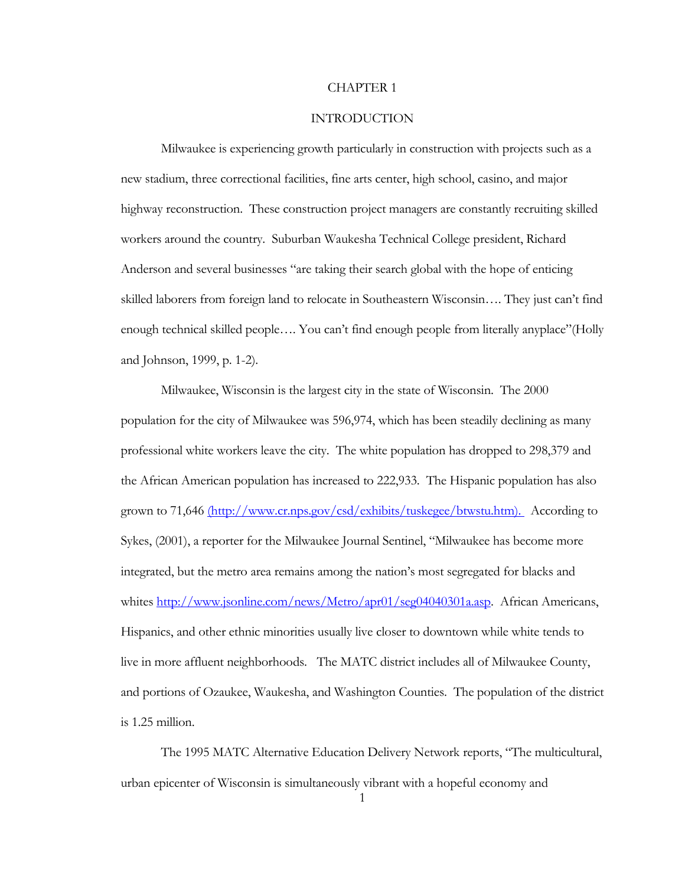# CHAPTER 1

## INTRODUCTION

Milwaukee is experiencing growth particularly in construction with projects such as a new stadium, three correctional facilities, fine arts center, high school, casino, and major highway reconstruction. These construction project managers are constantly recruiting skilled workers around the country. Suburban Waukesha Technical College president, Richard Anderson and several businesses "are taking their search global with the hope of enticing skilled laborers from foreign land to relocate in Southeastern Wisconsin…. They just can't find enough technical skilled people…. You can't find enough people from literally anyplace"(Holly and Johnson, 1999, p. 1-2).

Milwaukee, Wisconsin is the largest city in the state of Wisconsin. The 2000 population for the city of Milwaukee was 596,974, which has been steadily declining as many professional white workers leave the city. The white population has dropped to 298,379 and the African American population has increased to 222,933. The Hispanic population has also grown to 71,646 (http://www.cr.nps.gov/csd/exhibits/tuskegee/btwstu.htm). According to Sykes, (2001), a reporter for the Milwaukee Journal Sentinel, "Milwaukee has become more integrated, but the metro area remains among the nation's most segregated for blacks and whites http://www.jsonline.com/news/Metro/apr01/seg04040301a.asp. African Americans, Hispanics, and other ethnic minorities usually live closer to downtown while white tends to live in more affluent neighborhoods. The MATC district includes all of Milwaukee County, and portions of Ozaukee, Waukesha, and Washington Counties. The population of the district is 1.25 million.

The 1995 MATC Alternative Education Delivery Network reports, "The multicultural, urban epicenter of Wisconsin is simultaneously vibrant with a hopeful economy and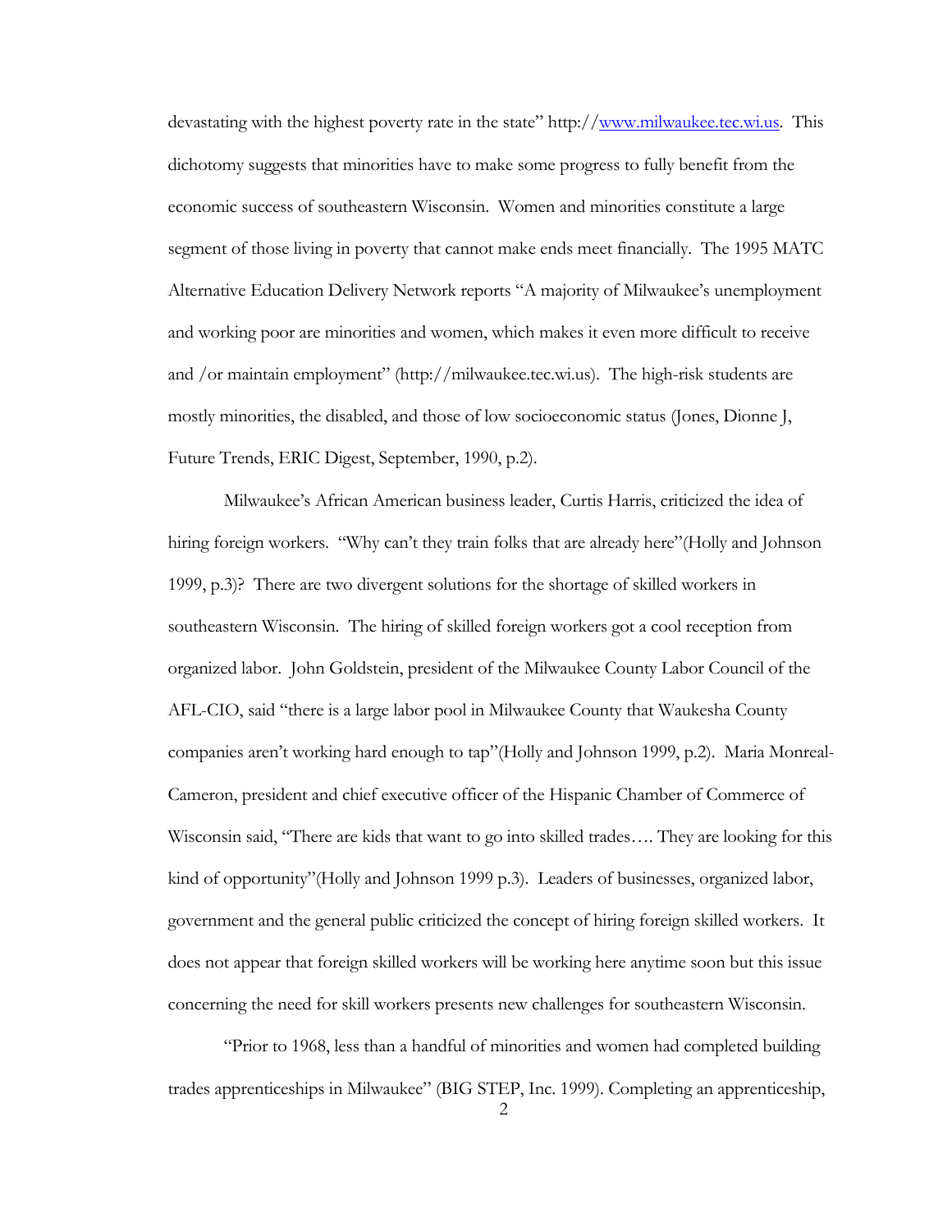devastating with the highest poverty rate in the state" http://www.milwaukee.tec.wi.us. This dichotomy suggests that minorities have to make some progress to fully benefit from the economic success of southeastern Wisconsin. Women and minorities constitute a large segment of those living in poverty that cannot make ends meet financially. The 1995 MATC Alternative Education Delivery Network reports "A majority of Milwaukee's unemployment and working poor are minorities and women, which makes it even more difficult to receive and /or maintain employment" (http://milwaukee.tec.wi.us). The high-risk students are mostly minorities, the disabled, and those of low socioeconomic status (Jones, Dionne J, Future Trends, ERIC Digest, September, 1990, p.2).

Milwaukee's African American business leader, Curtis Harris, criticized the idea of hiring foreign workers. "Why can't they train folks that are already here"(Holly and Johnson 1999, p.3)? There are two divergent solutions for the shortage of skilled workers in southeastern Wisconsin. The hiring of skilled foreign workers got a cool reception from organized labor. John Goldstein, president of the Milwaukee County Labor Council of the AFL-CIO, said "there is a large labor pool in Milwaukee County that Waukesha County companies aren't working hard enough to tap"(Holly and Johnson 1999, p.2). Maria Monreal-Cameron, president and chief executive officer of the Hispanic Chamber of Commerce of Wisconsin said, "There are kids that want to go into skilled trades…. They are looking for this kind of opportunity"(Holly and Johnson 1999 p.3). Leaders of businesses, organized labor, government and the general public criticized the concept of hiring foreign skilled workers. It does not appear that foreign skilled workers will be working here anytime soon but this issue concerning the need for skill workers presents new challenges for southeastern Wisconsin.

"Prior to 1968, less than a handful of minorities and women had completed building trades apprenticeships in Milwaukee" (BIG STEP, Inc. 1999). Completing an apprenticeship,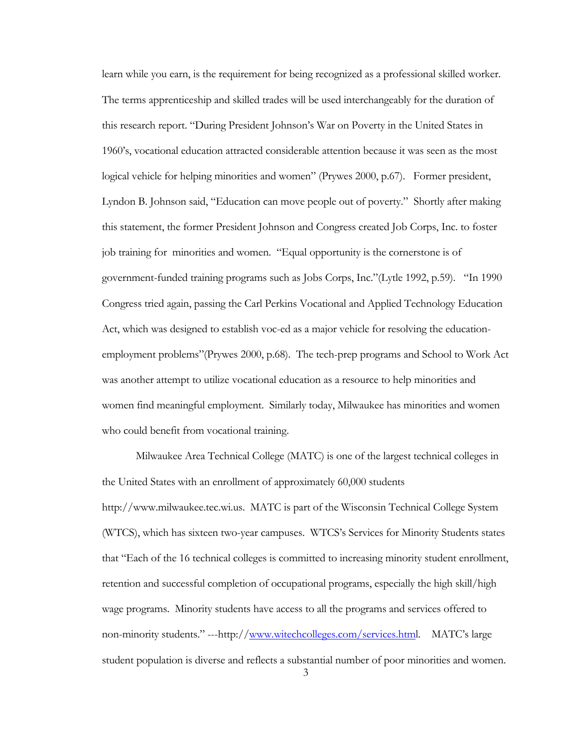learn while you earn, is the requirement for being recognized as a professional skilled worker. The terms apprenticeship and skilled trades will be used interchangeably for the duration of this research report. "During President Johnson's War on Poverty in the United States in 1960's, vocational education attracted considerable attention because it was seen as the most logical vehicle for helping minorities and women" (Prywes 2000, p.67). Former president, Lyndon B. Johnson said, "Education can move people out of poverty." Shortly after making this statement, the former President Johnson and Congress created Job Corps, Inc. to foster job training for minorities and women. "Equal opportunity is the cornerstone is of government-funded training programs such as Jobs Corps, Inc."(Lytle 1992, p.59). "In 1990 Congress tried again, passing the Carl Perkins Vocational and Applied Technology Education Act, which was designed to establish voc-ed as a major vehicle for resolving the education-employment problems"(Prywes 2000, p.68). The tech-prep programs and School to Work Act was another attempt to utilize vocational education as a resource to help minorities and women find meaningful employment. Similarly today, Milwaukee has minorities and women who could benefit from vocational training.

Milwaukee Area Technical College (MATC) is one of the largest technical colleges in the United States with an enrollment of approximately 60,000 students http://www.milwaukee.tec.wi.us. MATC is part of the Wisconsin Technical College System (WTCS), which has sixteen two-year campuses. WTCS's Services for Minority Students states that "Each of the 16 technical colleges is committed to increasing minority student enrollment, retention and successful completion of occupational programs, especially the high skill/high wage programs. Minority students have access to all the programs and services offered to non-minority students." ---http://www.witechcolleges.com/services.html. MATC's large student population is diverse and reflects a substantial number of poor minorities and women.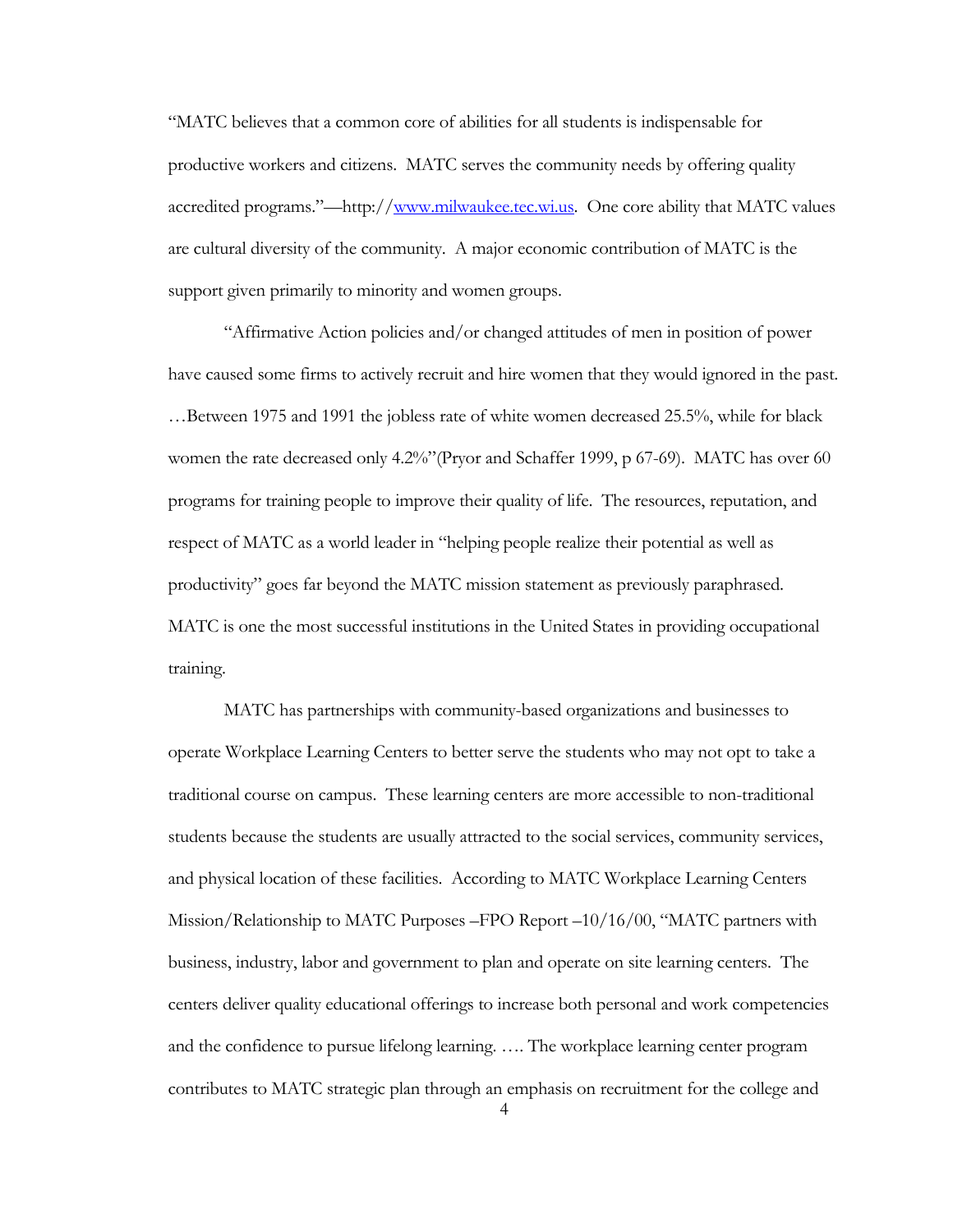"MATC believes that a common core of abilities for all students is indispensable for productive workers and citizens. MATC serves the community needs by offering quality accredited programs."—http://www.milwaukee.tec.wi.us. One core ability that MATC values are cultural diversity of the community. A major economic contribution of MATC is the support given primarily to minority and women groups.

"Affirmative Action policies and/or changed attitudes of men in position of power have caused some firms to actively recruit and hire women that they would ignored in the past. …Between 1975 and 1991 the jobless rate of white women decreased 25.5%, while for black women the rate decreased only 4.2%"(Pryor and Schaffer 1999, p 67-69). MATC has over 60 programs for training people to improve their quality of life. The resources, reputation, and respect of MATC as a world leader in "helping people realize their potential as well as productivity" goes far beyond the MATC mission statement as previously paraphrased. MATC is one the most successful institutions in the United States in providing occupational training.

MATC has partnerships with community-based organizations and businesses to operate Workplace Learning Centers to better serve the students who may not opt to take a traditional course on campus. These learning centers are more accessible to non-traditional students because the students are usually attracted to the social services, community services, and physical location of these facilities. According to MATC Workplace Learning Centers Mission/Relationship to MATC Purposes –FPO Report –10/16/00, "MATC partners with business, industry, labor and government to plan and operate on site learning centers. The centers deliver quality educational offerings to increase both personal and work competencies and the confidence to pursue lifelong learning. …. The workplace learning center program contributes to MATC strategic plan through an emphasis on recruitment for the college and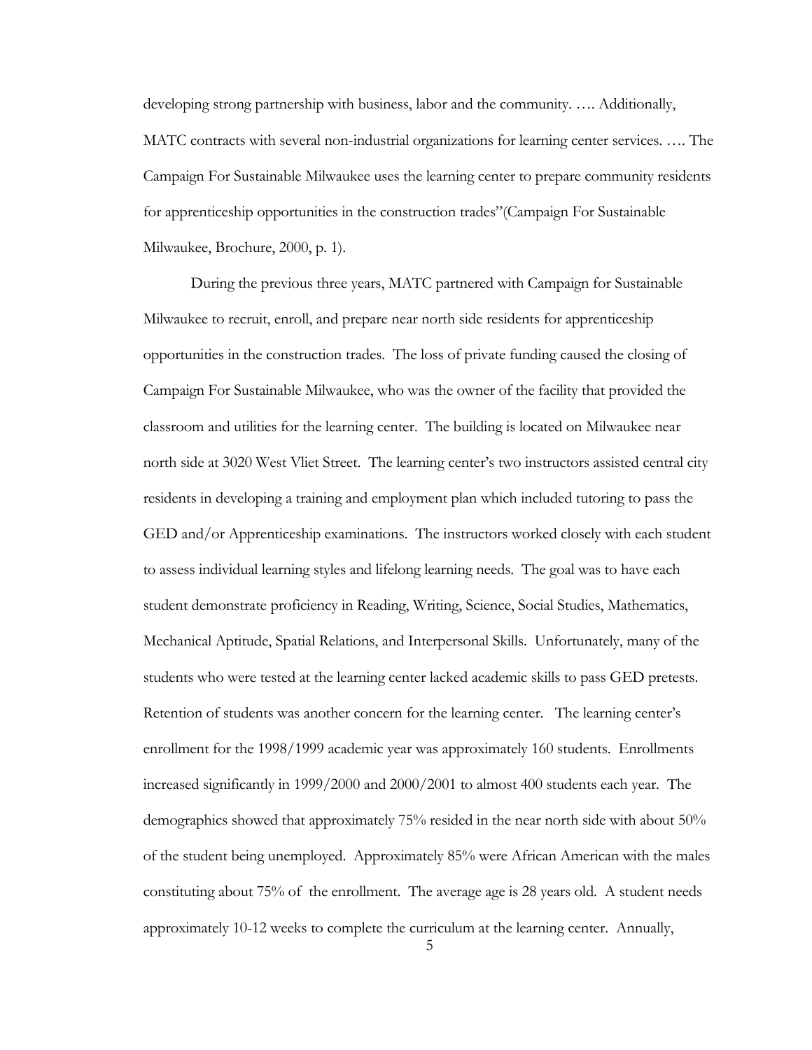developing strong partnership with business, labor and the community. …. Additionally, MATC contracts with several non-industrial organizations for learning center services. …. The Campaign For Sustainable Milwaukee uses the learning center to prepare community residents for apprenticeship opportunities in the construction trades"(Campaign For Sustainable Milwaukee, Brochure, 2000, p. 1).

During the previous three years, MATC partnered with Campaign for Sustainable Milwaukee to recruit, enroll, and prepare near north side residents for apprenticeship opportunities in the construction trades. The loss of private funding caused the closing of Campaign For Sustainable Milwaukee, who was the owner of the facility that provided the classroom and utilities for the learning center. The building is located on Milwaukee near north side at 3020 West Vliet Street. The learning center's two instructors assisted central city residents in developing a training and employment plan which included tutoring to pass the GED and/or Apprenticeship examinations. The instructors worked closely with each student to assess individual learning styles and lifelong learning needs. The goal was to have each student demonstrate proficiency in Reading, Writing, Science, Social Studies, Mathematics, Mechanical Aptitude, Spatial Relations, and Interpersonal Skills. Unfortunately, many of the students who were tested at the learning center lacked academic skills to pass GED pretests. Retention of students was another concern for the learning center. The learning center's enrollment for the 1998/1999 academic year was approximately 160 students. Enrollments increased significantly in 1999/2000 and 2000/2001 to almost 400 students each year. The demographics showed that approximately 75% resided in the near north side with about 50% of the student being unemployed. Approximately 85% were African American with the males constituting about 75% of the enrollment. The average age is 28 years old. A student needs approximately 10-12 weeks to complete the curriculum at the learning center. Annually,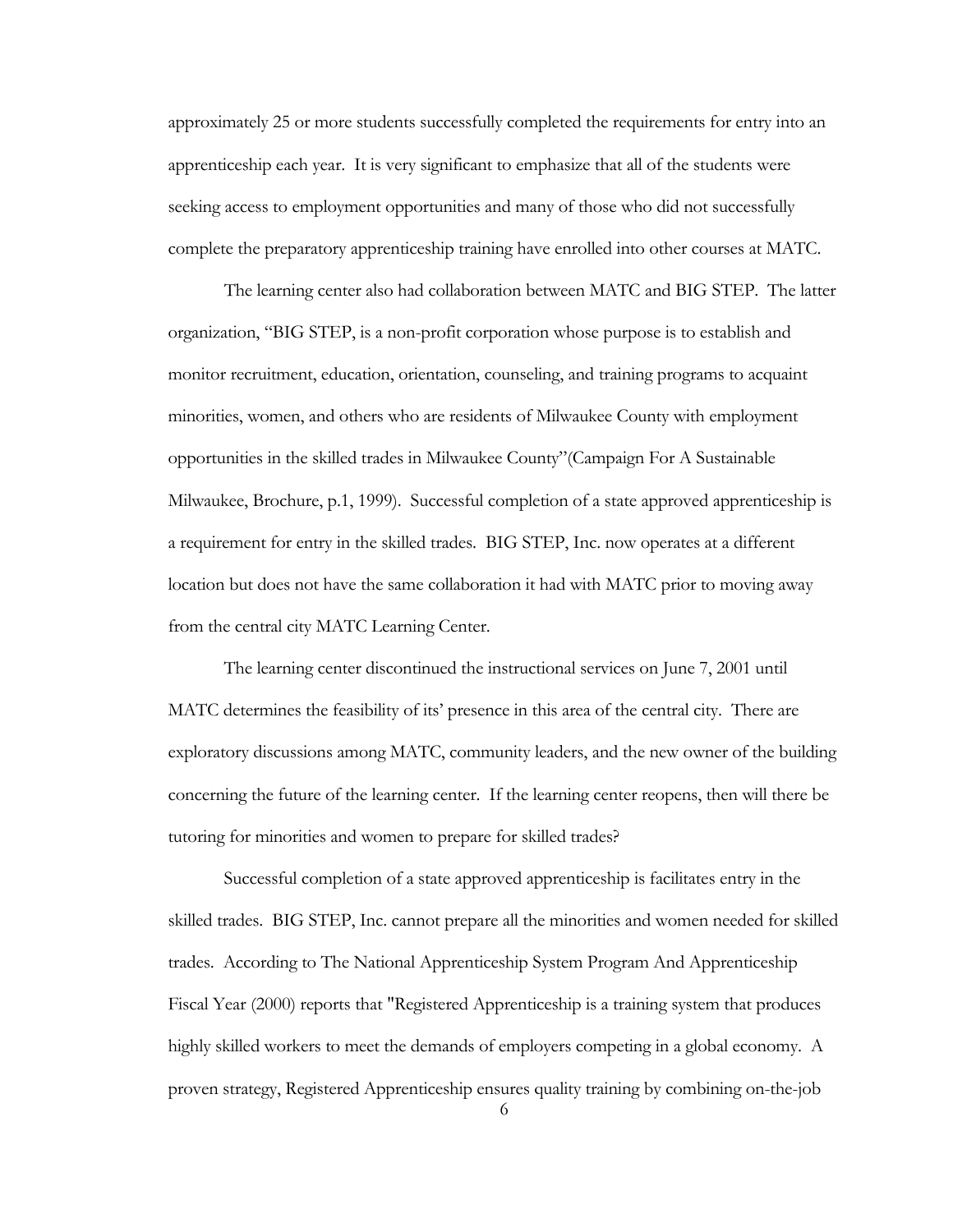approximately 25 or more students successfully completed the requirements for entry into an apprenticeship each year. It is very significant to emphasize that all of the students were seeking access to employment opportunities and many of those who did not successfully complete the preparatory apprenticeship training have enrolled into other courses at MATC.

The learning center also had collaboration between MATC and BIG STEP. The latter organization, "BIG STEP, is a non-profit corporation whose purpose is to establish and monitor recruitment, education, orientation, counseling, and training programs to acquaint minorities, women, and others who are residents of Milwaukee County with employment opportunities in the skilled trades in Milwaukee County"(Campaign For A Sustainable Milwaukee, Brochure, p.1, 1999). Successful completion of a state approved apprenticeship is a requirement for entry in the skilled trades. BIG STEP, Inc. now operates at a different location but does not have the same collaboration it had with MATC prior to moving away from the central city MATC Learning Center.

The learning center discontinued the instructional services on June 7, 2001 until MATC determines the feasibility of its' presence in this area of the central city. There are exploratory discussions among MATC, community leaders, and the new owner of the building concerning the future of the learning center. If the learning center reopens, then will there be tutoring for minorities and women to prepare for skilled trades?

Successful completion of a state approved apprenticeship is facilitates entry in the skilled trades. BIG STEP, Inc. cannot prepare all the minorities and women needed for skilled trades. According to The National Apprenticeship System Program And Apprenticeship Fiscal Year (2000) reports that "Registered Apprenticeship is a training system that produces highly skilled workers to meet the demands of employers competing in a global economy. A proven strategy, Registered Apprenticeship ensures quality training by combining on-the-job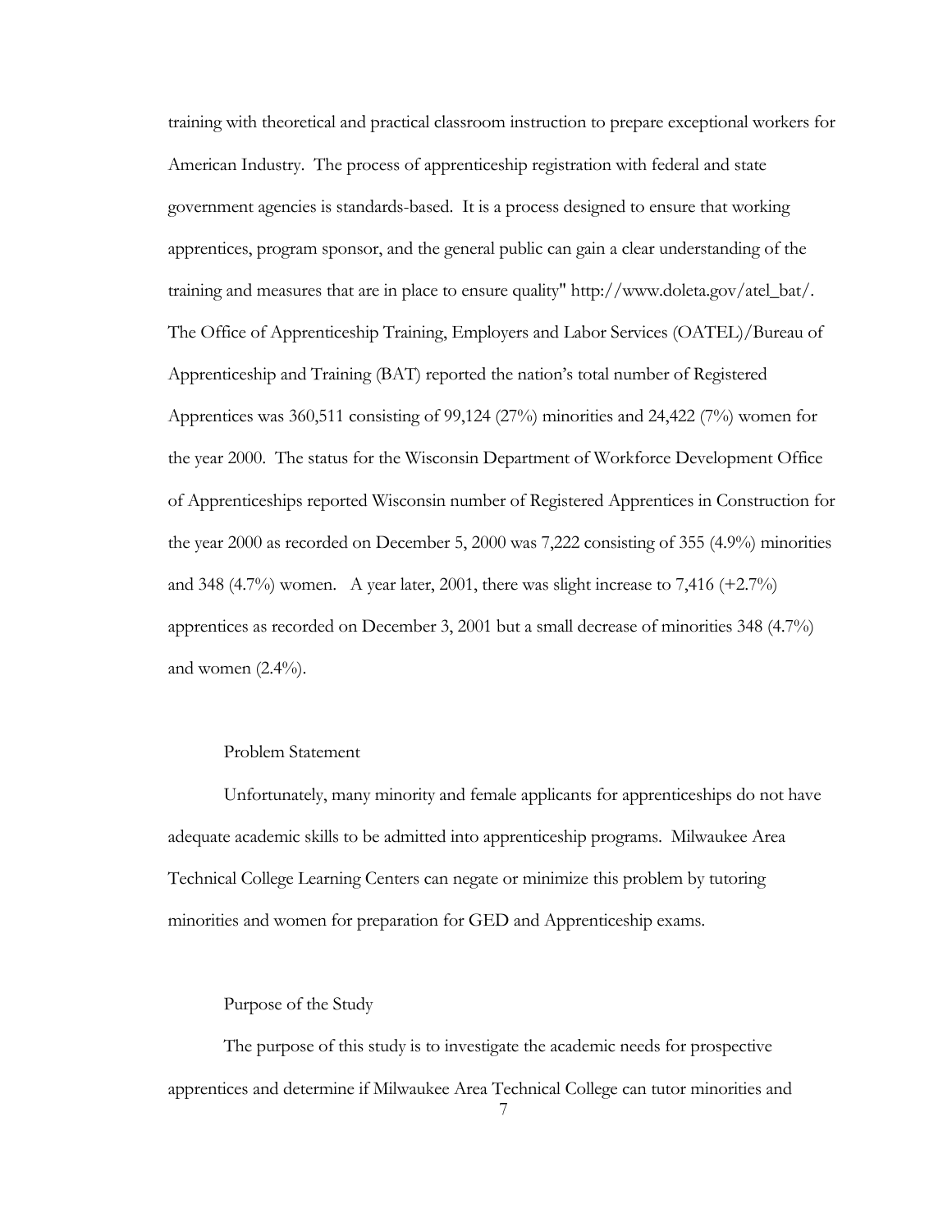training with theoretical and practical classroom instruction to prepare exceptional workers for American Industry. The process of apprenticeship registration with federal and state government agencies is standards-based. It is a process designed to ensure that working apprentices, program sponsor, and the general public can gain a clear understanding of the training and measures that are in place to ensure quality" http://www.doleta.gov/atel_bat/. The Office of Apprenticeship Training, Employers and Labor Services (OATEL)/Bureau of Apprenticeship and Training (BAT) reported the nation's total number of Registered Apprentices was 360,511 consisting of 99,124 (27%) minorities and 24,422 (7%) women for the year 2000. The status for the Wisconsin Department of Workforce Development Office of Apprenticeships reported Wisconsin number of Registered Apprentices in Construction for the year 2000 as recorded on December 5, 2000 was 7,222 consisting of 355 (4.9%) minorities and 348 (4.7%) women. A year later, 2001, there was slight increase to 7,416 (+2.7%) apprentices as recorded on December 3, 2001 but a small decrease of minorities 348 (4.7%) and women (2.4%).

## Problem Statement

Unfortunately, many minority and female applicants for apprenticeships do not have adequate academic skills to be admitted into apprenticeship programs. Milwaukee Area Technical College Learning Centers can negate or minimize this problem by tutoring minorities and women for preparation for GED and Apprenticeship exams.

## Purpose of the Study

The purpose of this study is to investigate the academic needs for prospective apprentices and determine if Milwaukee Area Technical College can tutor minorities and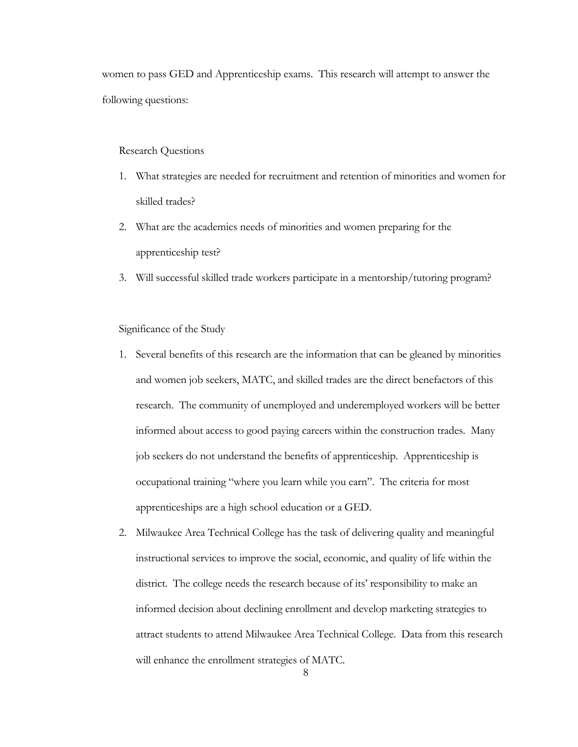women to pass GED and Apprenticeship exams. This research will attempt to answer the following questions:

## Research Questions

1. What strategies are needed for recruitment and retention of minorities and women for skilled trades?
2. What are the academics needs of minorities and women preparing for the apprenticeship test?
3. Will successful skilled trade workers participate in a mentorship/tutoring program?

## Significance of the Study

1. Several benefits of this research are the information that can be gleaned by minorities and women job seekers, MATC, and skilled trades are the direct benefactors of this research. The community of unemployed and underemployed workers will be better informed about access to good paying careers within the construction trades. Many job seekers do not understand the benefits of apprenticeship. Apprenticeship is occupational training "where you learn while you earn". The criteria for most apprenticeships are a high school education or a GED.
2. Milwaukee Area Technical College has the task of delivering quality and meaningful instructional services to improve the social, economic, and quality of life within the district. The college needs the research because of its' responsibility to make an informed decision about declining enrollment and develop marketing strategies to attract students to attend Milwaukee Area Technical College. Data from this research will enhance the enrollment strategies of MATC.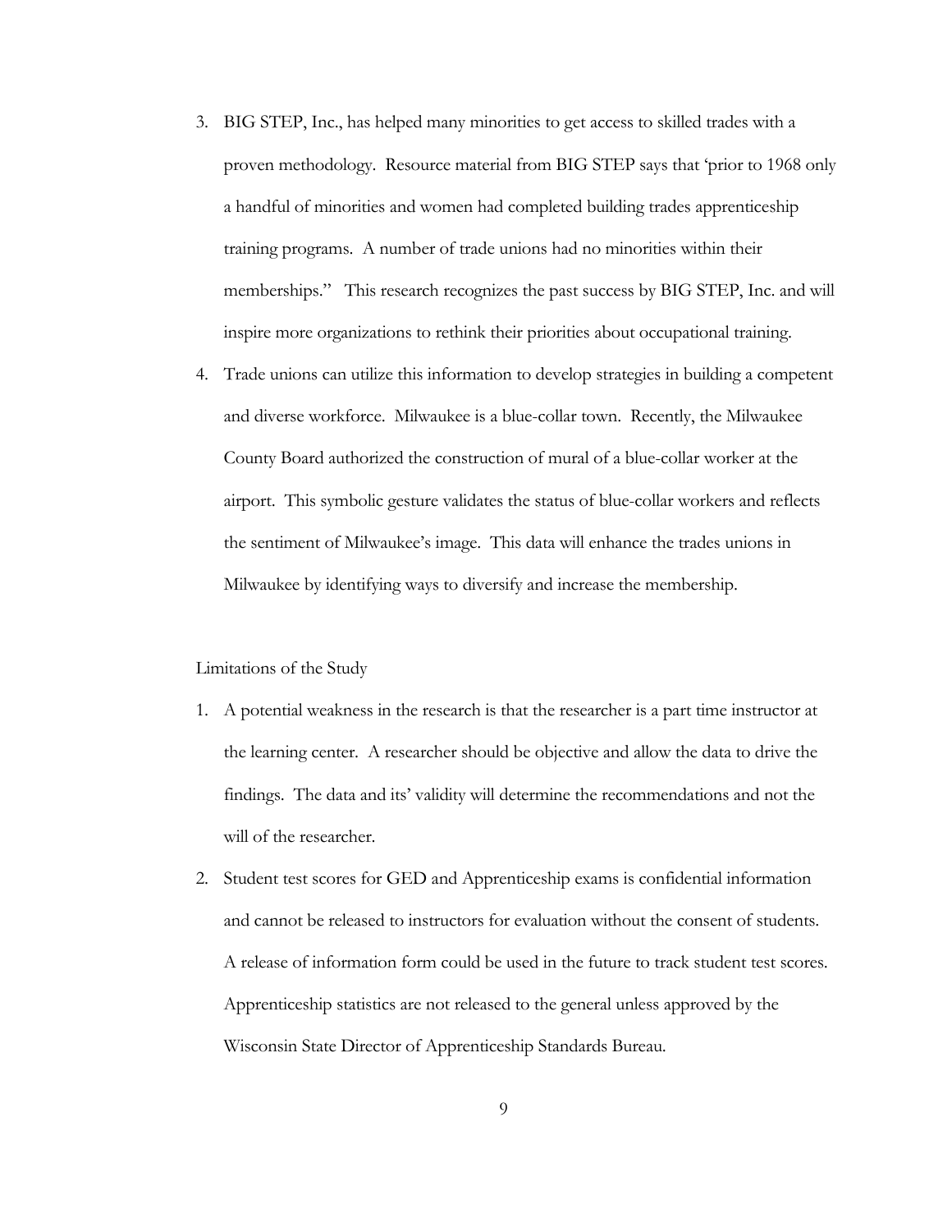3. BIG STEP, Inc., has helped many minorities to get access to skilled trades with a proven methodology. Resource material from BIG STEP says that 'prior to 1968 only a handful of minorities and women had completed building trades apprenticeship training programs. A number of trade unions had no minorities within their memberships." This research recognizes the past success by BIG STEP, Inc. and will inspire more organizations to rethink their priorities about occupational training.
4. Trade unions can utilize this information to develop strategies in building a competent and diverse workforce. Milwaukee is a blue-collar town. Recently, the Milwaukee County Board authorized the construction of mural of a blue-collar worker at the airport. This symbolic gesture validates the status of blue-collar workers and reflects the sentiment of Milwaukee's image. This data will enhance the trades unions in Milwaukee by identifying ways to diversify and increase the membership.

Limitations of the Study

1. A potential weakness in the research is that the researcher is a part time instructor at the learning center. A researcher should be objective and allow the data to drive the findings. The data and its' validity will determine the recommendations and not the will of the researcher.
2. Student test scores for GED and Apprenticeship exams is confidential information and cannot be released to instructors for evaluation without the consent of students. A release of information form could be used in the future to track student test scores. Apprenticeship statistics are not released to the general unless approved by the Wisconsin State Director of Apprenticeship Standards Bureau.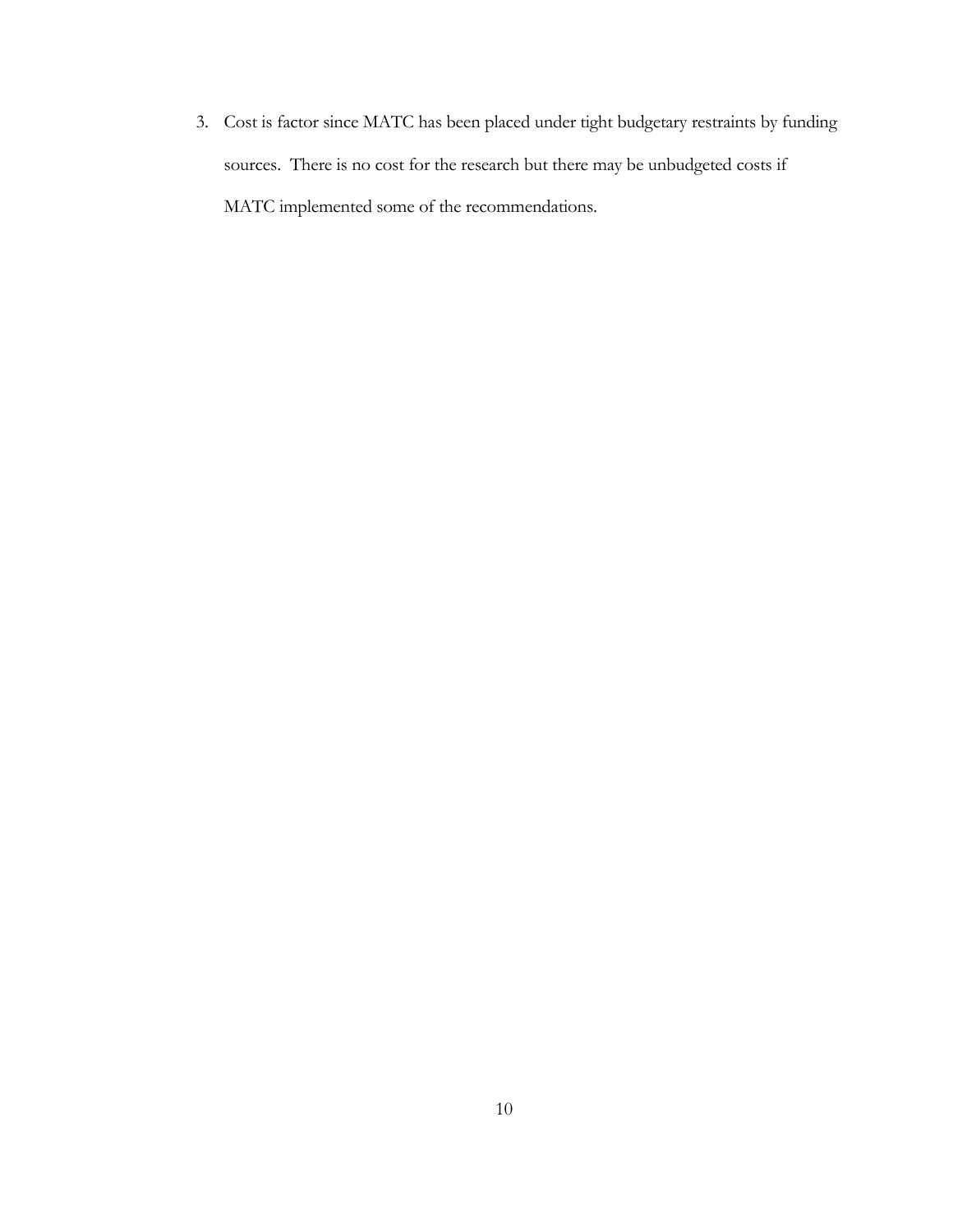3. Cost is factor since MATC has been placed under tight budgetary restraints by funding sources. There is no cost for the research but there may be unbudgeted costs if MATC implemented some of the recommendations.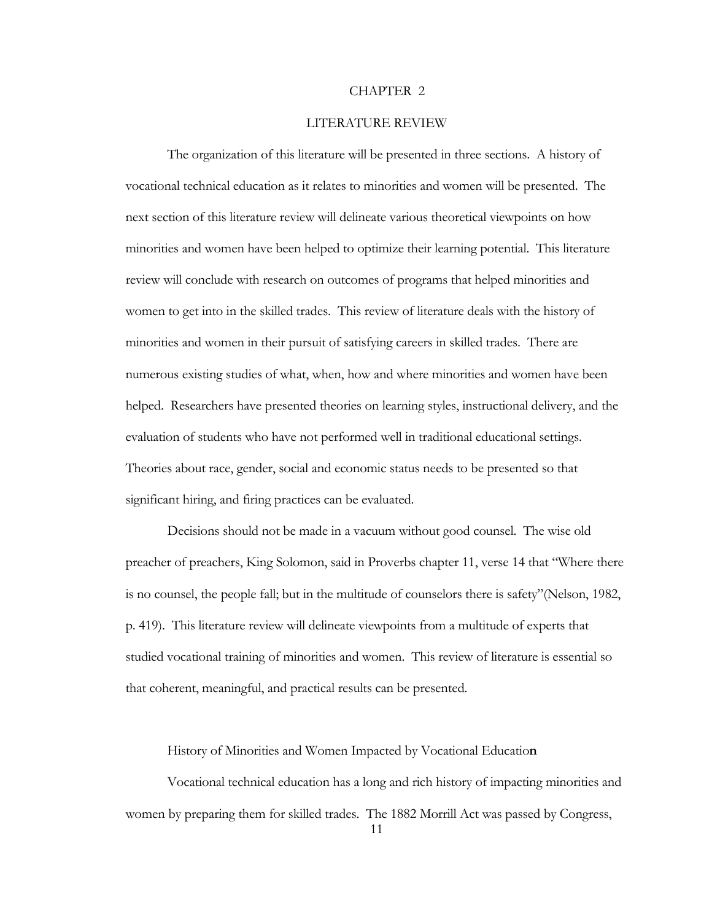# CHAPTER 2

# LITERATURE REVIEW

The organization of this literature will be presented in three sections. A history of vocational technical education as it relates to minorities and women will be presented. The next section of this literature review will delineate various theoretical viewpoints on how minorities and women have been helped to optimize their learning potential. This literature review will conclude with research on outcomes of programs that helped minorities and women to get into in the skilled trades. This review of literature deals with the history of minorities and women in their pursuit of satisfying careers in skilled trades. There are numerous existing studies of what, when, how and where minorities and women have been helped. Researchers have presented theories on learning styles, instructional delivery, and the evaluation of students who have not performed well in traditional educational settings. Theories about race, gender, social and economic status needs to be presented so that significant hiring, and firing practices can be evaluated.

Decisions should not be made in a vacuum without good counsel. The wise old preacher of preachers, King Solomon, said in Proverbs chapter 11, verse 14 that "Where there is no counsel, the people fall; but in the multitude of counselors there is safety"(Nelson, 1982, p. 419). This literature review will delineate viewpoints from a multitude of experts that studied vocational training of minorities and women. This review of literature is essential so that coherent, meaningful, and practical results can be presented.

## History of Minorities and Women Impacted by Vocational Educatio**n**

Vocational technical education has a long and rich history of impacting minorities and women by preparing them for skilled trades. The 1882 Morrill Act was passed by Congress,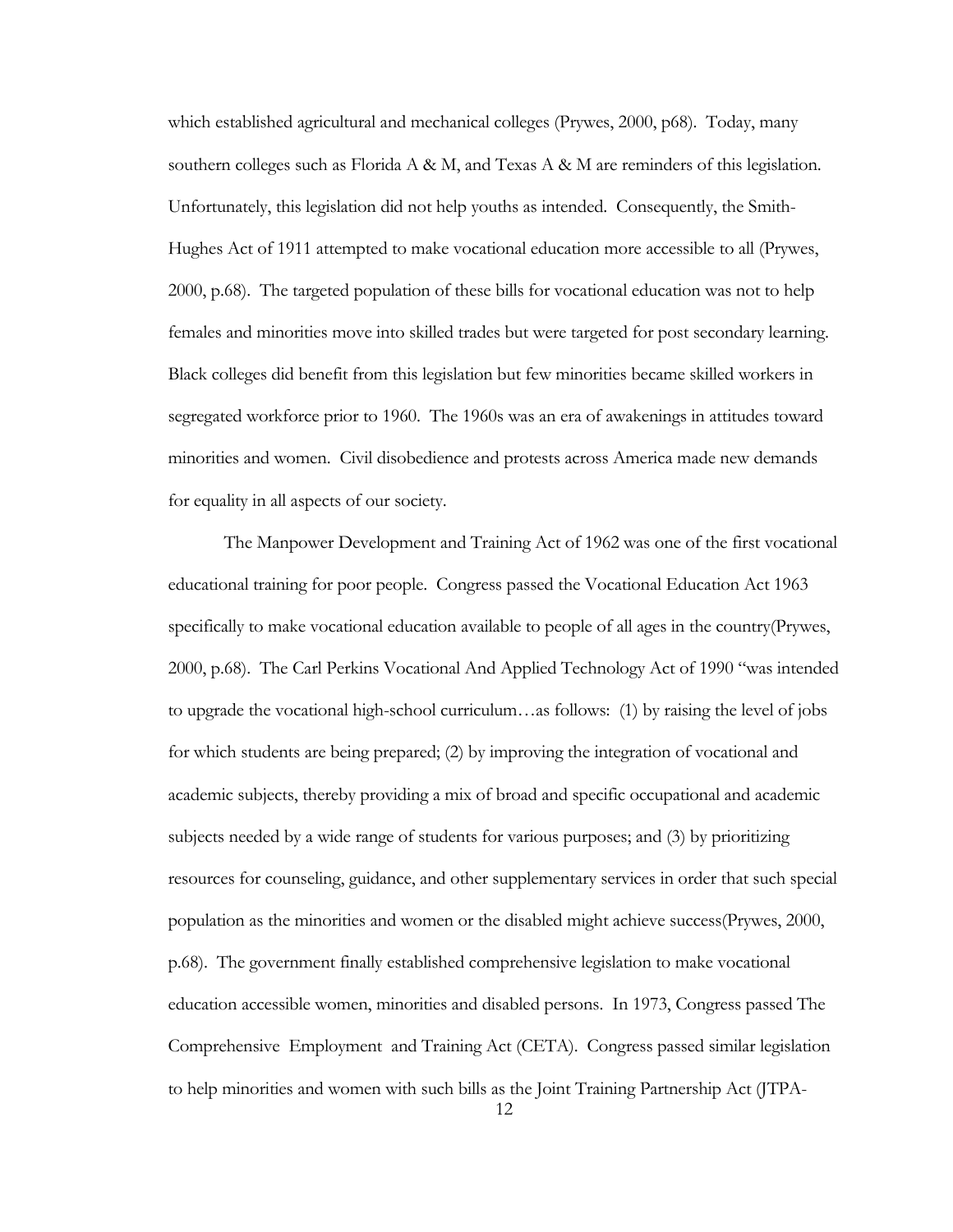which established agricultural and mechanical colleges (Prywes, 2000, p68). Today, many southern colleges such as Florida A & M, and Texas A & M are reminders of this legislation. Unfortunately, this legislation did not help youths as intended. Consequently, the Smith-Hughes Act of 1911 attempted to make vocational education more accessible to all (Prywes, 2000, p.68). The targeted population of these bills for vocational education was not to help females and minorities move into skilled trades but were targeted for post secondary learning. Black colleges did benefit from this legislation but few minorities became skilled workers in segregated workforce prior to 1960. The 1960s was an era of awakenings in attitudes toward minorities and women. Civil disobedience and protests across America made new demands for equality in all aspects of our society.

The Manpower Development and Training Act of 1962 was one of the first vocational educational training for poor people. Congress passed the Vocational Education Act 1963 specifically to make vocational education available to people of all ages in the country(Prywes, 2000, p.68). The Carl Perkins Vocational And Applied Technology Act of 1990 "was intended to upgrade the vocational high-school curriculum…as follows: (1) by raising the level of jobs for which students are being prepared; (2) by improving the integration of vocational and academic subjects, thereby providing a mix of broad and specific occupational and academic subjects needed by a wide range of students for various purposes; and (3) by prioritizing resources for counseling, guidance, and other supplementary services in order that such special population as the minorities and women or the disabled might achieve success(Prywes, 2000, p.68). The government finally established comprehensive legislation to make vocational education accessible women, minorities and disabled persons. In 1973, Congress passed The Comprehensive Employment and Training Act (CETA). Congress passed similar legislation to help minorities and women with such bills as the Joint Training Partnership Act (JTPA-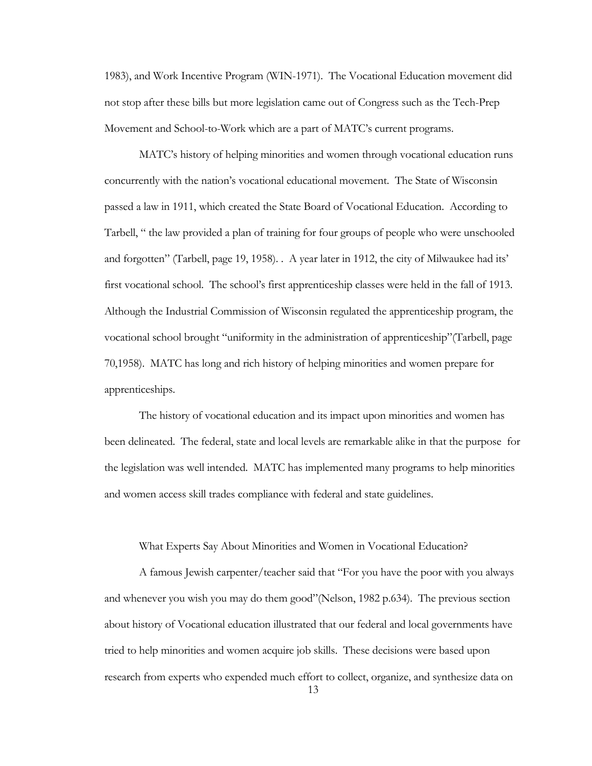1983), and Work Incentive Program (WIN-1971). The Vocational Education movement did not stop after these bills but more legislation came out of Congress such as the Tech-Prep Movement and School-to-Work which are a part of MATC's current programs.

MATC's history of helping minorities and women through vocational education runs concurrently with the nation's vocational educational movement. The State of Wisconsin passed a law in 1911, which created the State Board of Vocational Education. According to Tarbell, " the law provided a plan of training for four groups of people who were unschooled and forgotten" (Tarbell, page 19, 1958). . A year later in 1912, the city of Milwaukee had its' first vocational school. The school's first apprenticeship classes were held in the fall of 1913. Although the Industrial Commission of Wisconsin regulated the apprenticeship program, the vocational school brought "uniformity in the administration of apprenticeship"(Tarbell, page 70,1958). MATC has long and rich history of helping minorities and women prepare for apprenticeships.

The history of vocational education and its impact upon minorities and women has been delineated. The federal, state and local levels are remarkable alike in that the purpose for the legislation was well intended. MATC has implemented many programs to help minorities and women access skill trades compliance with federal and state guidelines.

## What Experts Say About Minorities and Women in Vocational Education?

A famous Jewish carpenter/teacher said that "For you have the poor with you always and whenever you wish you may do them good"(Nelson, 1982 p.634). The previous section about history of Vocational education illustrated that our federal and local governments have tried to help minorities and women acquire job skills. These decisions were based upon research from experts who expended much effort to collect, organize, and synthesize data on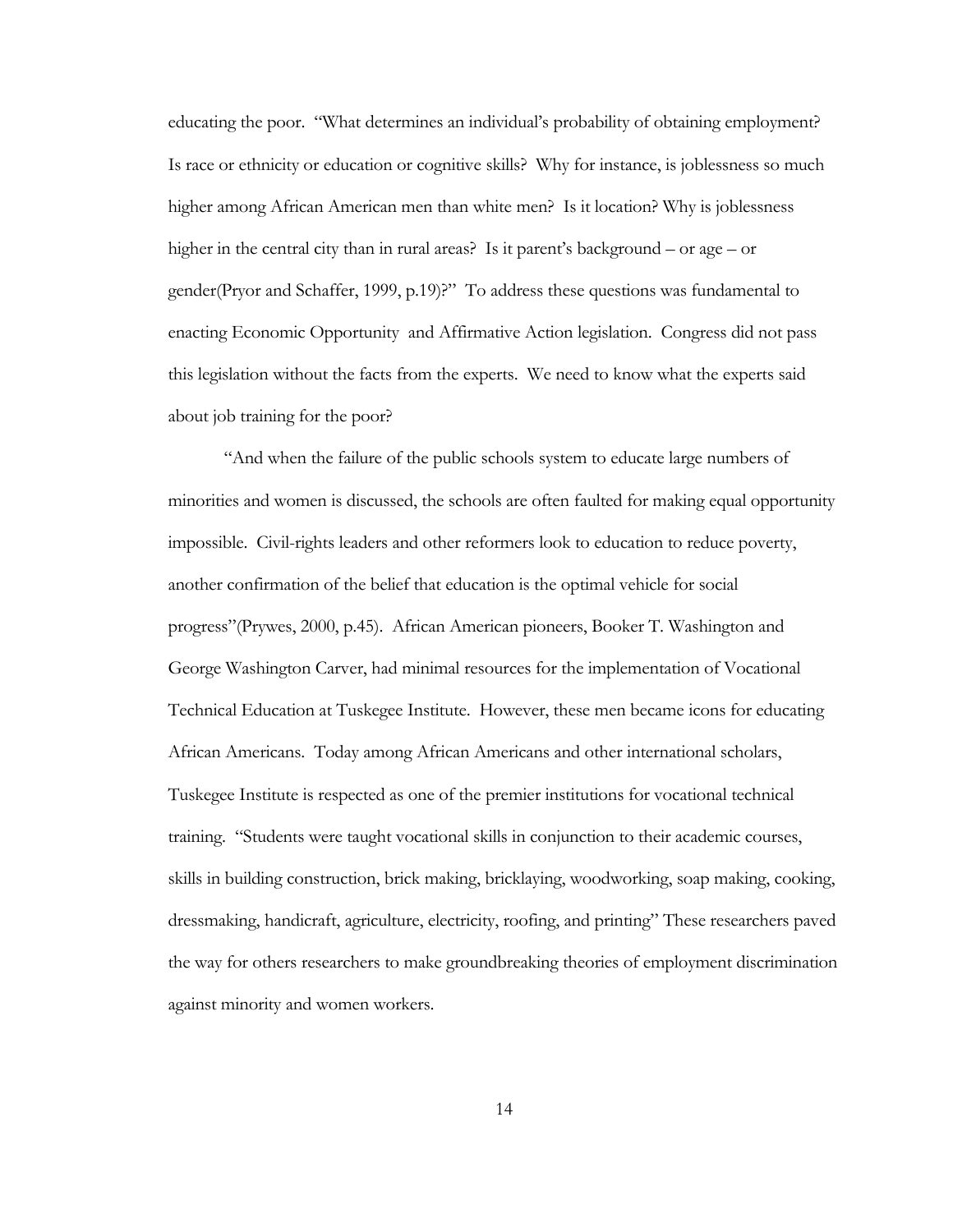educating the poor. "What determines an individual's probability of obtaining employment? Is race or ethnicity or education or cognitive skills? Why for instance, is joblessness so much higher among African American men than white men? Is it location? Why is joblessness higher in the central city than in rural areas? Is it parent's background – or age – or gender(Pryor and Schaffer, 1999, p.19)?" To address these questions was fundamental to enacting Economic Opportunity and Affirmative Action legislation. Congress did not pass this legislation without the facts from the experts. We need to know what the experts said about job training for the poor?

"And when the failure of the public schools system to educate large numbers of minorities and women is discussed, the schools are often faulted for making equal opportunity impossible. Civil-rights leaders and other reformers look to education to reduce poverty, another confirmation of the belief that education is the optimal vehicle for social progress"(Prywes, 2000, p.45). African American pioneers, Booker T. Washington and George Washington Carver, had minimal resources for the implementation of Vocational Technical Education at Tuskegee Institute. However, these men became icons for educating African Americans. Today among African Americans and other international scholars, Tuskegee Institute is respected as one of the premier institutions for vocational technical training. "Students were taught vocational skills in conjunction to their academic courses, skills in building construction, brick making, bricklaying, woodworking, soap making, cooking, dressmaking, handicraft, agriculture, electricity, roofing, and printing" These researchers paved the way for others researchers to make groundbreaking theories of employment discrimination against minority and women workers.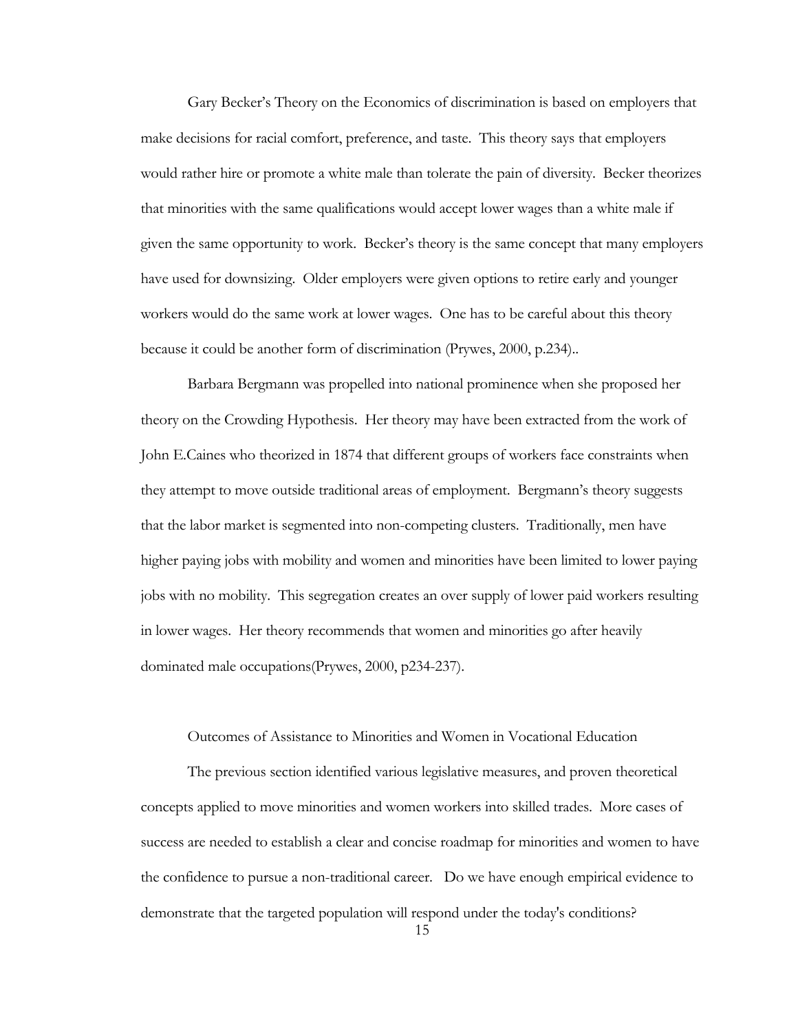Gary Becker's Theory on the Economics of discrimination is based on employers that make decisions for racial comfort, preference, and taste. This theory says that employers would rather hire or promote a white male than tolerate the pain of diversity. Becker theorizes that minorities with the same qualifications would accept lower wages than a white male if given the same opportunity to work. Becker's theory is the same concept that many employers have used for downsizing. Older employers were given options to retire early and younger workers would do the same work at lower wages. One has to be careful about this theory because it could be another form of discrimination (Prywes, 2000, p.234)..

Barbara Bergmann was propelled into national prominence when she proposed her theory on the Crowding Hypothesis. Her theory may have been extracted from the work of John E.Caines who theorized in 1874 that different groups of workers face constraints when they attempt to move outside traditional areas of employment. Bergmann's theory suggests that the labor market is segmented into non-competing clusters. Traditionally, men have higher paying jobs with mobility and women and minorities have been limited to lower paying jobs with no mobility. This segregation creates an over supply of lower paid workers resulting in lower wages. Her theory recommends that women and minorities go after heavily dominated male occupations(Prywes, 2000, p234-237).

## Outcomes of Assistance to Minorities and Women in Vocational Education

The previous section identified various legislative measures, and proven theoretical concepts applied to move minorities and women workers into skilled trades. More cases of success are needed to establish a clear and concise roadmap for minorities and women to have the confidence to pursue a non-traditional career. Do we have enough empirical evidence to demonstrate that the targeted population will respond under the today's conditions?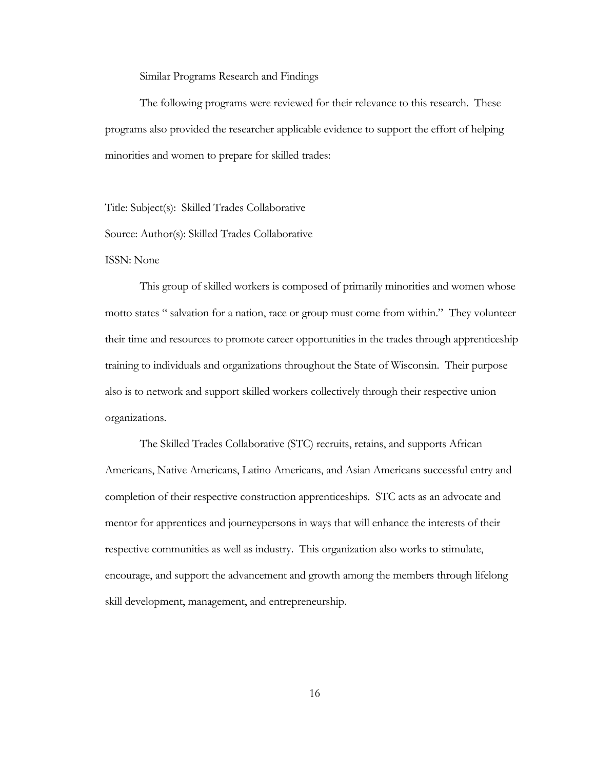Similar Programs Research and Findings

The following programs were reviewed for their relevance to this research. These programs also provided the researcher applicable evidence to support the effort of helping minorities and women to prepare for skilled trades:

Title: Subject(s): Skilled Trades Collaborative

Source: Author(s): Skilled Trades Collaborative

ISSN: None

This group of skilled workers is composed of primarily minorities and women whose motto states " salvation for a nation, race or group must come from within." They volunteer their time and resources to promote career opportunities in the trades through apprenticeship training to individuals and organizations throughout the State of Wisconsin. Their purpose also is to network and support skilled workers collectively through their respective union organizations.

The Skilled Trades Collaborative (STC) recruits, retains, and supports African Americans, Native Americans, Latino Americans, and Asian Americans successful entry and completion of their respective construction apprenticeships. STC acts as an advocate and mentor for apprentices and journeypersons in ways that will enhance the interests of their respective communities as well as industry. This organization also works to stimulate, encourage, and support the advancement and growth among the members through lifelong skill development, management, and entrepreneurship.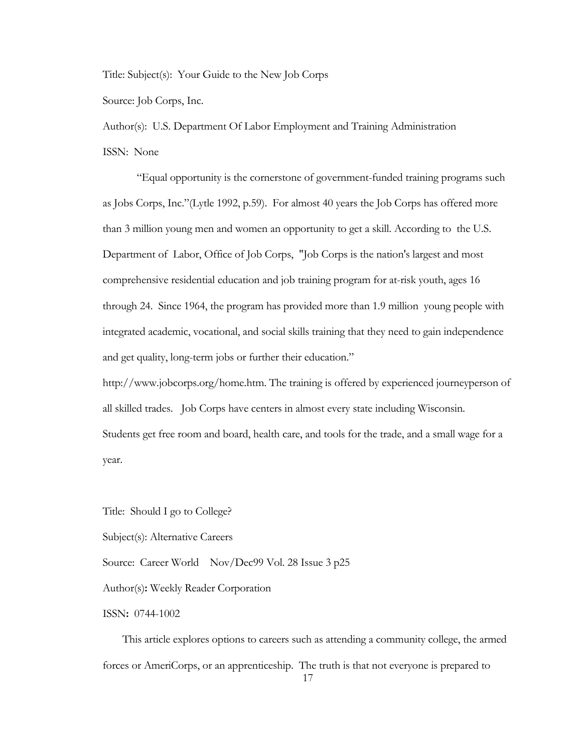Title: Subject(s): Your Guide to the New Job Corps

Source: Job Corps, Inc.

Author(s): U.S. Department Of Labor Employment and Training Administration

ISSN: None

"Equal opportunity is the cornerstone of government-funded training programs such as Jobs Corps, Inc."(Lytle 1992, p.59). For almost 40 years the Job Corps has offered more than 3 million young men and women an opportunity to get a skill. According to the U.S. Department of Labor, Office of Job Corps, "Job Corps is the nation's largest and most comprehensive residential education and job training program for at-risk youth, ages 16 through 24. Since 1964, the program has provided more than 1.9 million young people with integrated academic, vocational, and social skills training that they need to gain independence and get quality, long-term jobs or further their education." http://www.jobcorps.org/home.htm. The training is offered by experienced journeyperson of all skilled trades. Job Corps have centers in almost every state including Wisconsin. Students get free room and board, health care, and tools for the trade, and a small wage for a year.

Title: Should I go to College?

Subject(s): Alternative Careers

Source: Career World Nov/Dec99 Vol. 28 Issue 3 p25

Author(s)**:** Weekly Reader Corporation

ISSN**:** 0744-1002

This article explores options to careers such as attending a community college, the armed forces or AmeriCorps, or an apprenticeship. The truth is that not everyone is prepared to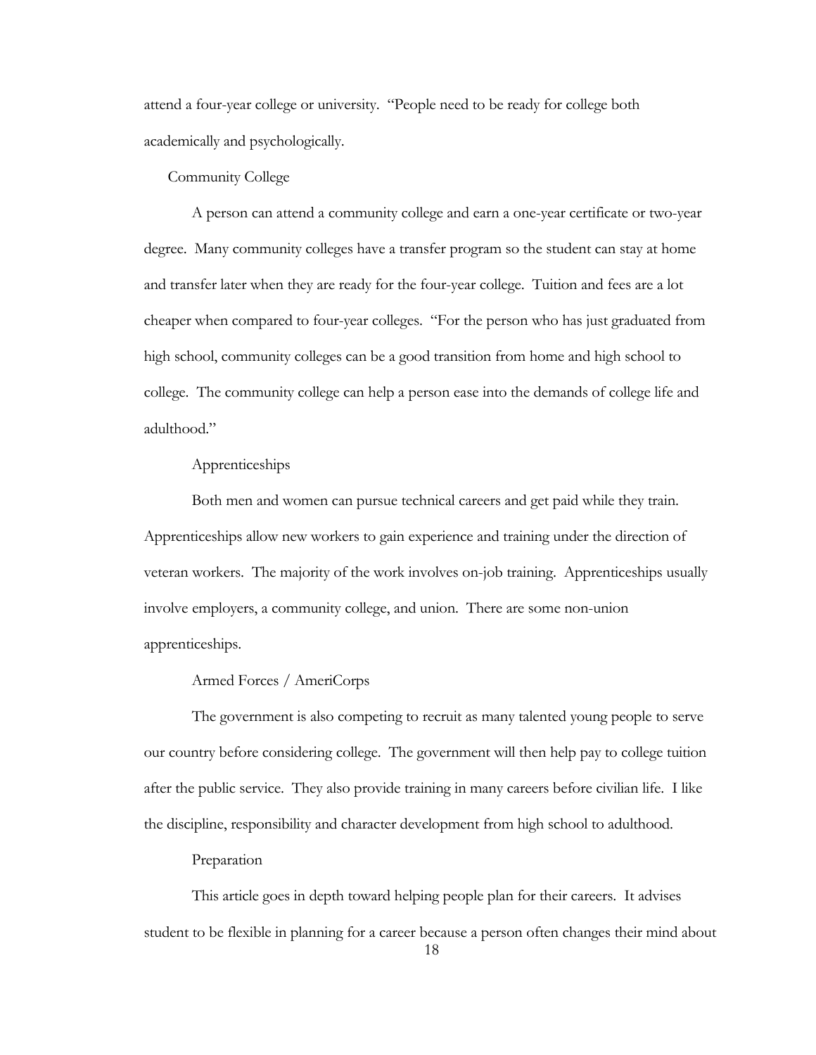attend a four-year college or university. "People need to be ready for college both academically and psychologically.

### Community College

A person can attend a community college and earn a one-year certificate or two-year degree. Many community colleges have a transfer program so the student can stay at home and transfer later when they are ready for the four-year college. Tuition and fees are a lot cheaper when compared to four-year colleges. "For the person who has just graduated from high school, community colleges can be a good transition from home and high school to college. The community college can help a person ease into the demands of college life and adulthood."

### Apprenticeships

Both men and women can pursue technical careers and get paid while they train. Apprenticeships allow new workers to gain experience and training under the direction of veteran workers. The majority of the work involves on-job training. Apprenticeships usually involve employers, a community college, and union. There are some non-union apprenticeships.

### Armed Forces / AmeriCorps

The government is also competing to recruit as many talented young people to serve our country before considering college. The government will then help pay to college tuition after the public service. They also provide training in many careers before civilian life. I like the discipline, responsibility and character development from high school to adulthood.

### Preparation

This article goes in depth toward helping people plan for their careers. It advises student to be flexible in planning for a career because a person often changes their mind about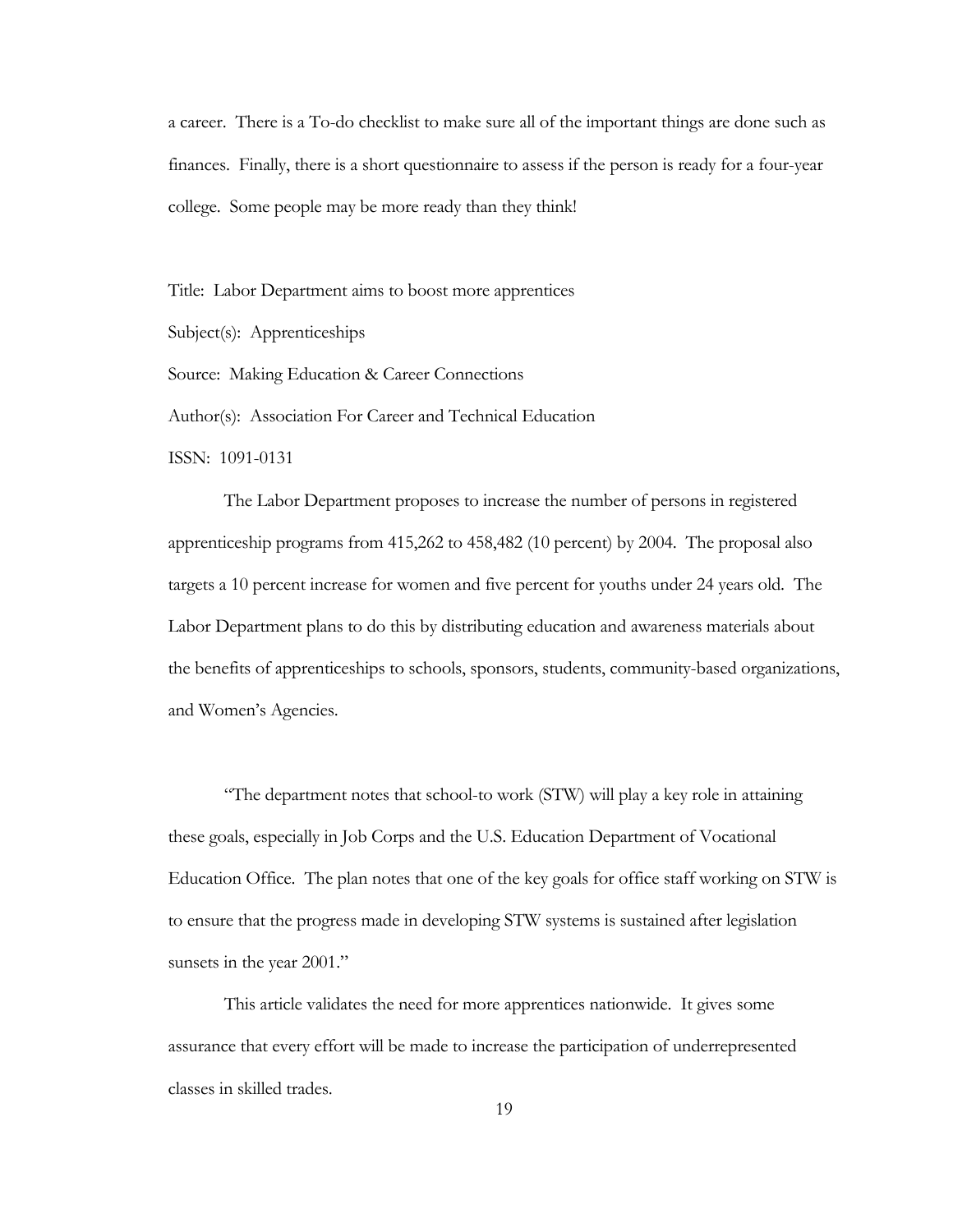a career. There is a To-do checklist to make sure all of the important things are done such as finances. Finally, there is a short questionnaire to assess if the person is ready for a four-year college. Some people may be more ready than they think!

Title: Labor Department aims to boost more apprentices

Subject(s): Apprenticeships

Source: Making Education & Career Connections

Author(s): Association For Career and Technical Education

ISSN: 1091-0131

The Labor Department proposes to increase the number of persons in registered apprenticeship programs from 415,262 to 458,482 (10 percent) by 2004. The proposal also targets a 10 percent increase for women and five percent for youths under 24 years old. The Labor Department plans to do this by distributing education and awareness materials about the benefits of apprenticeships to schools, sponsors, students, community-based organizations, and Women's Agencies.

"The department notes that school-to work (STW) will play a key role in attaining these goals, especially in Job Corps and the U.S. Education Department of Vocational Education Office. The plan notes that one of the key goals for office staff working on STW is to ensure that the progress made in developing STW systems is sustained after legislation sunsets in the year 2001."

This article validates the need for more apprentices nationwide. It gives some assurance that every effort will be made to increase the participation of underrepresented classes in skilled trades.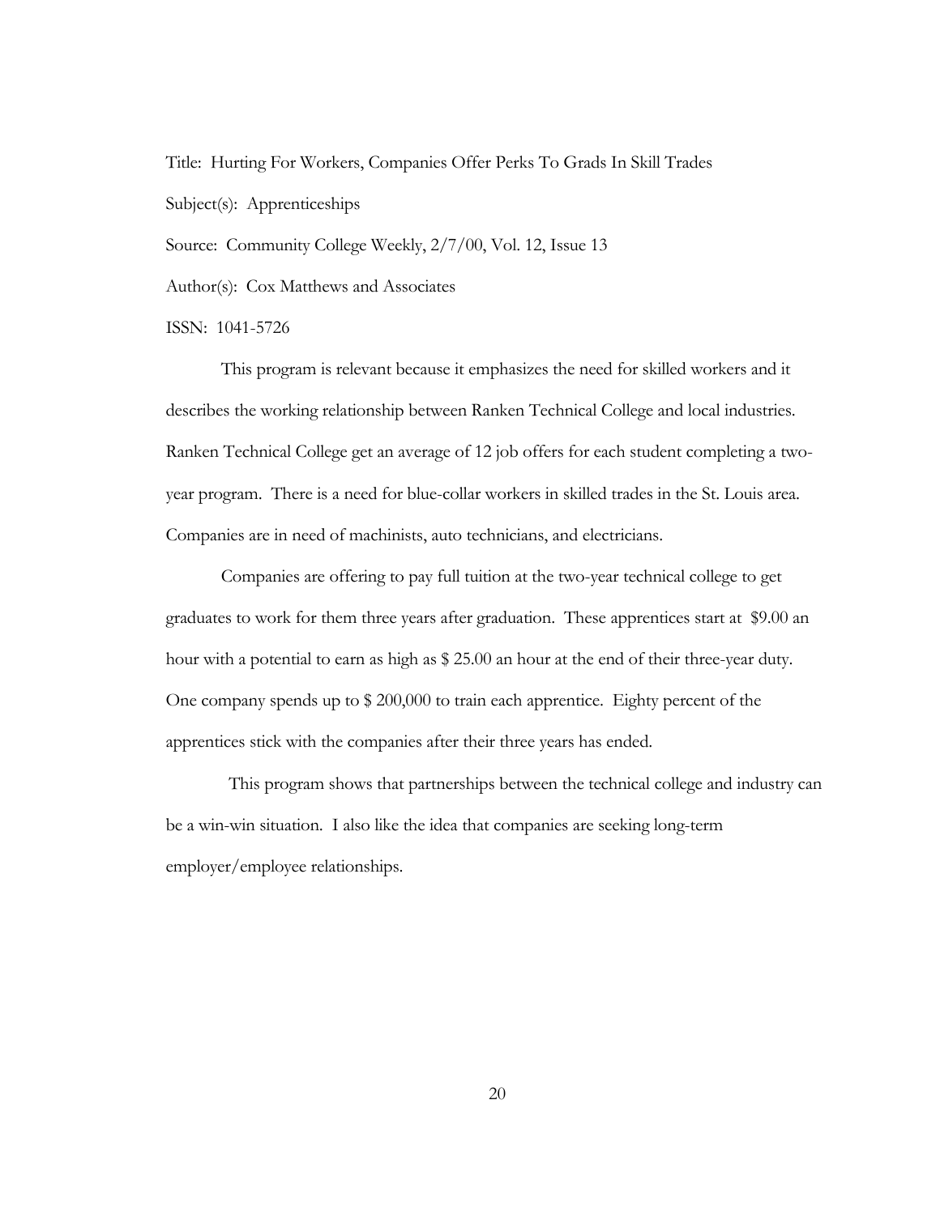Title: Hurting For Workers, Companies Offer Perks To Grads In Skill Trades

Subject(s): Apprenticeships

Source: Community College Weekly, 2/7/00, Vol. 12, Issue 13

Author(s): Cox Matthews and Associates

ISSN: 1041-5726

This program is relevant because it emphasizes the need for skilled workers and it describes the working relationship between Ranken Technical College and local industries. Ranken Technical College get an average of 12 job offers for each student completing a two-year program. There is a need for blue-collar workers in skilled trades in the St. Louis area. Companies are in need of machinists, auto technicians, and electricians.

Companies are offering to pay full tuition at the two-year technical college to get graduates to work for them three years after graduation. These apprentices start at $9.00 an hour with a potential to earn as high as $ 25.00 an hour at the end of their three-year duty. One company spends up to $ 200,000 to train each apprentice. Eighty percent of the apprentices stick with the companies after their three years has ended.

This program shows that partnerships between the technical college and industry can be a win-win situation. I also like the idea that companies are seeking long-term employer/employee relationships.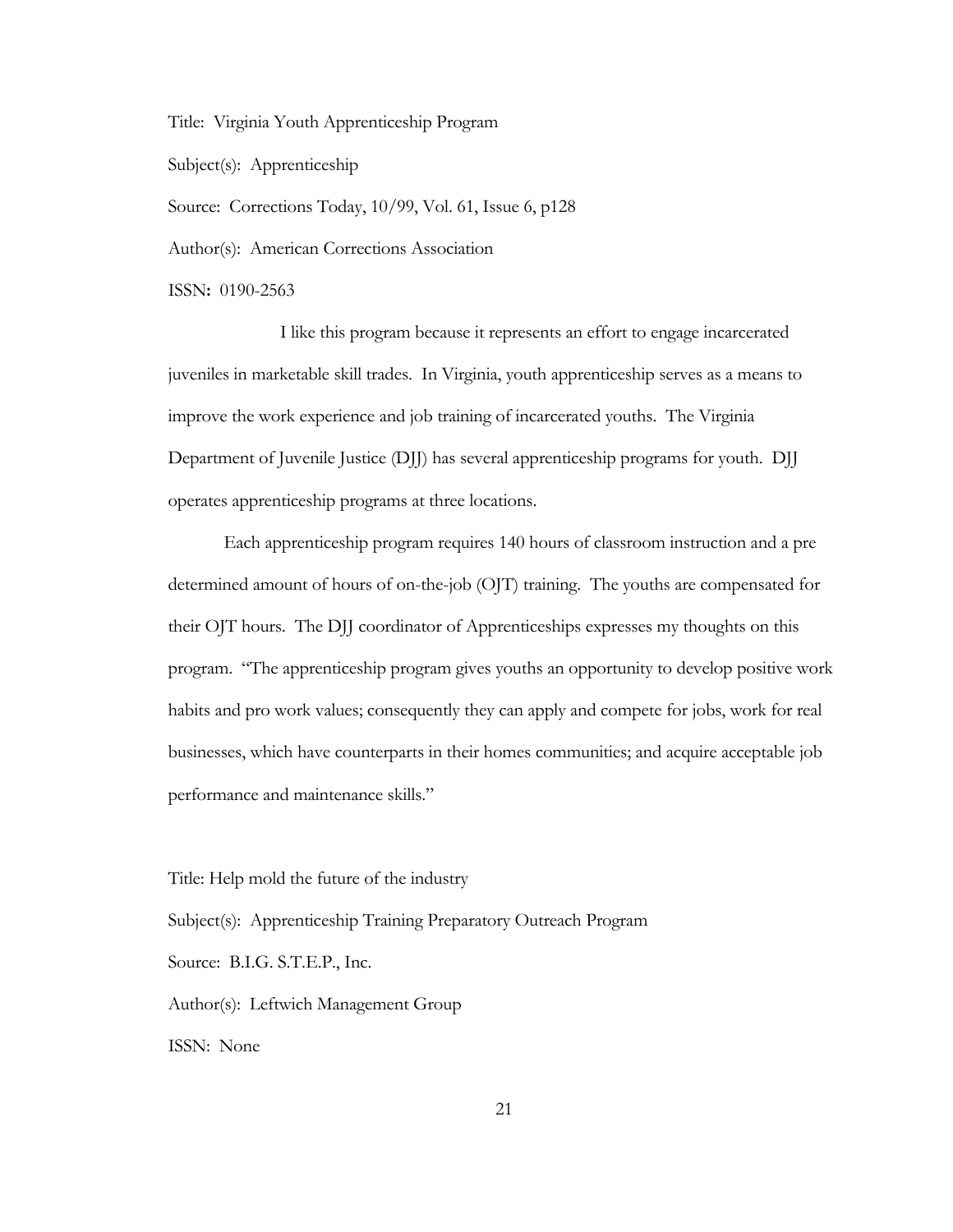Title: Virginia Youth Apprenticeship Program

Subject(s): Apprenticeship

Source: Corrections Today, 10/99, Vol. 61, Issue 6, p128

Author(s): American Corrections Association

ISSN**:** 0190-2563

I like this program because it represents an effort to engage incarcerated juveniles in marketable skill trades. In Virginia, youth apprenticeship serves as a means to improve the work experience and job training of incarcerated youths. The Virginia Department of Juvenile Justice (DJJ) has several apprenticeship programs for youth. DJJ operates apprenticeship programs at three locations.

Each apprenticeship program requires 140 hours of classroom instruction and a pre determined amount of hours of on-the-job (OJT) training. The youths are compensated for their OJT hours. The DJJ coordinator of Apprenticeships expresses my thoughts on this program. "The apprenticeship program gives youths an opportunity to develop positive work habits and pro work values; consequently they can apply and compete for jobs, work for real businesses, which have counterparts in their homes communities; and acquire acceptable job performance and maintenance skills."

Title: Help mold the future of the industry

Subject(s): Apprenticeship Training Preparatory Outreach Program

Source: B.I.G. S.T.E.P., Inc.

Author(s): Leftwich Management Group

ISSN: None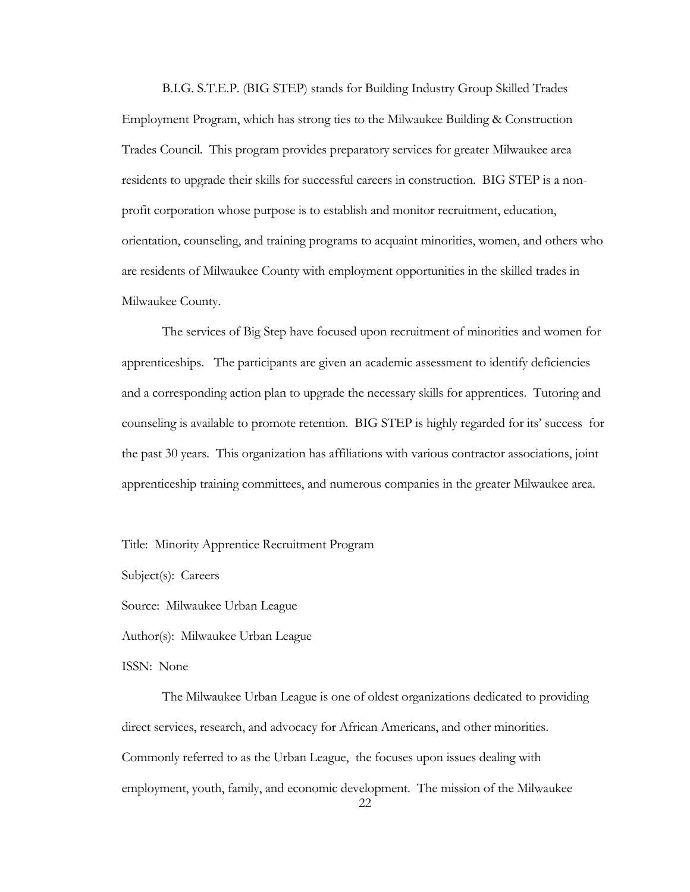B.I.G. S.T.E.P. (BIG STEP) stands for Building Industry Group Skilled Trades Employment Program, which has strong ties to the Milwaukee Building & Construction Trades Council. This program provides preparatory services for greater Milwaukee area residents to upgrade their skills for successful careers in construction. BIG STEP is a non-profit corporation whose purpose is to establish and monitor recruitment, education, orientation, counseling, and training programs to acquaint minorities, women, and others who are residents of Milwaukee County with employment opportunities in the skilled trades in Milwaukee County.

The services of Big Step have focused upon recruitment of minorities and women for apprenticeships. The participants are given an academic assessment to identify deficiencies and a corresponding action plan to upgrade the necessary skills for apprentices. Tutoring and counseling is available to promote retention. BIG STEP is highly regarded for its' success for the past 30 years. This organization has affiliations with various contractor associations, joint apprenticeship training committees, and numerous companies in the greater Milwaukee area.

Title: Minority Apprentice Recruitment Program

Subject(s): Careers

Source: Milwaukee Urban League

Author(s): Milwaukee Urban League

ISSN: None

The Milwaukee Urban League is one of oldest organizations dedicated to providing direct services, research, and advocacy for African Americans, and other minorities. Commonly referred to as the Urban League, the focuses upon issues dealing with employment, youth, family, and economic development. The mission of the Milwaukee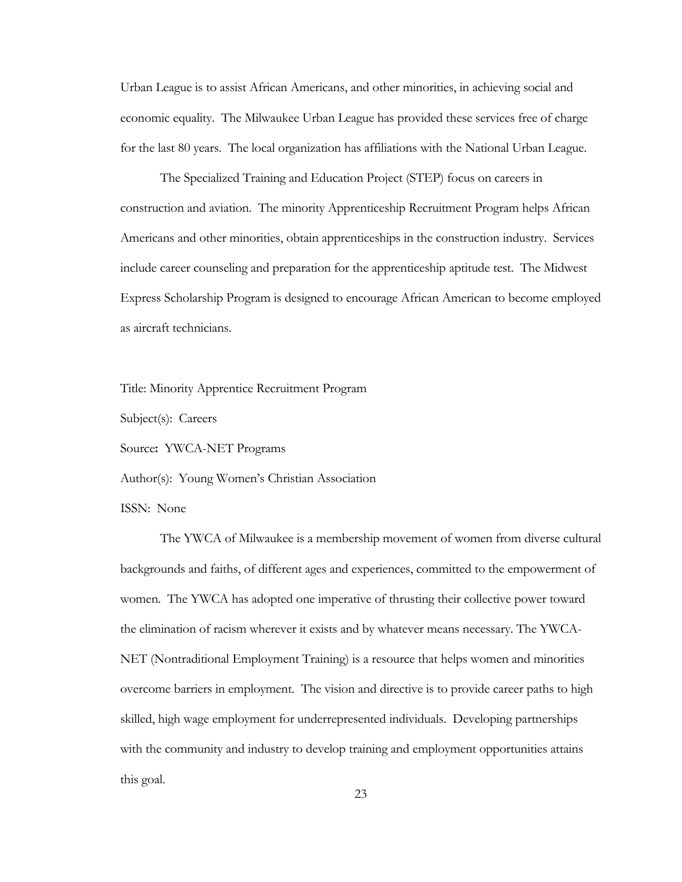Urban League is to assist African Americans, and other minorities, in achieving social and economic equality. The Milwaukee Urban League has provided these services free of charge for the last 80 years. The local organization has affiliations with the National Urban League.

The Specialized Training and Education Project (STEP) focus on careers in construction and aviation. The minority Apprenticeship Recruitment Program helps African Americans and other minorities, obtain apprenticeships in the construction industry. Services include career counseling and preparation for the apprenticeship aptitude test. The Midwest Express Scholarship Program is designed to encourage African American to become employed as aircraft technicians.

Title: Minority Apprentice Recruitment Program

Subject(s): Careers

Source**:** YWCA-NET Programs

Author(s): Young Women's Christian Association

ISSN: None

The YWCA of Milwaukee is a membership movement of women from diverse cultural backgrounds and faiths, of different ages and experiences, committed to the empowerment of women. The YWCA has adopted one imperative of thrusting their collective power toward the elimination of racism wherever it exists and by whatever means necessary. The YWCA-NET (Nontraditional Employment Training) is a resource that helps women and minorities overcome barriers in employment. The vision and directive is to provide career paths to high skilled, high wage employment for underrepresented individuals. Developing partnerships with the community and industry to develop training and employment opportunities attains this goal.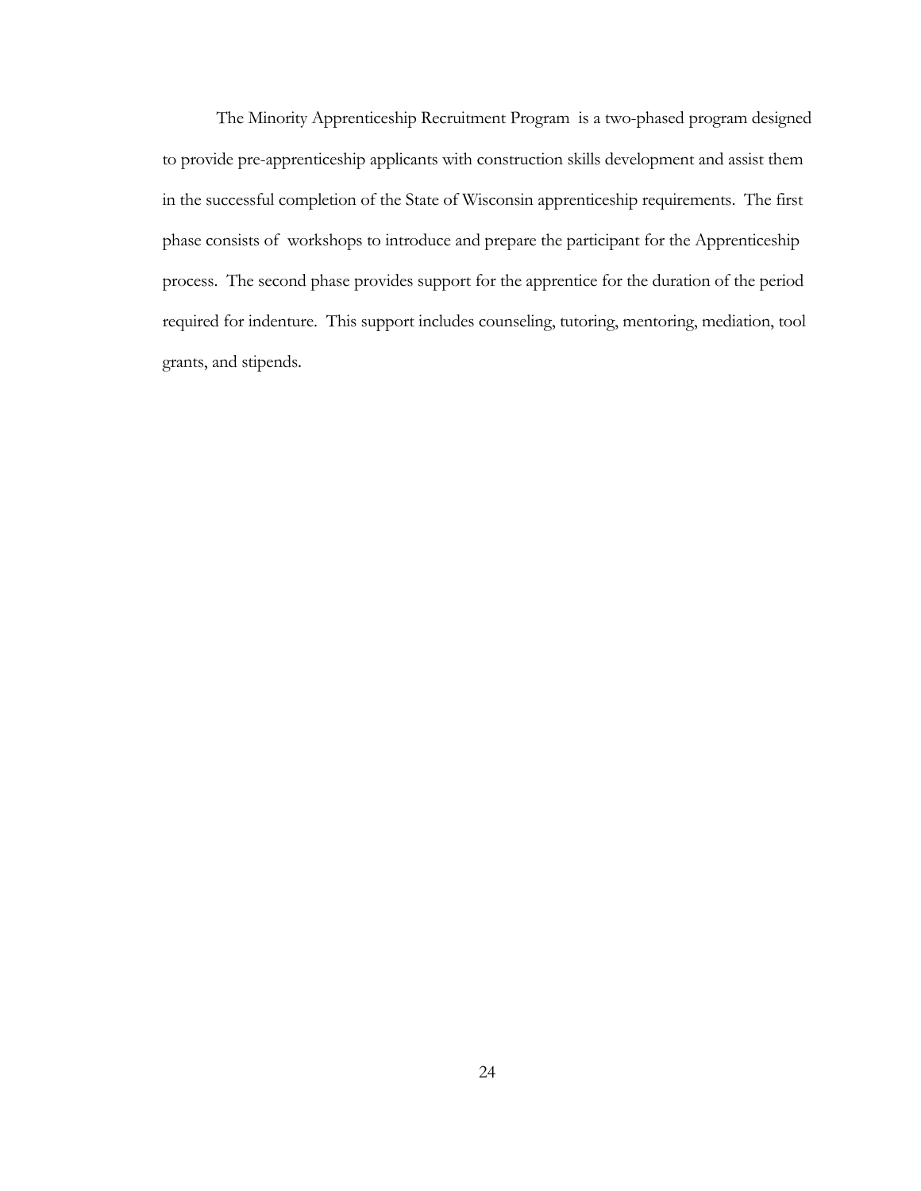The Minority Apprenticeship Recruitment Program is a two-phased program designed to provide pre-apprenticeship applicants with construction skills development and assist them in the successful completion of the State of Wisconsin apprenticeship requirements. The first phase consists of workshops to introduce and prepare the participant for the Apprenticeship process. The second phase provides support for the apprentice for the duration of the period required for indenture. This support includes counseling, tutoring, mentoring, mediation, tool grants, and stipends.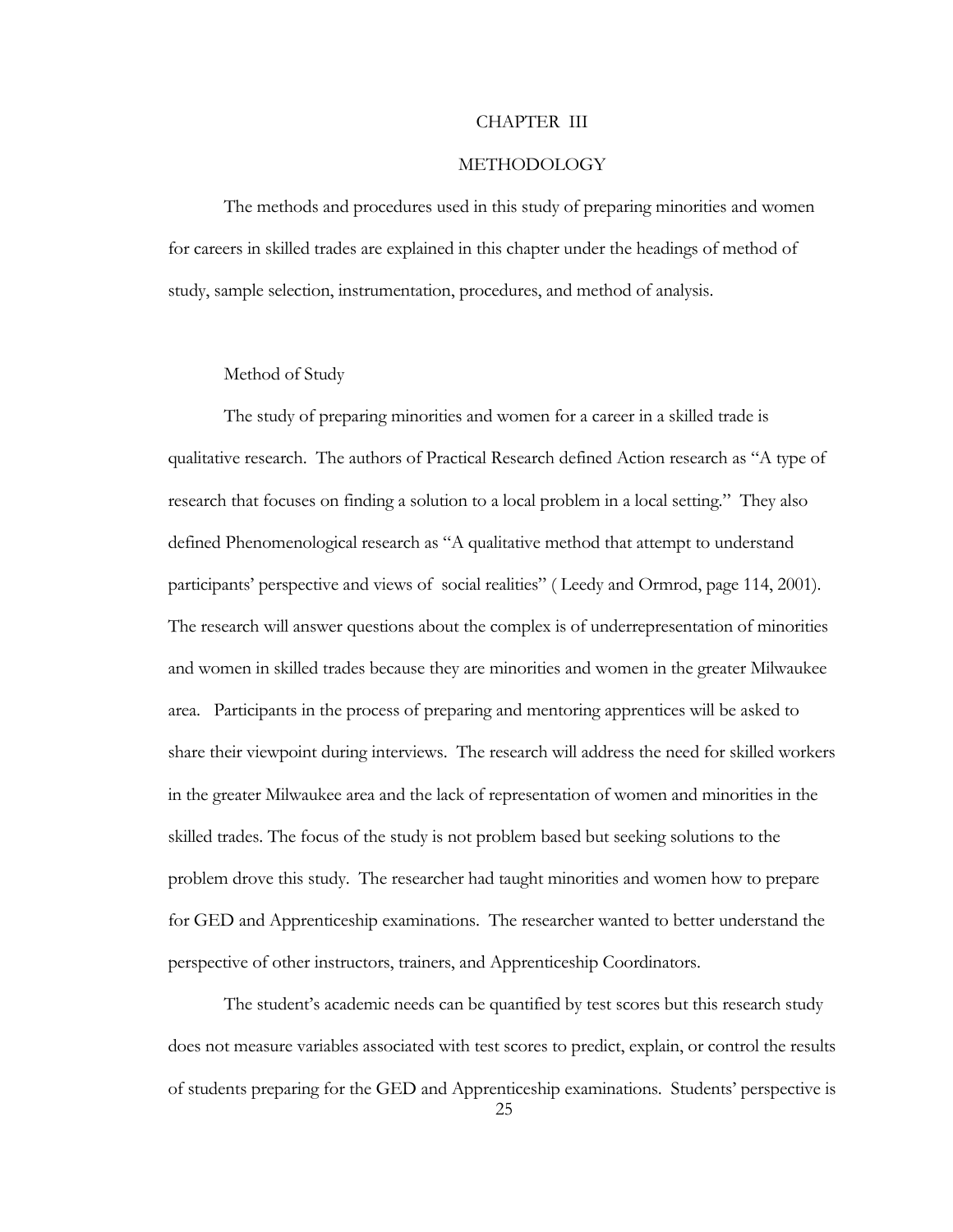# CHAPTER III

# METHODOLOGY

The methods and procedures used in this study of preparing minorities and women for careers in skilled trades are explained in this chapter under the headings of method of study, sample selection, instrumentation, procedures, and method of analysis.

## Method of Study

The study of preparing minorities and women for a career in a skilled trade is qualitative research. The authors of Practical Research defined Action research as "A type of research that focuses on finding a solution to a local problem in a local setting." They also defined Phenomenological research as "A qualitative method that attempt to understand participants' perspective and views of social realities" ( Leedy and Ormrod, page 114, 2001). The research will answer questions about the complex is of underrepresentation of minorities and women in skilled trades because they are minorities and women in the greater Milwaukee area. Participants in the process of preparing and mentoring apprentices will be asked to share their viewpoint during interviews. The research will address the need for skilled workers in the greater Milwaukee area and the lack of representation of women and minorities in the skilled trades. The focus of the study is not problem based but seeking solutions to the problem drove this study. The researcher had taught minorities and women how to prepare for GED and Apprenticeship examinations. The researcher wanted to better understand the perspective of other instructors, trainers, and Apprenticeship Coordinators.

The student's academic needs can be quantified by test scores but this research study does not measure variables associated with test scores to predict, explain, or control the results of students preparing for the GED and Apprenticeship examinations. Students' perspective is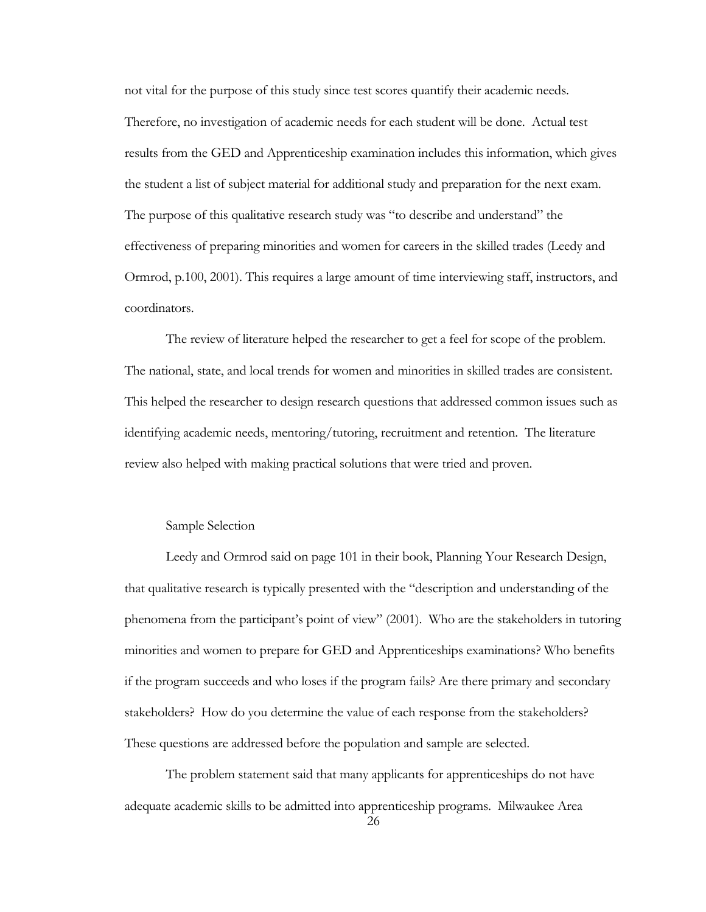not vital for the purpose of this study since test scores quantify their academic needs. Therefore, no investigation of academic needs for each student will be done. Actual test results from the GED and Apprenticeship examination includes this information, which gives the student a list of subject material for additional study and preparation for the next exam. The purpose of this qualitative research study was "to describe and understand" the effectiveness of preparing minorities and women for careers in the skilled trades (Leedy and Ormrod, p.100, 2001). This requires a large amount of time interviewing staff, instructors, and coordinators.

The review of literature helped the researcher to get a feel for scope of the problem. The national, state, and local trends for women and minorities in skilled trades are consistent. This helped the researcher to design research questions that addressed common issues such as identifying academic needs, mentoring/tutoring, recruitment and retention. The literature review also helped with making practical solutions that were tried and proven.

## Sample Selection

Leedy and Ormrod said on page 101 in their book, Planning Your Research Design, that qualitative research is typically presented with the "description and understanding of the phenomena from the participant's point of view" (2001). Who are the stakeholders in tutoring minorities and women to prepare for GED and Apprenticeships examinations? Who benefits if the program succeeds and who loses if the program fails? Are there primary and secondary stakeholders? How do you determine the value of each response from the stakeholders? These questions are addressed before the population and sample are selected.

The problem statement said that many applicants for apprenticeships do not have adequate academic skills to be admitted into apprenticeship programs. Milwaukee Area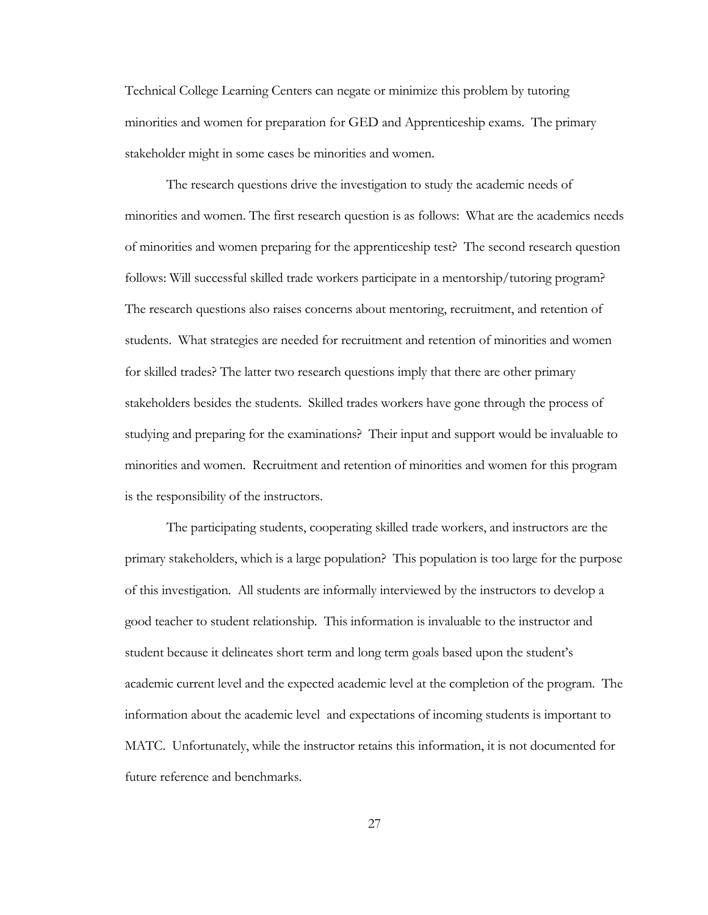Technical College Learning Centers can negate or minimize this problem by tutoring minorities and women for preparation for GED and Apprenticeship exams. The primary stakeholder might in some cases be minorities and women.

The research questions drive the investigation to study the academic needs of minorities and women. The first research question is as follows: What are the academics needs of minorities and women preparing for the apprenticeship test? The second research question follows: Will successful skilled trade workers participate in a mentorship/tutoring program? The research questions also raises concerns about mentoring, recruitment, and retention of students. What strategies are needed for recruitment and retention of minorities and women for skilled trades? The latter two research questions imply that there are other primary stakeholders besides the students. Skilled trades workers have gone through the process of studying and preparing for the examinations? Their input and support would be invaluable to minorities and women. Recruitment and retention of minorities and women for this program is the responsibility of the instructors.

The participating students, cooperating skilled trade workers, and instructors are the primary stakeholders, which is a large population? This population is too large for the purpose of this investigation. All students are informally interviewed by the instructors to develop a good teacher to student relationship. This information is invaluable to the instructor and student because it delineates short term and long term goals based upon the student's academic current level and the expected academic level at the completion of the program. The information about the academic level and expectations of incoming students is important to MATC. Unfortunately, while the instructor retains this information, it is not documented for future reference and benchmarks.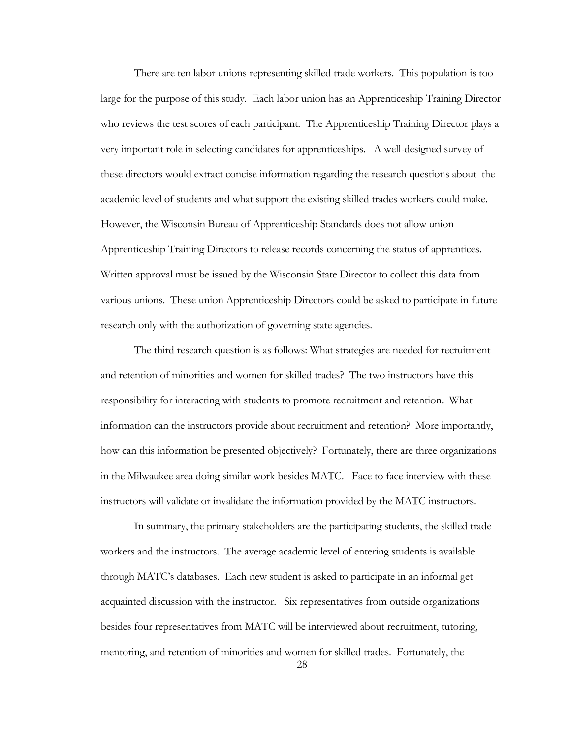There are ten labor unions representing skilled trade workers. This population is too large for the purpose of this study. Each labor union has an Apprenticeship Training Director who reviews the test scores of each participant. The Apprenticeship Training Director plays a very important role in selecting candidates for apprenticeships. A well-designed survey of these directors would extract concise information regarding the research questions about the academic level of students and what support the existing skilled trades workers could make. However, the Wisconsin Bureau of Apprenticeship Standards does not allow union Apprenticeship Training Directors to release records concerning the status of apprentices. Written approval must be issued by the Wisconsin State Director to collect this data from various unions. These union Apprenticeship Directors could be asked to participate in future research only with the authorization of governing state agencies.

The third research question is as follows: What strategies are needed for recruitment and retention of minorities and women for skilled trades? The two instructors have this responsibility for interacting with students to promote recruitment and retention. What information can the instructors provide about recruitment and retention? More importantly, how can this information be presented objectively? Fortunately, there are three organizations in the Milwaukee area doing similar work besides MATC. Face to face interview with these instructors will validate or invalidate the information provided by the MATC instructors.

In summary, the primary stakeholders are the participating students, the skilled trade workers and the instructors. The average academic level of entering students is available through MATC's databases. Each new student is asked to participate in an informal get acquainted discussion with the instructor. Six representatives from outside organizations besides four representatives from MATC will be interviewed about recruitment, tutoring, mentoring, and retention of minorities and women for skilled trades. Fortunately, the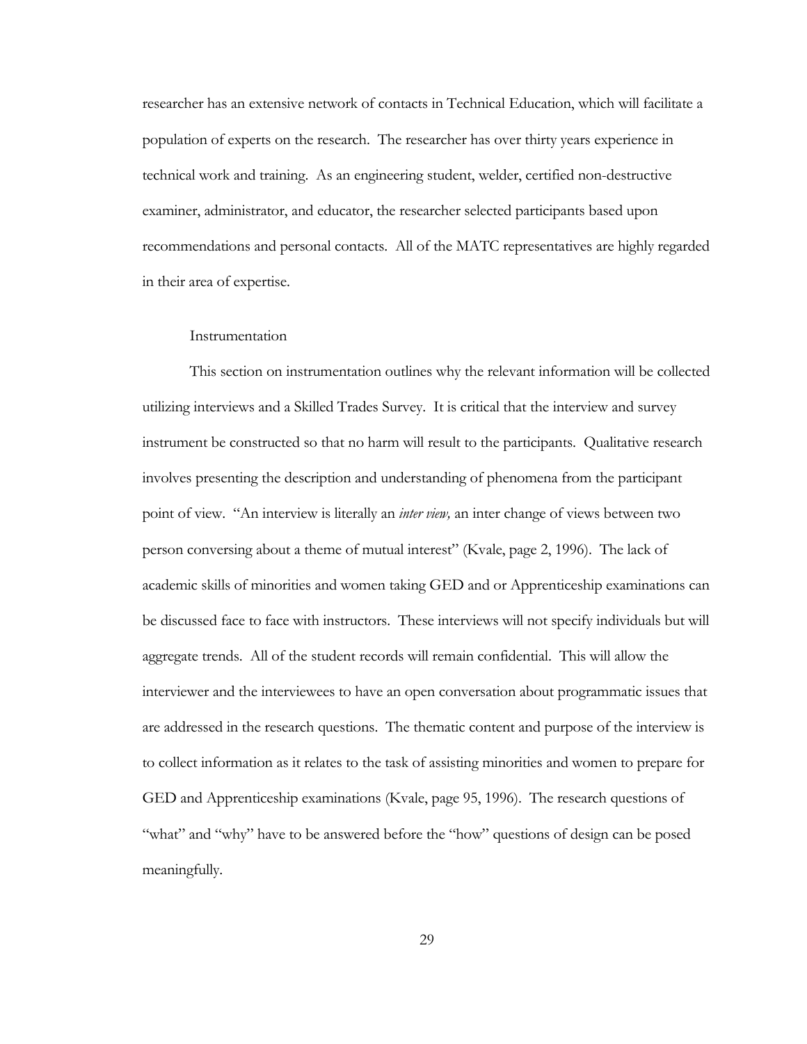researcher has an extensive network of contacts in Technical Education, which will facilitate a population of experts on the research. The researcher has over thirty years experience in technical work and training. As an engineering student, welder, certified non-destructive examiner, administrator, and educator, the researcher selected participants based upon recommendations and personal contacts. All of the MATC representatives are highly regarded in their area of expertise.

## Instrumentation

This section on instrumentation outlines why the relevant information will be collected utilizing interviews and a Skilled Trades Survey. It is critical that the interview and survey instrument be constructed so that no harm will result to the participants. Qualitative research involves presenting the description and understanding of phenomena from the participant point of view. "An interview is literally an *inter view,* an inter change of views between two person conversing about a theme of mutual interest" (Kvale, page 2, 1996). The lack of academic skills of minorities and women taking GED and or Apprenticeship examinations can be discussed face to face with instructors. These interviews will not specify individuals but will aggregate trends. All of the student records will remain confidential. This will allow the interviewer and the interviewees to have an open conversation about programmatic issues that are addressed in the research questions. The thematic content and purpose of the interview is to collect information as it relates to the task of assisting minorities and women to prepare for GED and Apprenticeship examinations (Kvale, page 95, 1996). The research questions of "what" and "why" have to be answered before the "how" questions of design can be posed meaningfully.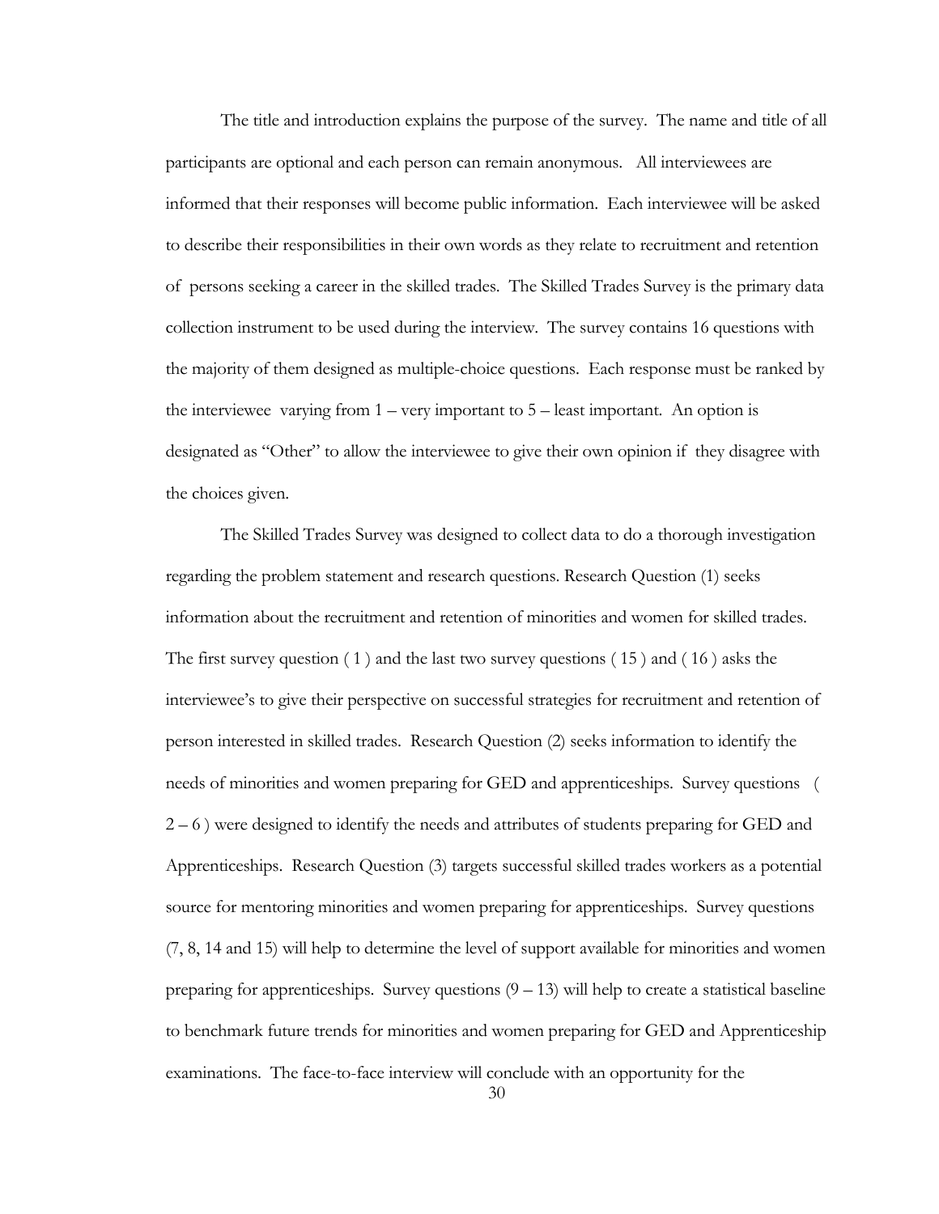The title and introduction explains the purpose of the survey. The name and title of all participants are optional and each person can remain anonymous. All interviewees are informed that their responses will become public information. Each interviewee will be asked to describe their responsibilities in their own words as they relate to recruitment and retention of persons seeking a career in the skilled trades. The Skilled Trades Survey is the primary data collection instrument to be used during the interview. The survey contains 16 questions with the majority of them designed as multiple-choice questions. Each response must be ranked by the interviewee varying from 1 – very important to 5 – least important. An option is designated as "Other" to allow the interviewee to give their own opinion if they disagree with the choices given.

The Skilled Trades Survey was designed to collect data to do a thorough investigation regarding the problem statement and research questions. Research Question (1) seeks information about the recruitment and retention of minorities and women for skilled trades. The first survey question ( 1 ) and the last two survey questions ( 15 ) and ( 16 ) asks the interviewee's to give their perspective on successful strategies for recruitment and retention of person interested in skilled trades. Research Question (2) seeks information to identify the needs of minorities and women preparing for GED and apprenticeships. Survey questions ( 2 – 6 ) were designed to identify the needs and attributes of students preparing for GED and Apprenticeships. Research Question (3) targets successful skilled trades workers as a potential source for mentoring minorities and women preparing for apprenticeships. Survey questions (7, 8, 14 and 15) will help to determine the level of support available for minorities and women preparing for apprenticeships. Survey questions (9 – 13) will help to create a statistical baseline to benchmark future trends for minorities and women preparing for GED and Apprenticeship examinations. The face-to-face interview will conclude with an opportunity for the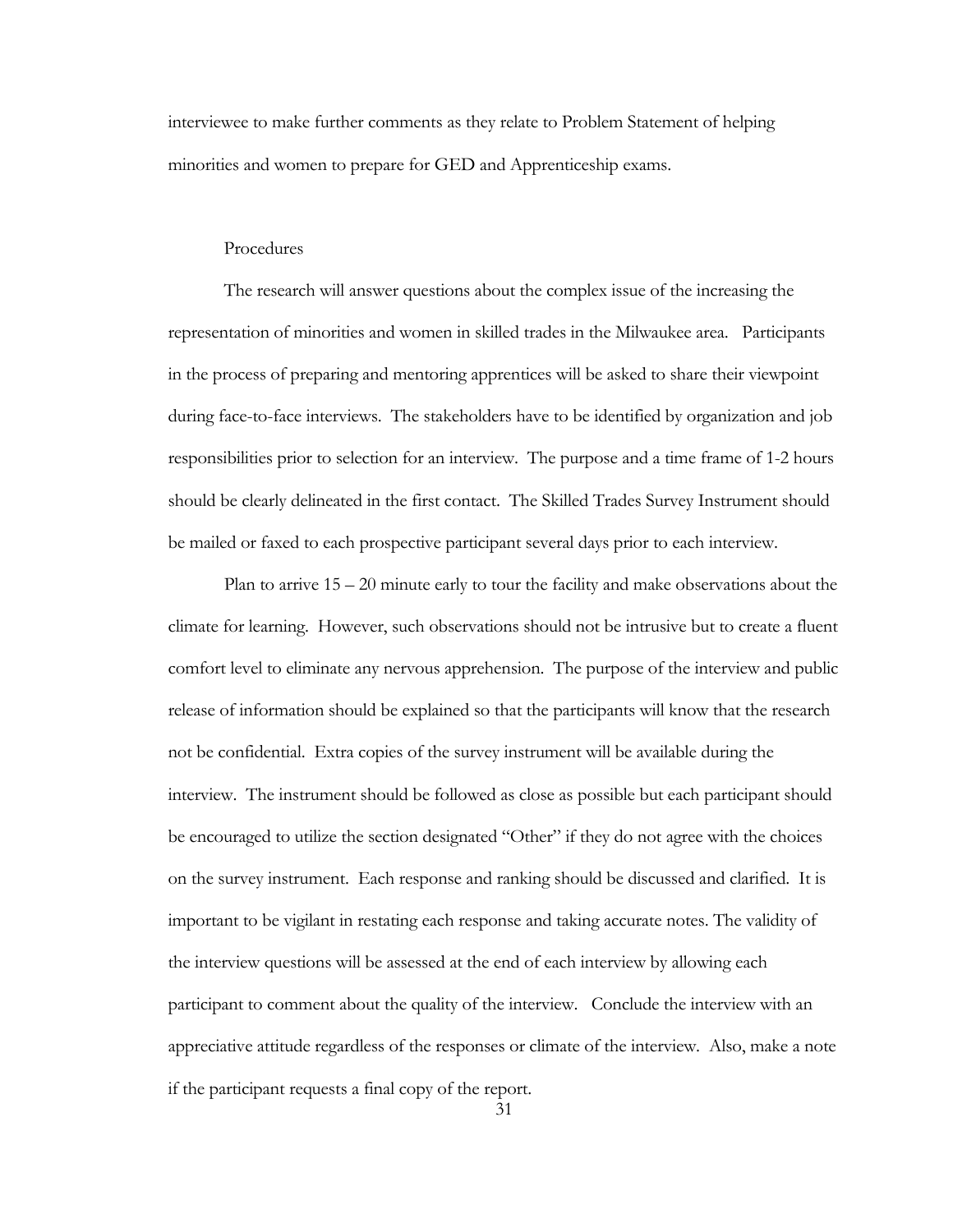interviewee to make further comments as they relate to Problem Statement of helping minorities and women to prepare for GED and Apprenticeship exams.

## Procedures

The research will answer questions about the complex issue of the increasing the representation of minorities and women in skilled trades in the Milwaukee area. Participants in the process of preparing and mentoring apprentices will be asked to share their viewpoint during face-to-face interviews. The stakeholders have to be identified by organization and job responsibilities prior to selection for an interview. The purpose and a time frame of 1-2 hours should be clearly delineated in the first contact. The Skilled Trades Survey Instrument should be mailed or faxed to each prospective participant several days prior to each interview.

Plan to arrive 15 – 20 minute early to tour the facility and make observations about the climate for learning. However, such observations should not be intrusive but to create a fluent comfort level to eliminate any nervous apprehension. The purpose of the interview and public release of information should be explained so that the participants will know that the research not be confidential. Extra copies of the survey instrument will be available during the interview. The instrument should be followed as close as possible but each participant should be encouraged to utilize the section designated "Other" if they do not agree with the choices on the survey instrument. Each response and ranking should be discussed and clarified. It is important to be vigilant in restating each response and taking accurate notes. The validity of the interview questions will be assessed at the end of each interview by allowing each participant to comment about the quality of the interview. Conclude the interview with an appreciative attitude regardless of the responses or climate of the interview. Also, make a note if the participant requests a final copy of the report.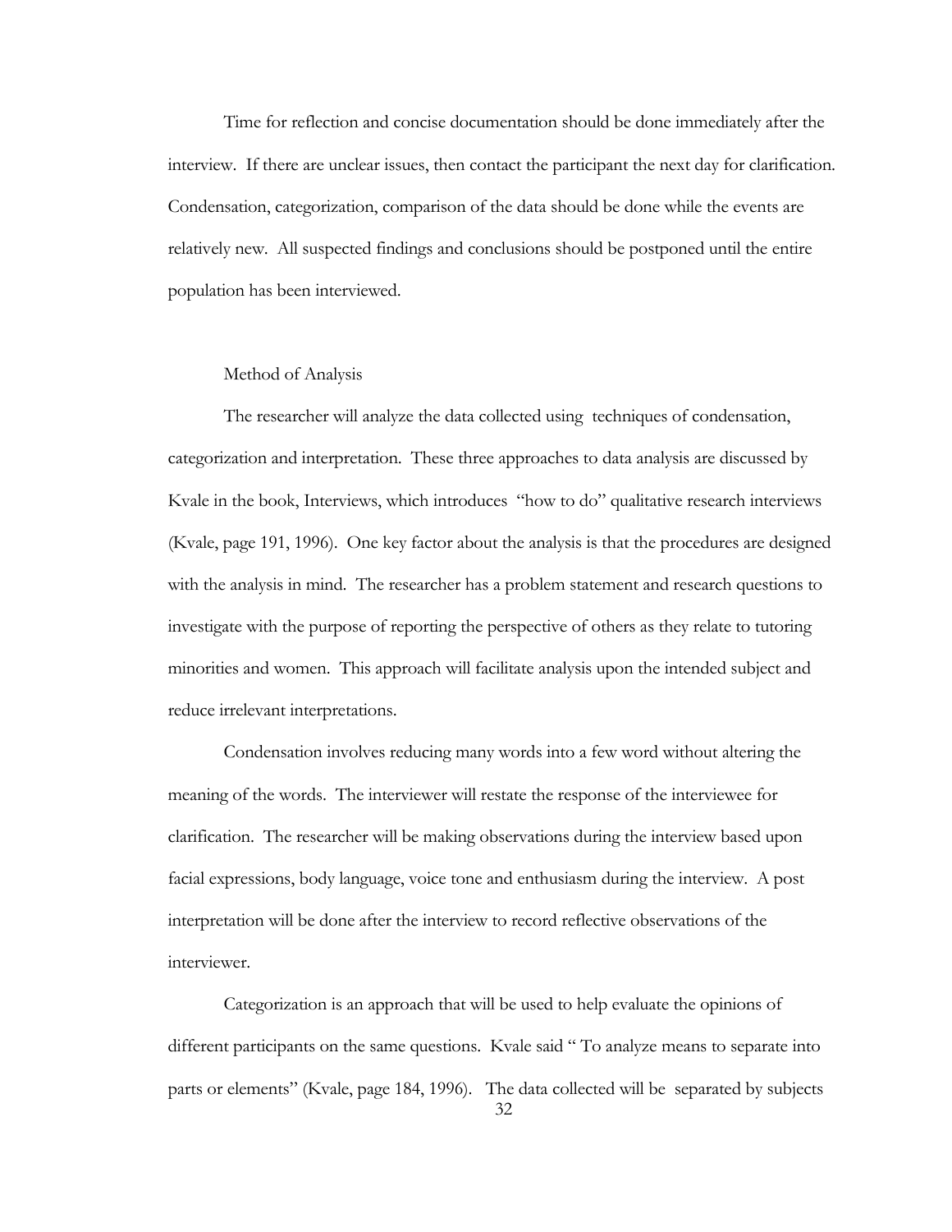Time for reflection and concise documentation should be done immediately after the interview. If there are unclear issues, then contact the participant the next day for clarification. Condensation, categorization, comparison of the data should be done while the events are relatively new. All suspected findings and conclusions should be postponed until the entire population has been interviewed.

## Method of Analysis

The researcher will analyze the data collected using techniques of condensation, categorization and interpretation. These three approaches to data analysis are discussed by Kvale in the book, Interviews, which introduces "how to do" qualitative research interviews (Kvale, page 191, 1996). One key factor about the analysis is that the procedures are designed with the analysis in mind. The researcher has a problem statement and research questions to investigate with the purpose of reporting the perspective of others as they relate to tutoring minorities and women. This approach will facilitate analysis upon the intended subject and reduce irrelevant interpretations.

Condensation involves reducing many words into a few word without altering the meaning of the words. The interviewer will restate the response of the interviewee for clarification. The researcher will be making observations during the interview based upon facial expressions, body language, voice tone and enthusiasm during the interview. A post interpretation will be done after the interview to record reflective observations of the interviewer.

Categorization is an approach that will be used to help evaluate the opinions of different participants on the same questions. Kvale said " To analyze means to separate into parts or elements" (Kvale, page 184, 1996). The data collected will be separated by subjects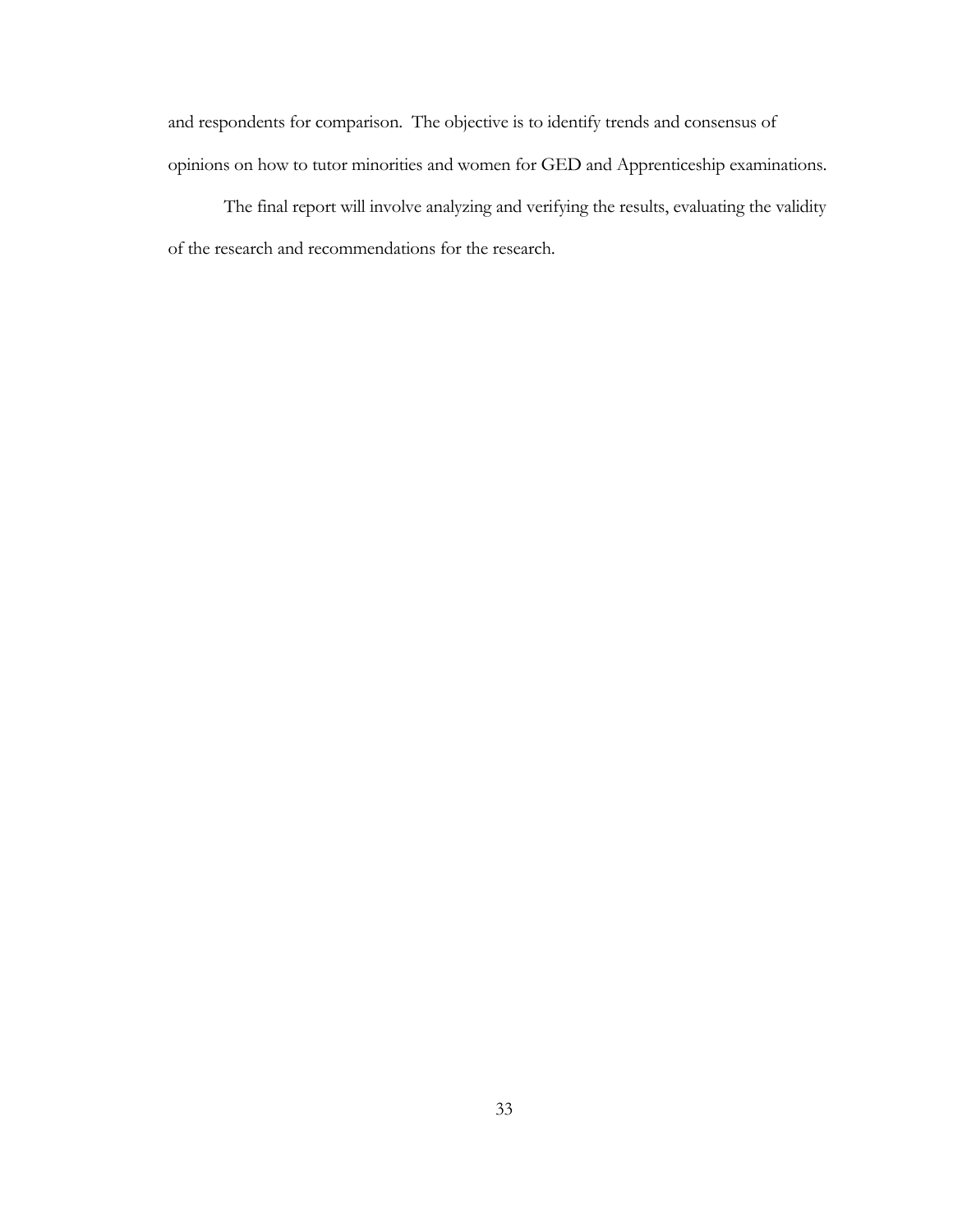and respondents for comparison. The objective is to identify trends and consensus of opinions on how to tutor minorities and women for GED and Apprenticeship examinations.

The final report will involve analyzing and verifying the results, evaluating the validity of the research and recommendations for the research.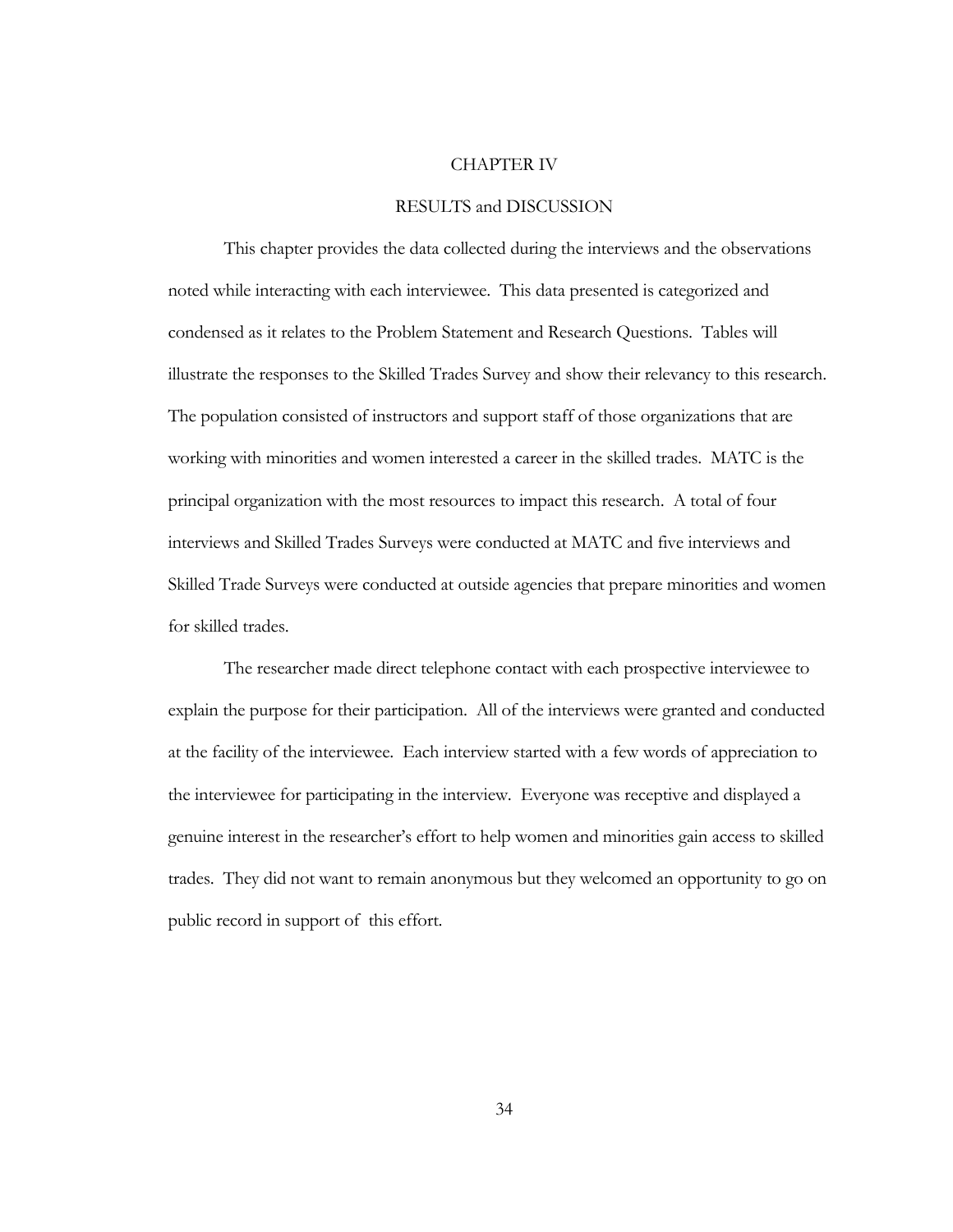# CHAPTER IV

## RESULTS and DISCUSSION

This chapter provides the data collected during the interviews and the observations noted while interacting with each interviewee. This data presented is categorized and condensed as it relates to the Problem Statement and Research Questions. Tables will illustrate the responses to the Skilled Trades Survey and show their relevancy to this research. The population consisted of instructors and support staff of those organizations that are working with minorities and women interested a career in the skilled trades. MATC is the principal organization with the most resources to impact this research. A total of four interviews and Skilled Trades Surveys were conducted at MATC and five interviews and Skilled Trade Surveys were conducted at outside agencies that prepare minorities and women for skilled trades.

The researcher made direct telephone contact with each prospective interviewee to explain the purpose for their participation. All of the interviews were granted and conducted at the facility of the interviewee. Each interview started with a few words of appreciation to the interviewee for participating in the interview. Everyone was receptive and displayed a genuine interest in the researcher's effort to help women and minorities gain access to skilled trades. They did not want to remain anonymous but they welcomed an opportunity to go on public record in support of this effort.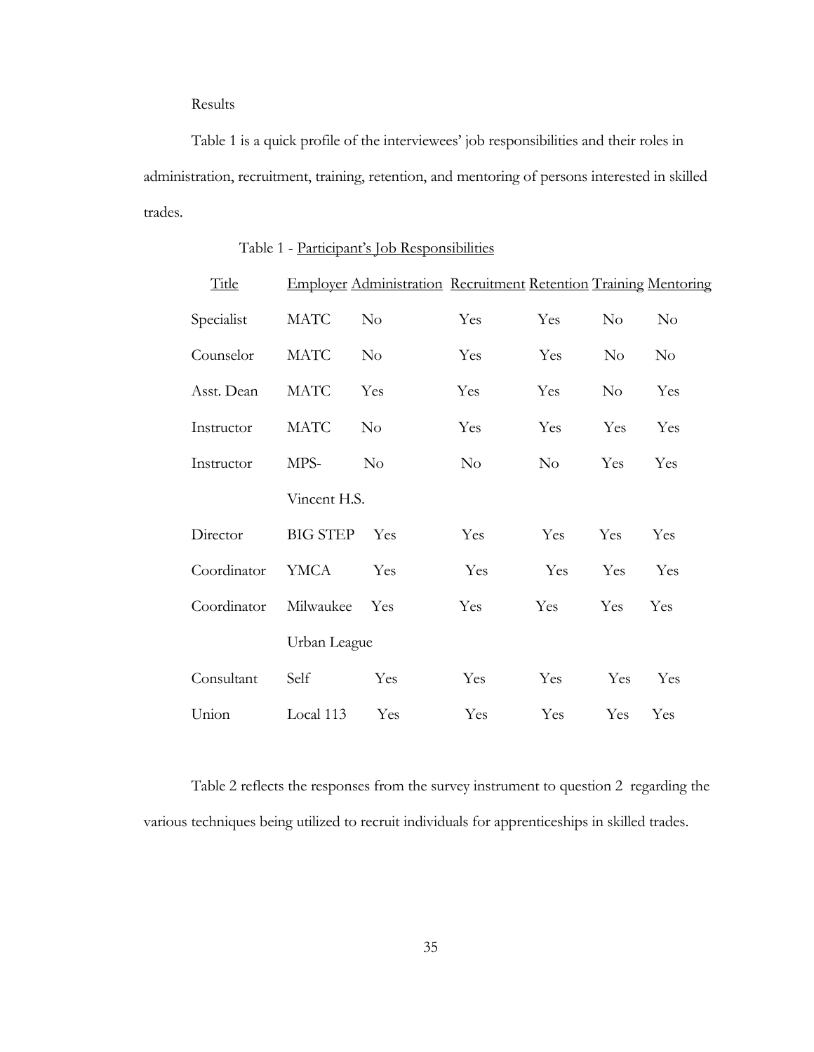Results

Table 1 is a quick profile of the interviewees' job responsibilities and their roles in administration, recruitment, training, retention, and mentoring of persons interested in skilled trades.

Table 1 - Participant's Job Responsibilities

| Title | Employer | Administration | Recruitment | Retention | Training | Mentoring |
|---|---|---|---|---|---|---|
| Specialist | MATC | No | Yes | Yes | No | No |
| Counselor | MATC | No | Yes | Yes | No | No |
| Asst. Dean | MATC | Yes | Yes | Yes | No | Yes |
| Instructor | MATC | No | Yes | Yes | Yes | Yes |
| Instructor | MPS- Vincent H.S. | No | No | No | Yes | Yes |
| Director | BIG STEP | Yes | Yes | Yes | Yes | Yes |
| Coordinator | YMCA | Yes | Yes | Yes | Yes | Yes |
| Coordinator | Milwaukee Urban League | Yes | Yes | Yes | Yes | Yes |
| Consultant | Self | Yes | Yes | Yes | Yes | Yes |
| Union | Local 113 | Yes | Yes | Yes | Yes | Yes |

Table 2 reflects the responses from the survey instrument to question 2 regarding the various techniques being utilized to recruit individuals for apprenticeships in skilled trades.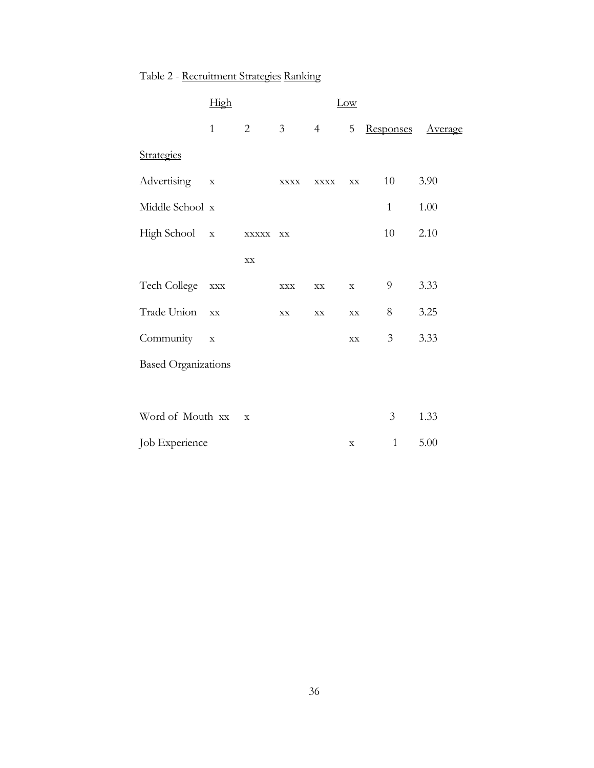Table 2 - Recruitment Strategies Ranking

| | High | | | | Low | | |
|---|---|---|---|---|---|---|---|
| | 1 | 2 | 3 | 4 | 5 | Responses | Average |
| Strategies | | | | | | | |
| Advertising | x | | xxxx | xxxx | xx | 10 | 3.90 |
| Middle School | x | | | | | 1 | 1.00 |
| High School | x | xxxxx xx | xx | | | 10 | 2.10 |
| Tech College | xxx | | xxx | xx | x | 9 | 3.33 |
| Trade Union | xx | | xx | xx | xx | 8 | 3.25 |
| Community Based Organizations | x | | | | xx | 3 | 3.33 |
| Word of Mouth | xx | x | | | | 3 | 1.33 |
| Job Experience | | | | | x | 1 | 5.00 |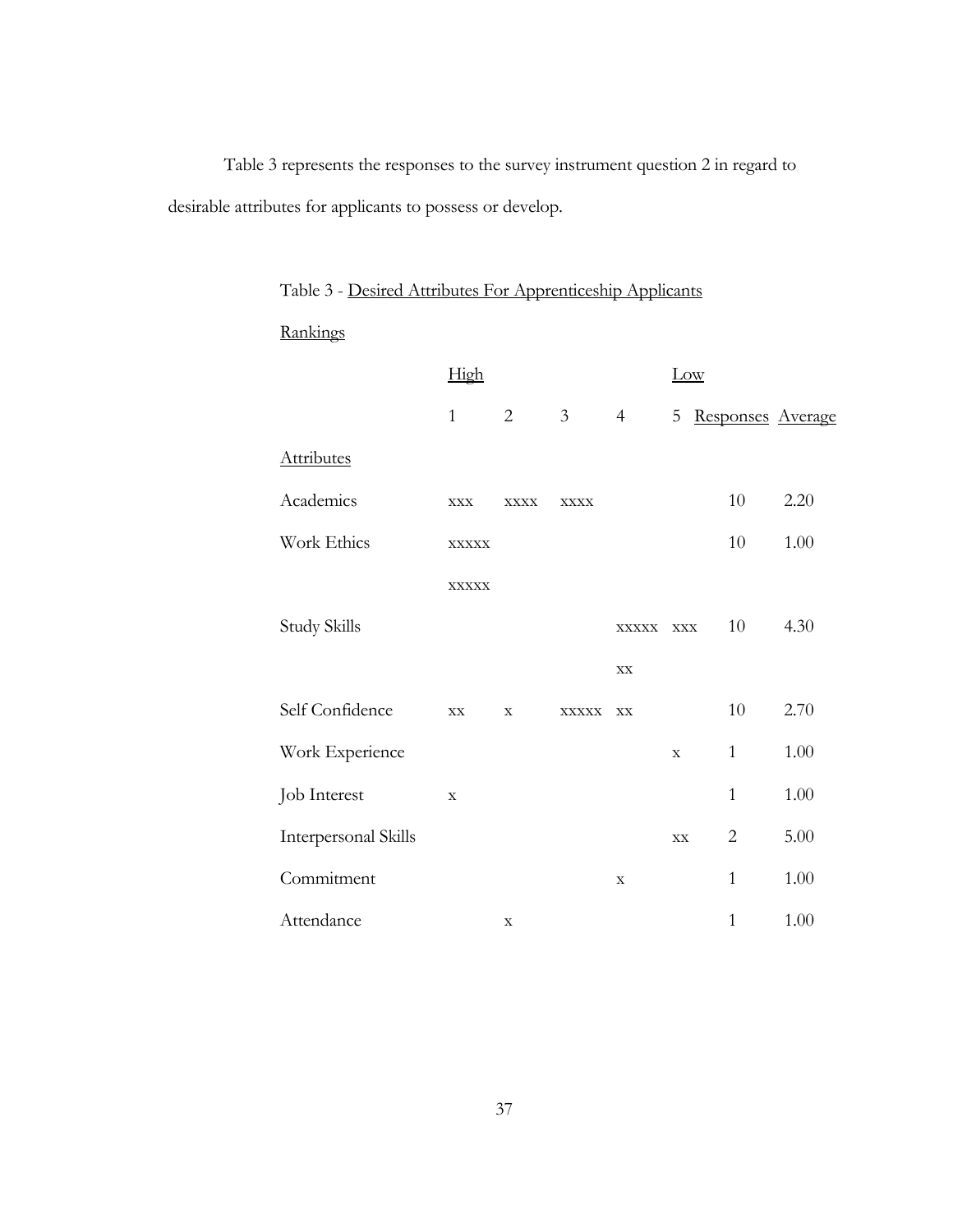Table 3 represents the responses to the survey instrument question 2 in regard to desirable attributes for applicants to possess or develop.

Table 3 - Desired Attributes For Apprenticeship Applicants

| Rankings | High | | | | Low | | |
|---|---|---|---|---|---|---|---|
| | 1 | 2 | 3 | 4 | 5 | Responses | Average |
| Attributes | | | | | | | |
| Academics | xxx | xxxx | xxxx | | | 10 | 2.20 |
| Work Ethics | xxxxx xxxxx | | | | | 10 | 1.00 |
| Study Skills | | | | xxxxx xx | xxx | 10 | 4.30 |
| Self Confidence | xx | x | xxxxx | xx | | 10 | 2.70 |
| Work Experience | | | | | x | 1 | 1.00 |
| Job Interest | x | | | | | 1 | 1.00 |
| Interpersonal Skills | | | | | xx | 2 | 5.00 |
| Commitment | | | | x | | 1 | 1.00 |
| Attendance | | x | | | | 1 | 1.00 |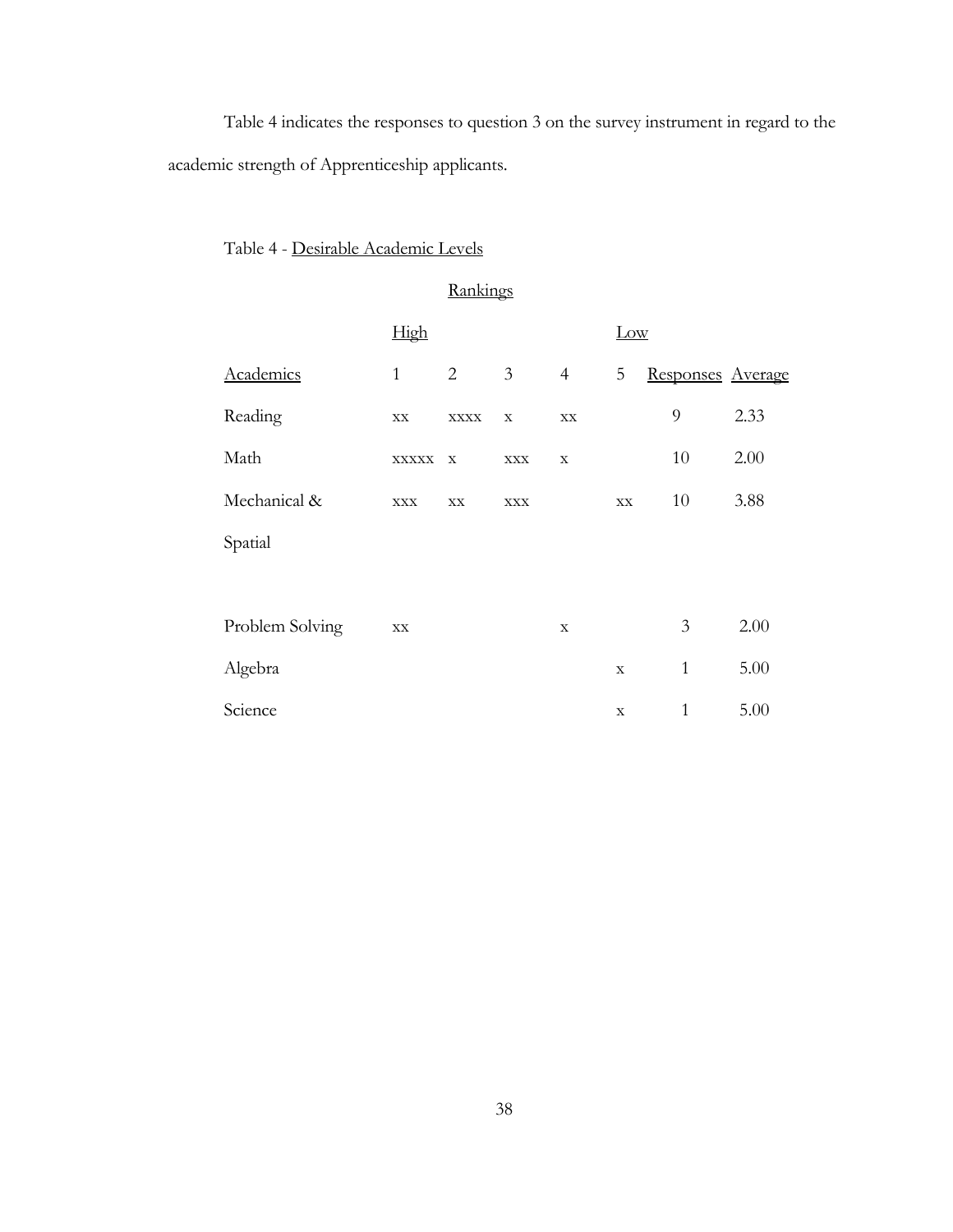Table 4 indicates the responses to question 3 on the survey instrument in regard to the academic strength of Apprenticeship applicants.

Table 4 - Desirable Academic Levels

| | Rankings | | | | | | |
|---|---|---|---|---|---|---|---|
| | High | | | | Low | | |
| Academics | 1 | 2 | 3 | 4 | 5 | Responses | Average |
| Reading | xx | xxxx | x | xx | | 9 | 2.33 |
| Math | xxxxx | x | xxx | x | | 10 | 2.00 |
| Mechanical & Spatial | xxx | xx | xxx | | xx | 10 | 3.88 |
| Problem Solving | xx | | | x | | 3 | 2.00 |
| Algebra | | | | | x | 1 | 5.00 |
| Science | | | | | x | 1 | 5.00 |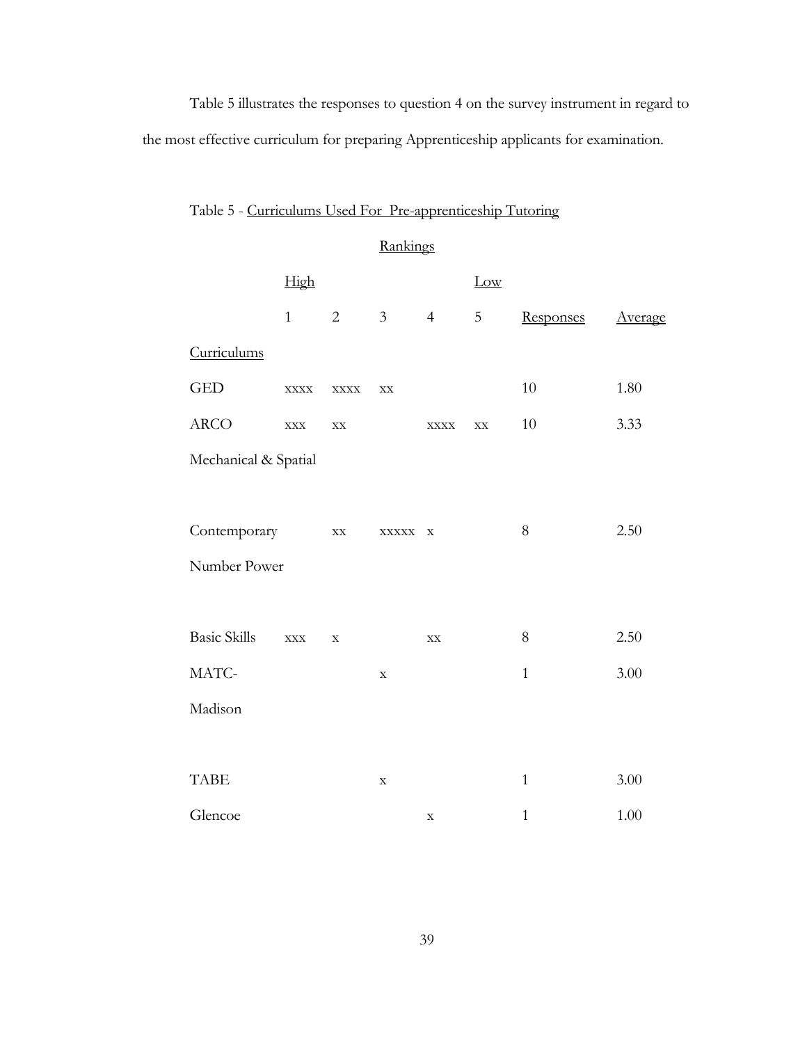Table 5 illustrates the responses to question 4 on the survey instrument in regard to the most effective curriculum for preparing Apprenticeship applicants for examination.

Table 5 - Curriculums Used For Pre-apprenticeship Tutoring

| | Rankings | | | | | | |
|---|---|---|---|---|---|---|---|
| | High | | | | Low | | |
| Curriculums | 1 | 2 | 3 | 4 | 5 | Responses | Average |
| GED | xxxx | xxxx | xx | | | 10 | 1.80 |
| ARCO Mechanical & Spatial | xxx | xx | | xxxx | xx | 10 | 3.33 |
| Contemporary Number Power | | xx | xxxxx | x | | 8 | 2.50 |
| Basic Skills | xxx | x | | xx | | 8 | 2.50 |
| MATC-Madison | | | x | | | 1 | 3.00 |
| TABE | | | x | | | 1 | 3.00 |
| Glencoe | | | | x | | 1 | 1.00 |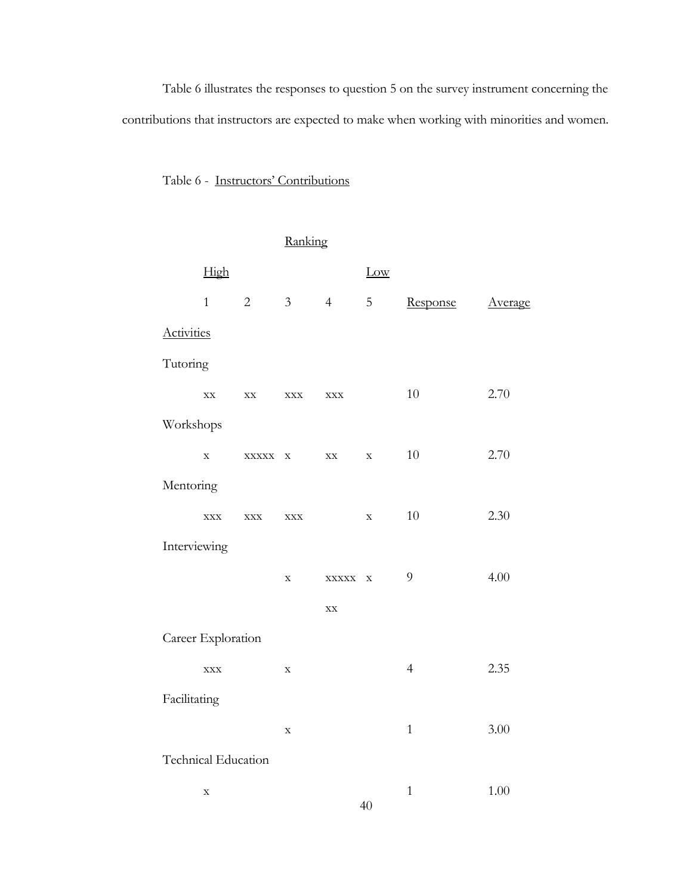Table 6 illustrates the responses to question 5 on the survey instrument concerning the contributions that instructors are expected to make when working with minorities and women.

Table 6 - Instructors' Contributions

| | Ranking | | | | | | |
|---|---|---|---|---|---|---|---|
| | High | | | | Low | | |
| Activities | 1 | 2 | 3 | 4 | 5 | Response | Average |
| Tutoring | xx | xx | xxx | xxx | | 10 | 2.70 |
| Workshops | x | xxxxx | x | xx | x | 10 | 2.70 |
| Mentoring | xxx | xxx | xxx | | x | 10 | 2.30 |
| Interviewing | | | x | xxxxx xx | x | 9 | 4.00 |
| Career Exploration | xxx | | x | | | 4 | 2.35 |
| Facilitating | | | x | | | 1 | 3.00 |
| Technical Education | x | | | | | 1 | 1.00 |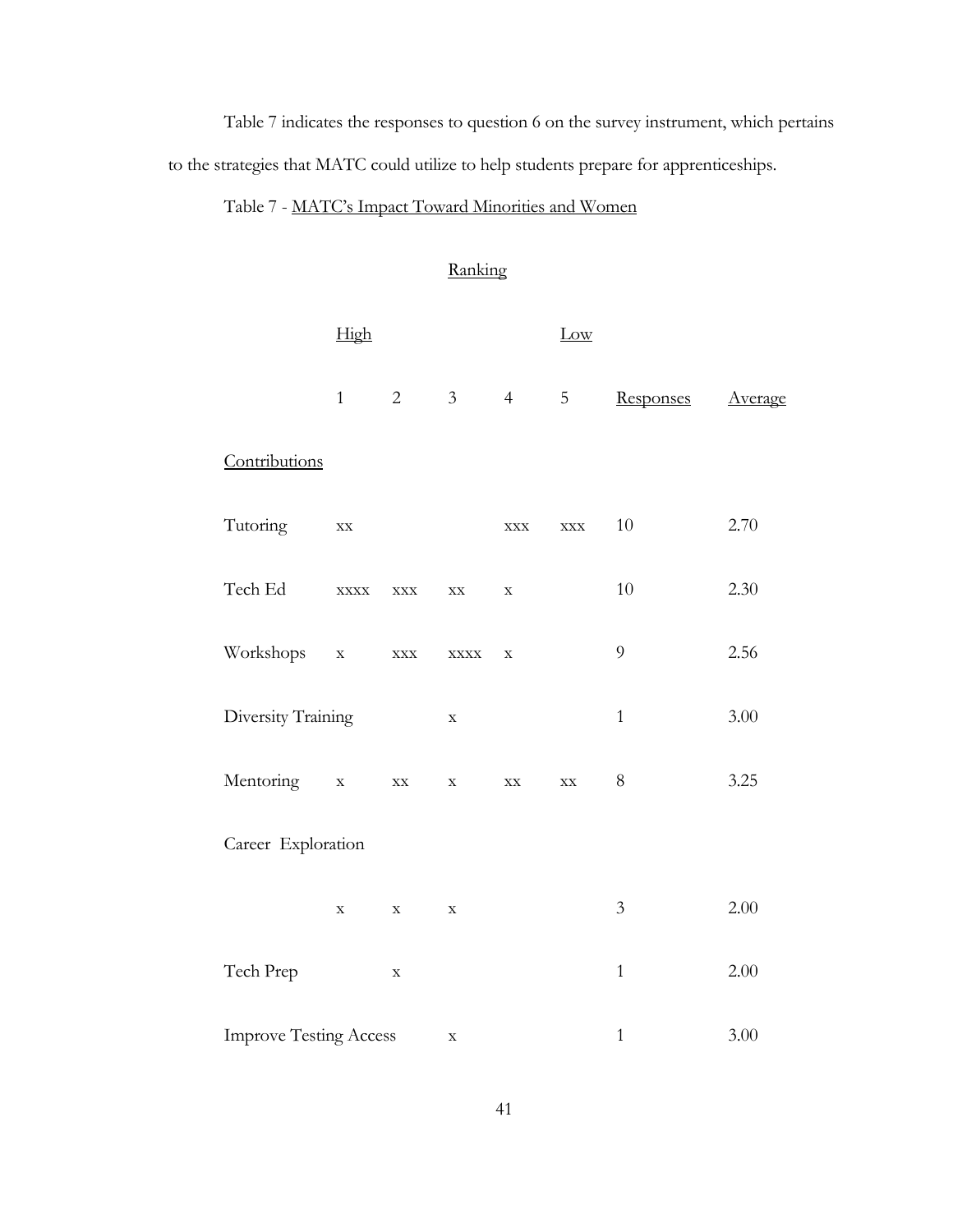Table 7 indicates the responses to question 6 on the survey instrument, which pertains to the strategies that MATC could utilize to help students prepare for apprenticeships.

Table 7 - MATC's Impact Toward Minorities and Women

| | Ranking | | | | | | |
|---|---|---|---|---|---|---|---|
| | High | | | | Low | | |
| | 1 | 2 | 3 | 4 | 5 | Responses | Average |
| Contributions | | | | | | | |
| Tutoring | xx | | | xxx | xxx | 10 | 2.70 |
| Tech Ed | xxxx | xxx | xx | x | | 10 | 2.30 |
| Workshops | x | xxx | xxxx | x | | 9 | 2.56 |
| Diversity Training | | | x | | | 1 | 3.00 |
| Mentoring | x | xx | x | xx | xx | 8 | 3.25 |
| Career Exploration | x | x | x | | | 3 | 2.00 |
| Tech Prep | | x | | | | 1 | 2.00 |
| Improve Testing Access | | | x | | | 1 | 3.00 |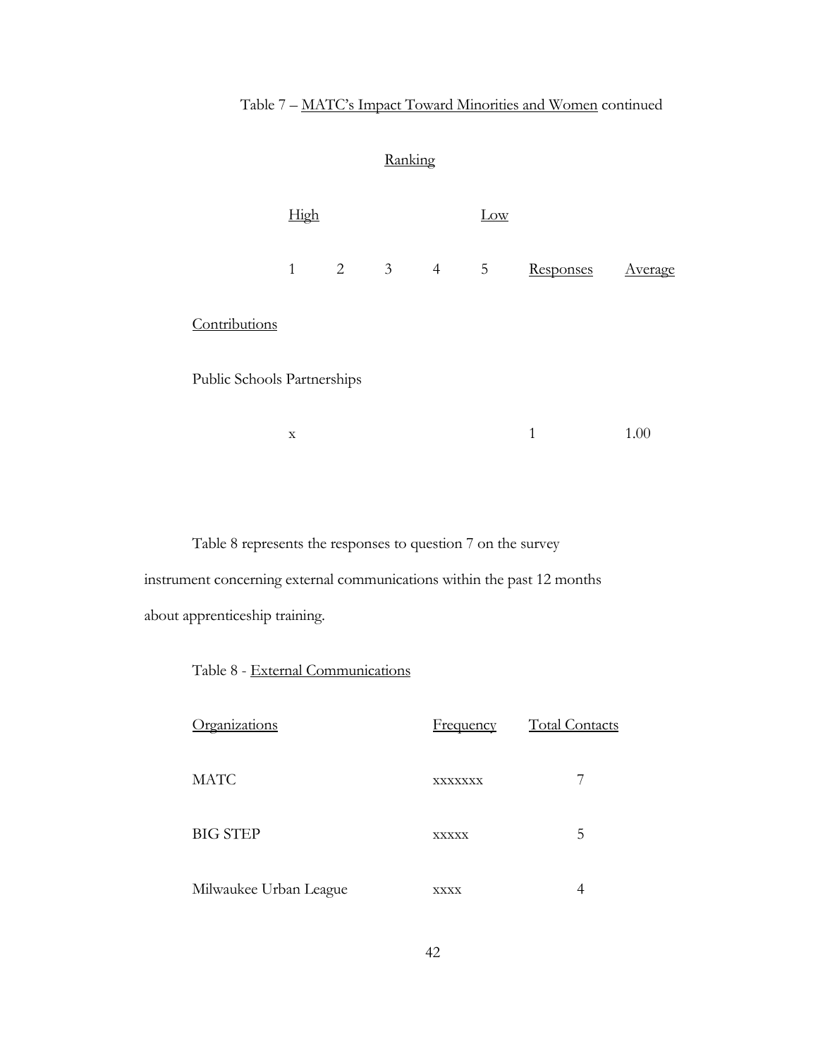Table 7 – MATC's Impact Toward Minorities and Women continued

| | Ranking | | | | | | |
|---|---|---|---|---|---|---|---|
| | High | | | | Low | | |
| | 1 | 2 | 3 | 4 | 5 | Responses | Average |
| Contributions | | | | | | | |
| Public Schools Partnerships | | | | | | | |
| | x | | | | | 1 | 1.00 |

Table 8 represents the responses to question 7 on the survey instrument concerning external communications within the past 12 months about apprenticeship training.

Table 8 - External Communications

| Organizations | Frequency | Total Contacts |
|---|---|---|
| MATC | xxxxxxx | 7 |
| BIG STEP | xxxxx | 5 |
| Milwaukee Urban League | xxxx | 4 |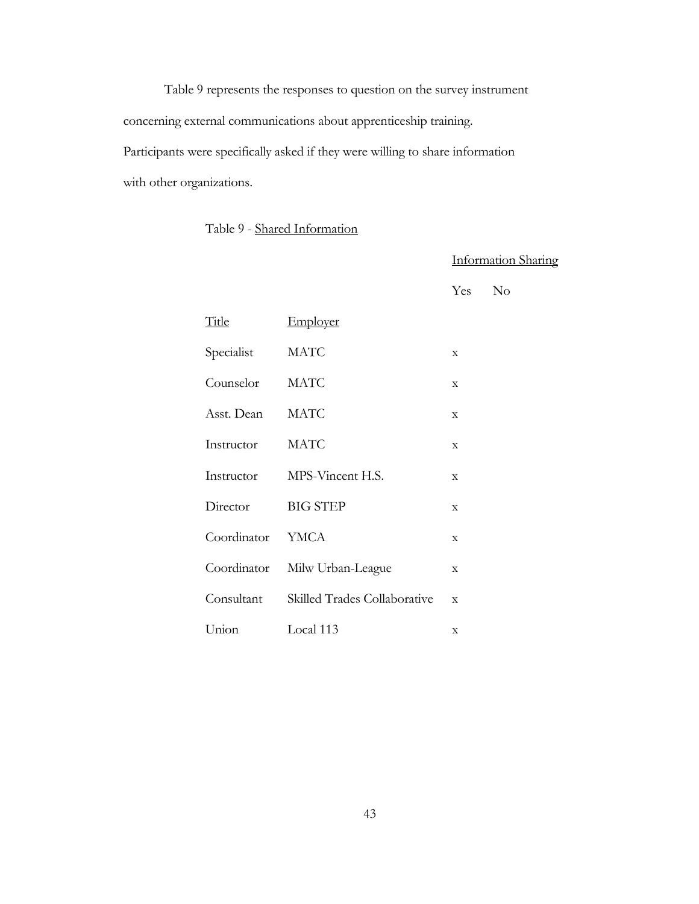Table 9 represents the responses to question on the survey instrument concerning external communications about apprenticeship training. Participants were specifically asked if they were willing to share information with other organizations.

Table 9 - Shared Information

| Title | Employer | Information Sharing | |
|---|---|---|---|
| | | Yes | No |
| Specialist | MATC | x | |
| Counselor | MATC | x | |
| Asst. Dean | MATC | x | |
| Instructor | MATC | x | |
| Instructor | MPS-Vincent H.S. | x | |
| Director | BIG STEP | x | |
| Coordinator | YMCA | x | |
| Coordinator | Milw Urban-League | x | |
| Consultant | Skilled Trades Collaborative | x | |
| Union | Local 113 | x | |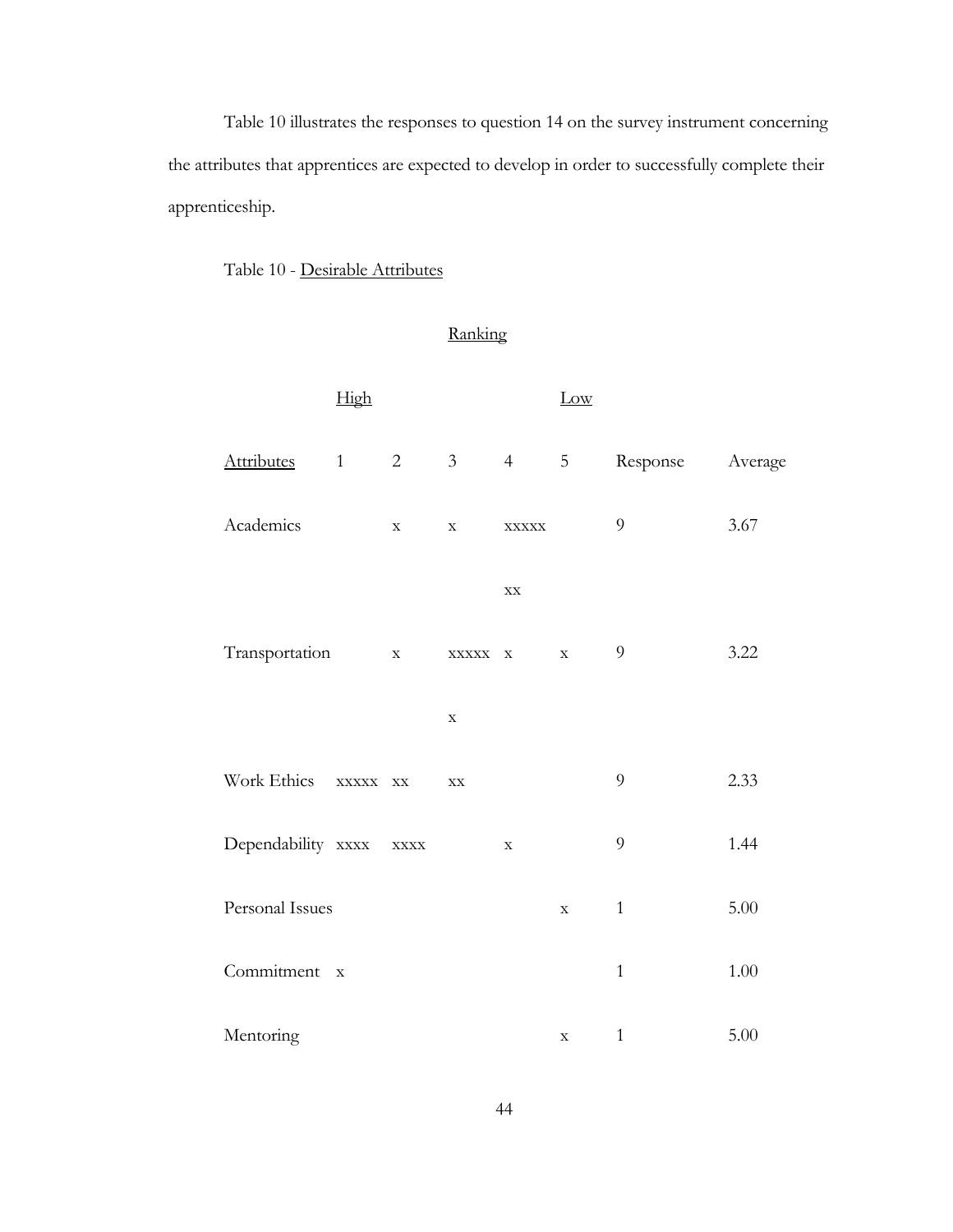Table 10 illustrates the responses to question 14 on the survey instrument concerning the attributes that apprentices are expected to develop in order to successfully complete their apprenticeship.

Table 10 - Desirable Attributes

| | Ranking | | | | | | |
|---|---|---|---|---|---|---|---|
| | High | | | | Low | | |
| Attributes | 1 | 2 | 3 | 4 | 5 | Response | Average |
| Academics | | x | x | xxxxx xx | | 9 | 3.67 |
| Transportation | | x | xxxxx x | x | x | 9 | 3.22 |
| Work Ethics | xxxxx | xx | xx | | | 9 | 2.33 |
| Dependability | xxxx | xxxx | | x | | 9 | 1.44 |
| Personal Issues | | | | | x | 1 | 5.00 |
| Commitment | x | | | | | 1 | 1.00 |
| Mentoring | | | | | x | 1 | 5.00 |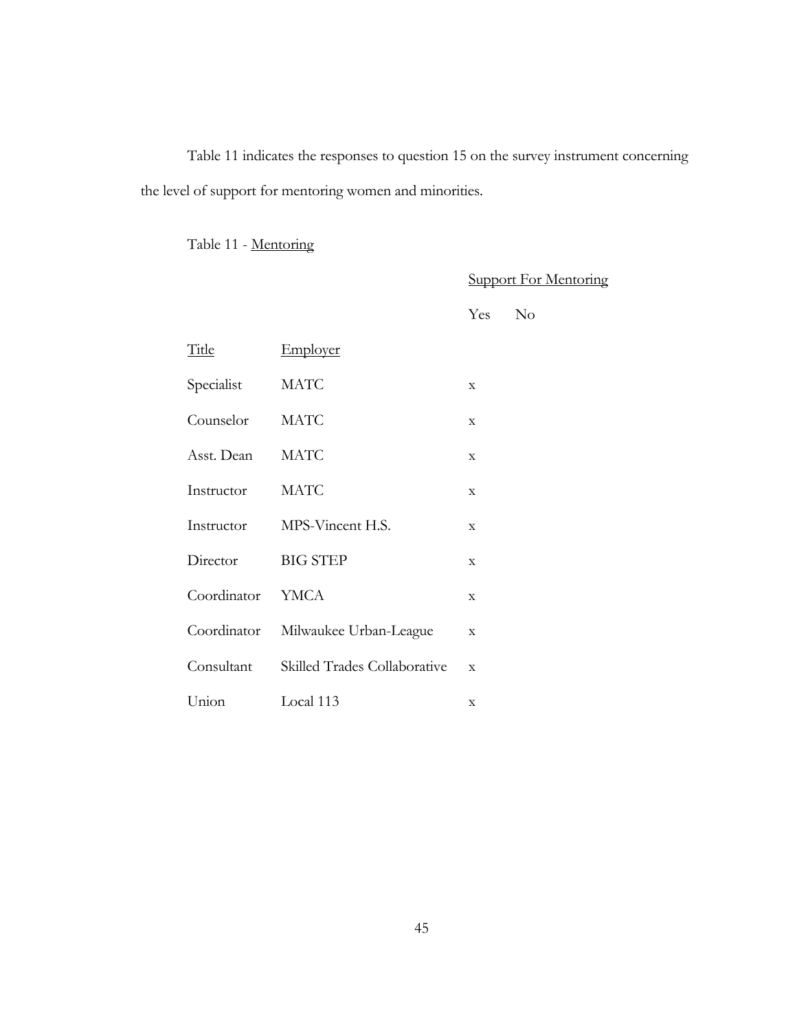Table 11 indicates the responses to question 15 on the survey instrument concerning the level of support for mentoring women and minorities.

Table 11 - Mentoring

| Title | Employer | Support For Mentoring | |
|---|---|---|---|
| | | Yes | No |
| Specialist | MATC | x | |
| Counselor | MATC | x | |
| Asst. Dean | MATC | x | |
| Instructor | MATC | x | |
| Instructor | MPS-Vincent H.S. | x | |
| Director | BIG STEP | x | |
| Coordinator | YMCA | x | |
| Coordinator | Milwaukee Urban-League | x | |
| Consultant | Skilled Trades Collaborative | x | |
| Union | Local 113 | x | |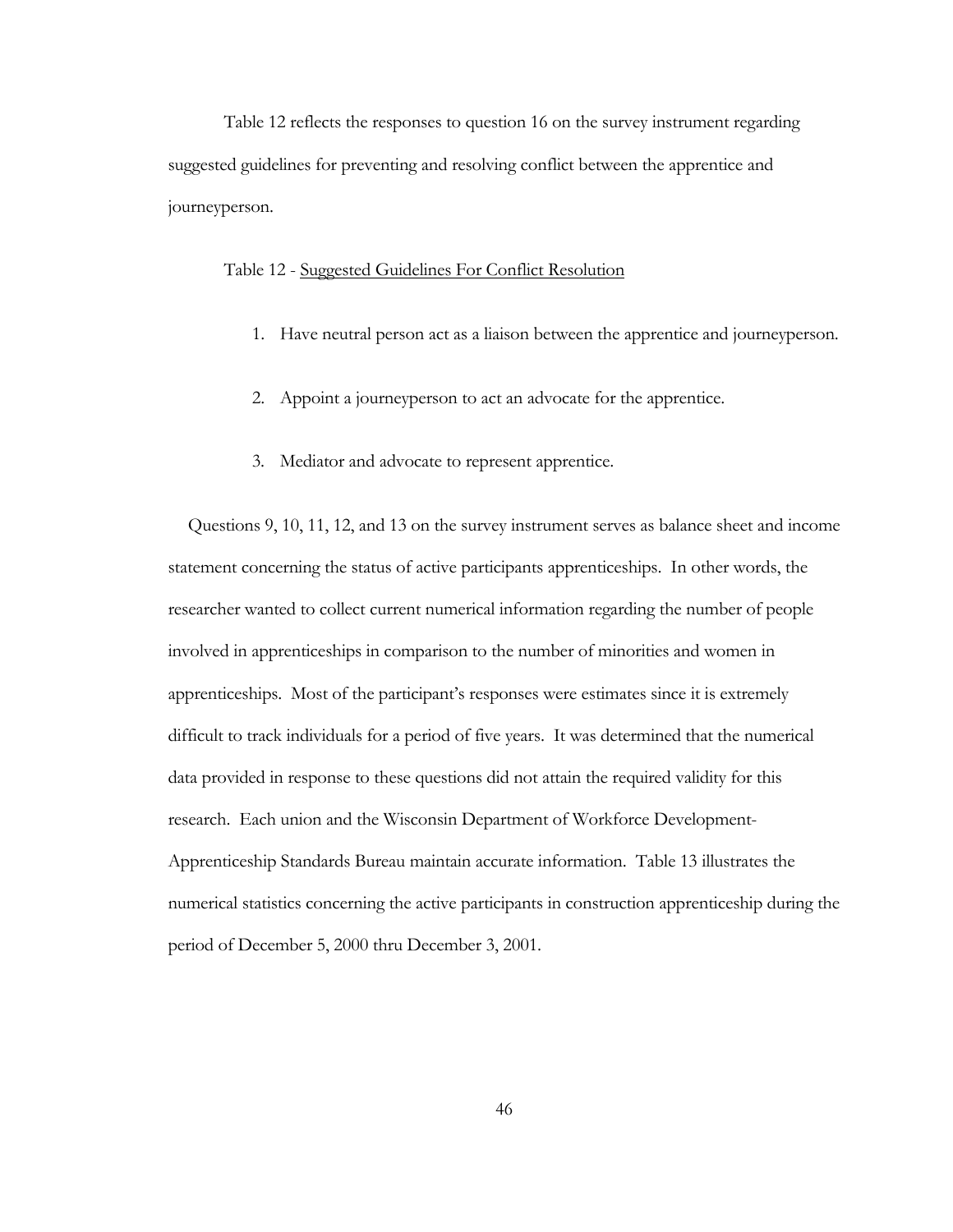Table 12 reflects the responses to question 16 on the survey instrument regarding suggested guidelines for preventing and resolving conflict between the apprentice and journeyperson.

Table 12 - Suggested Guidelines For Conflict Resolution

1. Have neutral person act as a liaison between the apprentice and journeyperson.
2. Appoint a journeyperson to act an advocate for the apprentice.
3. Mediator and advocate to represent apprentice.

Questions 9, 10, 11, 12, and 13 on the survey instrument serves as balance sheet and income statement concerning the status of active participants apprenticeships. In other words, the researcher wanted to collect current numerical information regarding the number of people involved in apprenticeships in comparison to the number of minorities and women in apprenticeships. Most of the participant's responses were estimates since it is extremely difficult to track individuals for a period of five years. It was determined that the numerical data provided in response to these questions did not attain the required validity for this research. Each union and the Wisconsin Department of Workforce Development-Apprenticeship Standards Bureau maintain accurate information. Table 13 illustrates the numerical statistics concerning the active participants in construction apprenticeship during the period of December 5, 2000 thru December 3, 2001.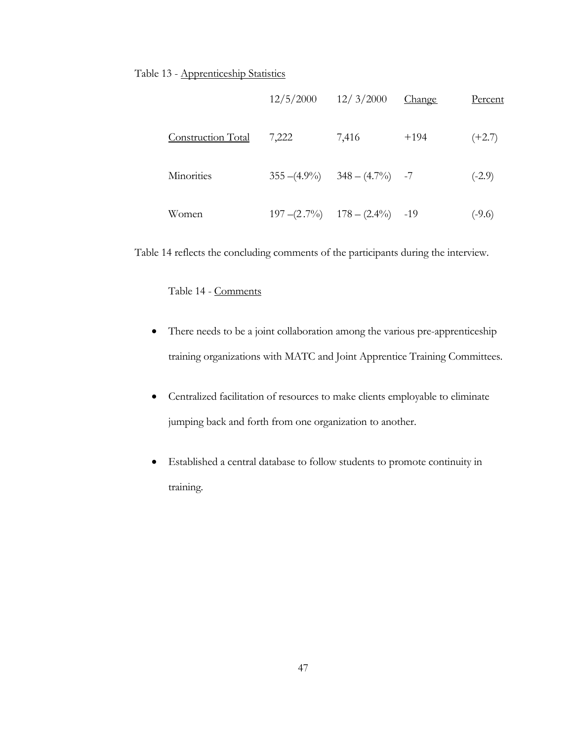Table 13 - Apprenticeship Statistics

| | 12/5/2000 | 12/ 3/2000 | Change | Percent |
|---|---|---|---|---|
| Construction Total | 7,222 | 7,416 | +194 | (+2.7) |
| Minorities | 355 –(4.9%) | 348 – (4.7%) | -7 | (-2.9) |
| Women | 197 –(2.7%) | 178 – (2.4%) | -19 | (-9.6) |

Table 14 reflects the concluding comments of the participants during the interview.

Table 14 - Comments

- There needs to be a joint collaboration among the various pre-apprenticeship training organizations with MATC and Joint Apprentice Training Committees.
- Centralized facilitation of resources to make clients employable to eliminate jumping back and forth from one organization to another.
- Established a central database to follow students to promote continuity in training.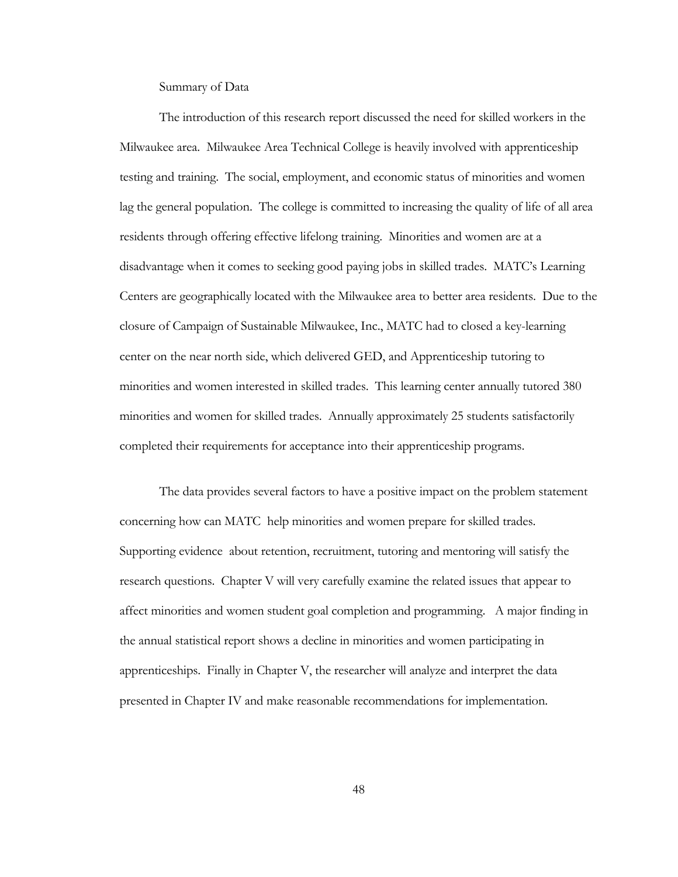## Summary of Data

The introduction of this research report discussed the need for skilled workers in the Milwaukee area. Milwaukee Area Technical College is heavily involved with apprenticeship testing and training. The social, employment, and economic status of minorities and women lag the general population. The college is committed to increasing the quality of life of all area residents through offering effective lifelong training. Minorities and women are at a disadvantage when it comes to seeking good paying jobs in skilled trades. MATC's Learning Centers are geographically located with the Milwaukee area to better area residents. Due to the closure of Campaign of Sustainable Milwaukee, Inc., MATC had to closed a key-learning center on the near north side, which delivered GED, and Apprenticeship tutoring to minorities and women interested in skilled trades. This learning center annually tutored 380 minorities and women for skilled trades. Annually approximately 25 students satisfactorily completed their requirements for acceptance into their apprenticeship programs.

The data provides several factors to have a positive impact on the problem statement concerning how can MATC help minorities and women prepare for skilled trades. Supporting evidence about retention, recruitment, tutoring and mentoring will satisfy the research questions. Chapter V will very carefully examine the related issues that appear to affect minorities and women student goal completion and programming. A major finding in the annual statistical report shows a decline in minorities and women participating in apprenticeships. Finally in Chapter V, the researcher will analyze and interpret the data presented in Chapter IV and make reasonable recommendations for implementation.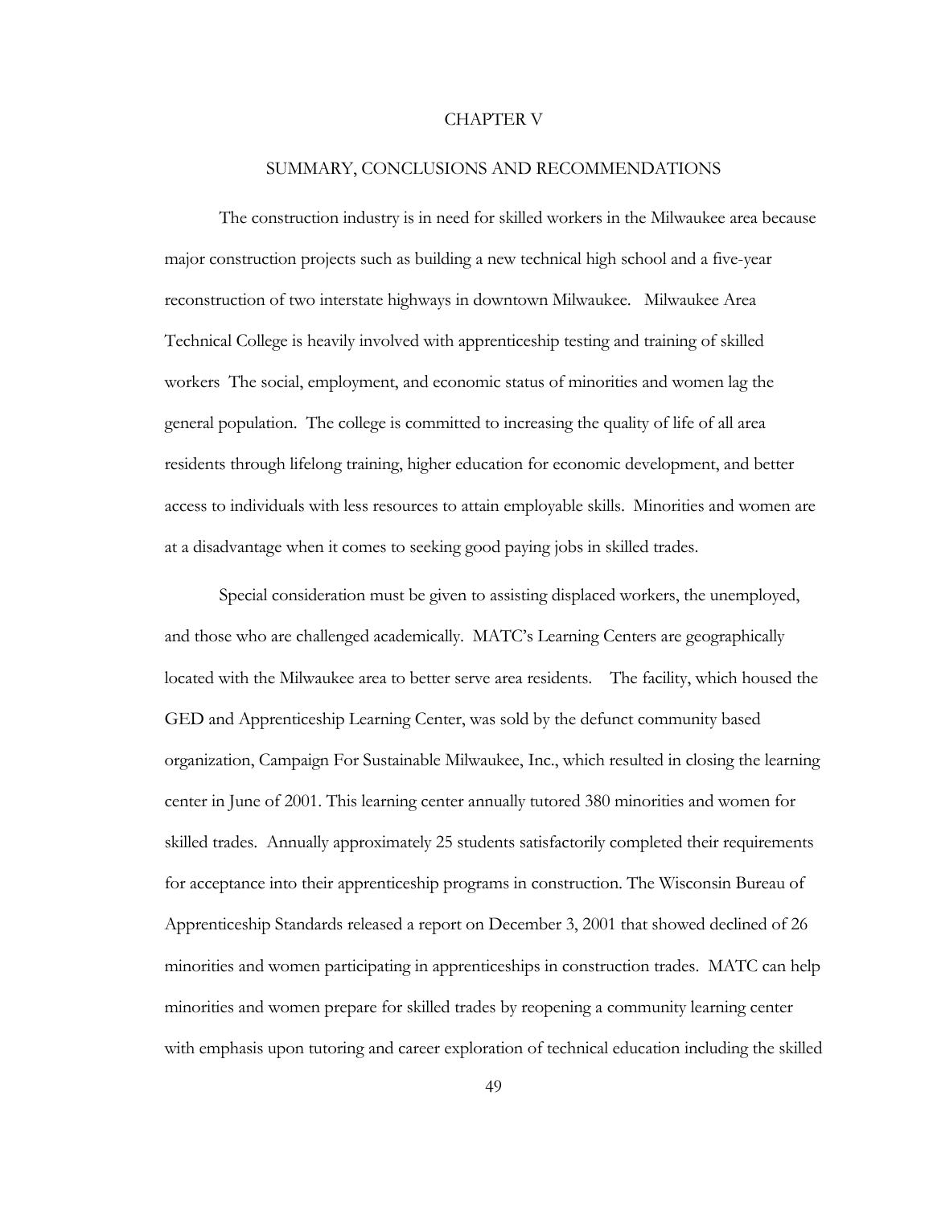# CHAPTER V

## SUMMARY, CONCLUSIONS AND RECOMMENDATIONS

The construction industry is in need for skilled workers in the Milwaukee area because major construction projects such as building a new technical high school and a five-year reconstruction of two interstate highways in downtown Milwaukee. Milwaukee Area Technical College is heavily involved with apprenticeship testing and training of skilled workers The social, employment, and economic status of minorities and women lag the general population. The college is committed to increasing the quality of life of all area residents through lifelong training, higher education for economic development, and better access to individuals with less resources to attain employable skills. Minorities and women are at a disadvantage when it comes to seeking good paying jobs in skilled trades.

Special consideration must be given to assisting displaced workers, the unemployed, and those who are challenged academically. MATC's Learning Centers are geographically located with the Milwaukee area to better serve area residents. The facility, which housed the GED and Apprenticeship Learning Center, was sold by the defunct community based organization, Campaign For Sustainable Milwaukee, Inc., which resulted in closing the learning center in June of 2001. This learning center annually tutored 380 minorities and women for skilled trades. Annually approximately 25 students satisfactorily completed their requirements for acceptance into their apprenticeship programs in construction. The Wisconsin Bureau of Apprenticeship Standards released a report on December 3, 2001 that showed declined of 26 minorities and women participating in apprenticeships in construction trades. MATC can help minorities and women prepare for skilled trades by reopening a community learning center with emphasis upon tutoring and career exploration of technical education including the skilled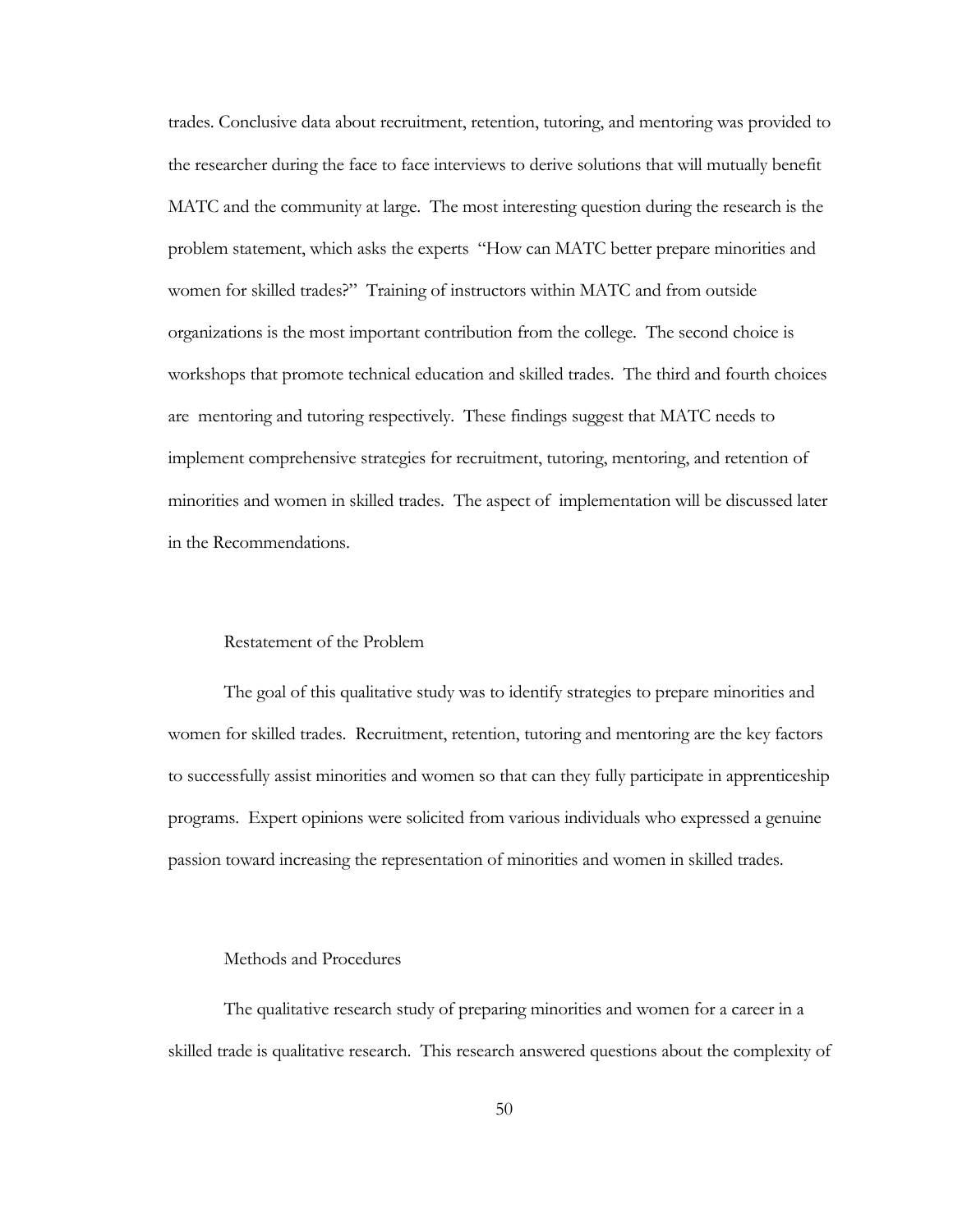trades. Conclusive data about recruitment, retention, tutoring, and mentoring was provided to the researcher during the face to face interviews to derive solutions that will mutually benefit MATC and the community at large. The most interesting question during the research is the problem statement, which asks the experts "How can MATC better prepare minorities and women for skilled trades?" Training of instructors within MATC and from outside organizations is the most important contribution from the college. The second choice is workshops that promote technical education and skilled trades. The third and fourth choices are mentoring and tutoring respectively. These findings suggest that MATC needs to implement comprehensive strategies for recruitment, tutoring, mentoring, and retention of minorities and women in skilled trades. The aspect of implementation will be discussed later in the Recommendations.

## Restatement of the Problem

The goal of this qualitative study was to identify strategies to prepare minorities and women for skilled trades. Recruitment, retention, tutoring and mentoring are the key factors to successfully assist minorities and women so that can they fully participate in apprenticeship programs. Expert opinions were solicited from various individuals who expressed a genuine passion toward increasing the representation of minorities and women in skilled trades.

## Methods and Procedures

The qualitative research study of preparing minorities and women for a career in a skilled trade is qualitative research. This research answered questions about the complexity of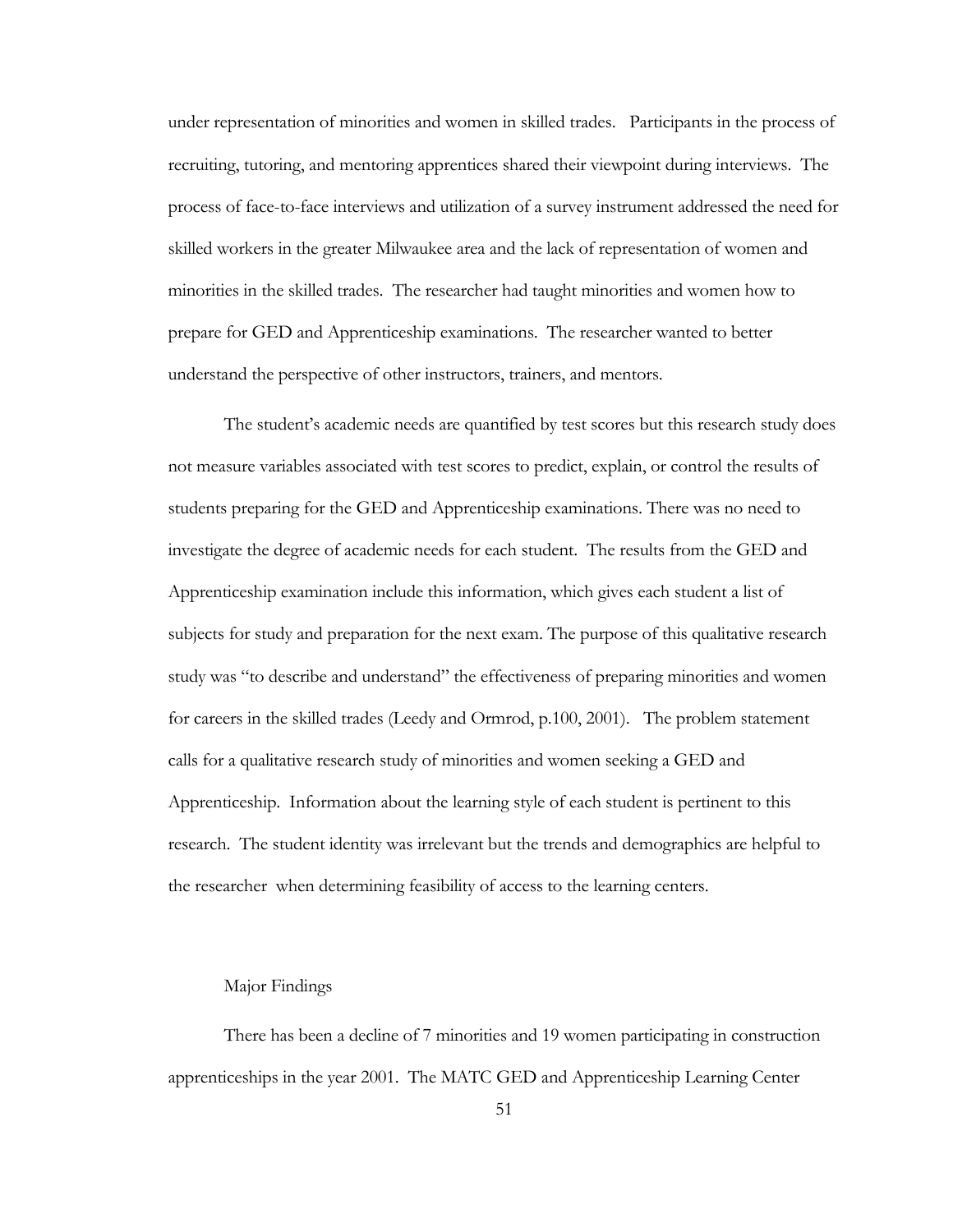under representation of minorities and women in skilled trades.   Participants in the process of recruiting, tutoring, and mentoring apprentices shared their viewpoint during interviews.  The process of face-to-face interviews and utilization of a survey instrument addressed the need for skilled workers in the greater Milwaukee area and the lack of representation of women and minorities in the skilled trades.  The researcher had taught minorities and women how to prepare for GED and Apprenticeship examinations.  The researcher wanted to better understand the perspective of other instructors, trainers, and mentors.

The student's academic needs are quantified by test scores but this research study does not measure variables associated with test scores to predict, explain, or control the results of students preparing for the GED and Apprenticeship examinations. There was no need to investigate the degree of academic needs for each student.  The results from the GED and Apprenticeship examination include this information, which gives each student a list of subjects for study and preparation for the next exam. The purpose of this qualitative research study was "to describe and understand" the effectiveness of preparing minorities and women for careers in the skilled trades (Leedy and Ormrod, p.100, 2001).   The problem statement calls for a qualitative research study of minorities and women seeking a GED and Apprenticeship.  Information about the learning style of each student is pertinent to this research.  The student identity was irrelevant but the trends and demographics are helpful to the researcher  when determining feasibility of access to the learning centers.

## Major Findings

There has been a decline of 7 minorities and 19 women participating in construction apprenticeships in the year 2001.  The MATC GED and Apprenticeship Learning Center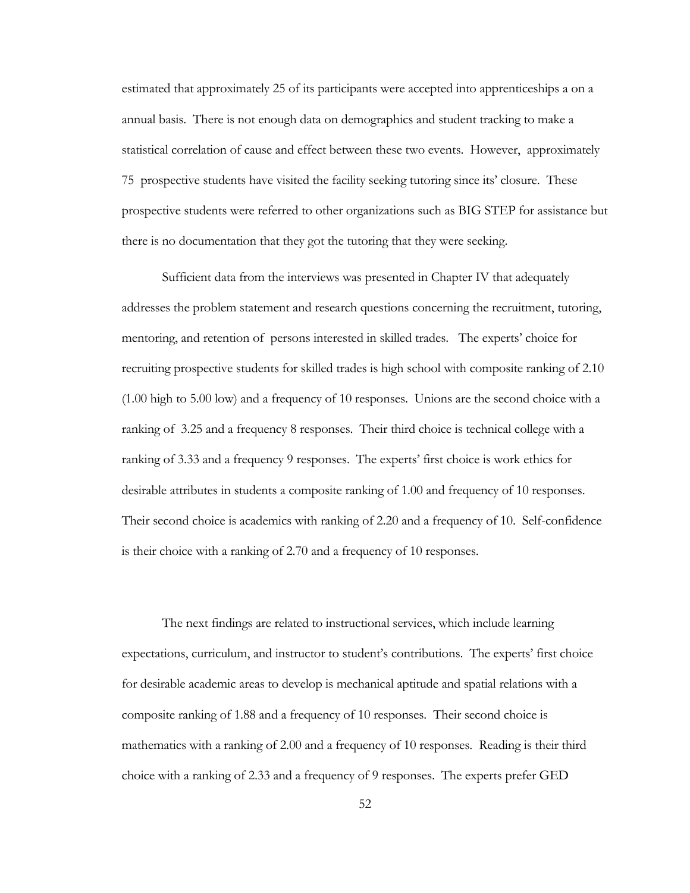estimated that approximately 25 of its participants were accepted into apprenticeships a on a annual basis. There is not enough data on demographics and student tracking to make a statistical correlation of cause and effect between these two events. However, approximately 75 prospective students have visited the facility seeking tutoring since its' closure. These prospective students were referred to other organizations such as BIG STEP for assistance but there is no documentation that they got the tutoring that they were seeking.

Sufficient data from the interviews was presented in Chapter IV that adequately addresses the problem statement and research questions concerning the recruitment, tutoring, mentoring, and retention of persons interested in skilled trades. The experts' choice for recruiting prospective students for skilled trades is high school with composite ranking of 2.10 (1.00 high to 5.00 low) and a frequency of 10 responses. Unions are the second choice with a ranking of 3.25 and a frequency 8 responses. Their third choice is technical college with a ranking of 3.33 and a frequency 9 responses. The experts' first choice is work ethics for desirable attributes in students a composite ranking of 1.00 and frequency of 10 responses. Their second choice is academics with ranking of 2.20 and a frequency of 10. Self-confidence is their choice with a ranking of 2.70 and a frequency of 10 responses.

The next findings are related to instructional services, which include learning expectations, curriculum, and instructor to student's contributions. The experts' first choice for desirable academic areas to develop is mechanical aptitude and spatial relations with a composite ranking of 1.88 and a frequency of 10 responses. Their second choice is mathematics with a ranking of 2.00 and a frequency of 10 responses. Reading is their third choice with a ranking of 2.33 and a frequency of 9 responses. The experts prefer GED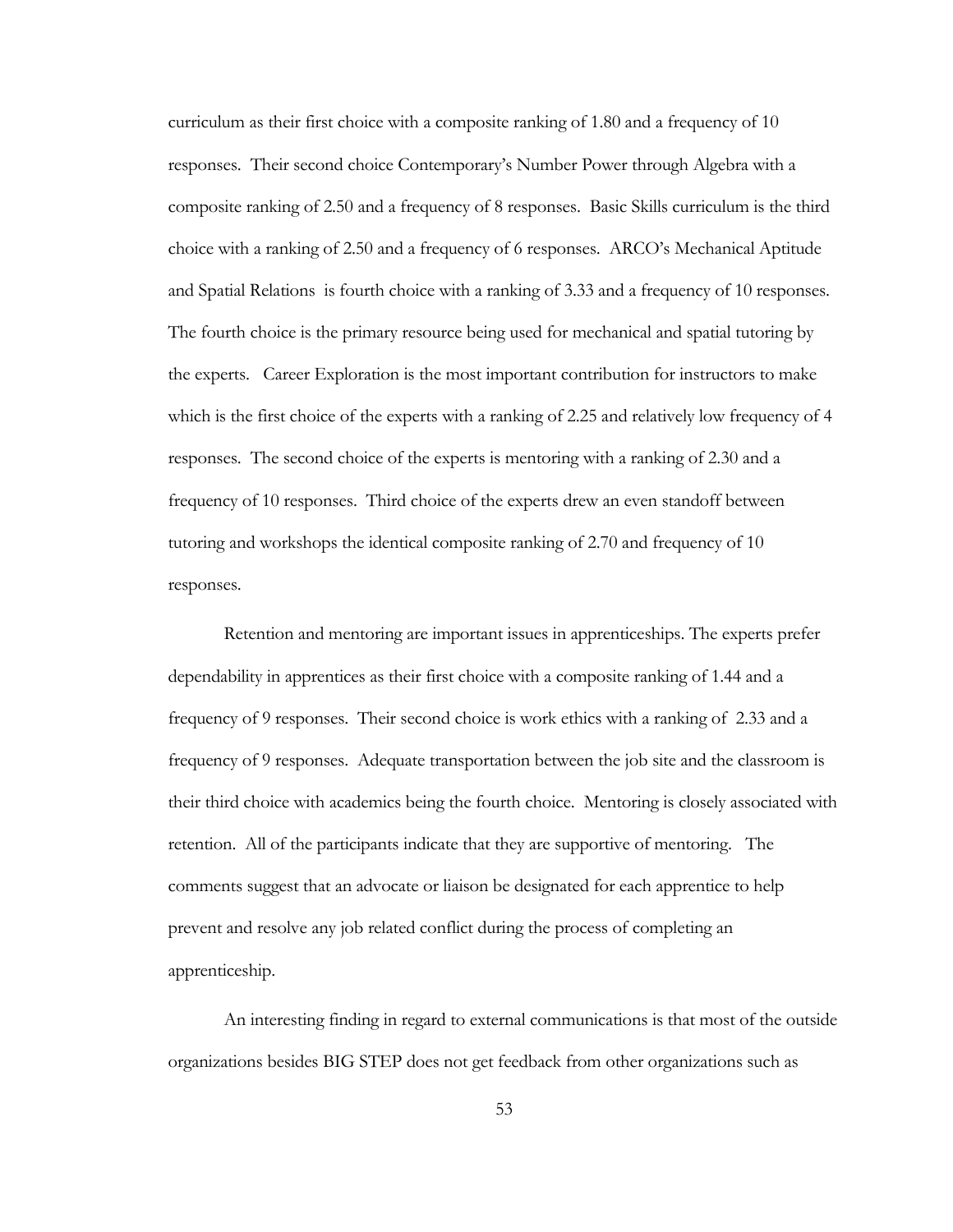curriculum as their first choice with a composite ranking of 1.80 and a frequency of 10 responses. Their second choice Contemporary's Number Power through Algebra with a composite ranking of 2.50 and a frequency of 8 responses. Basic Skills curriculum is the third choice with a ranking of 2.50 and a frequency of 6 responses. ARCO's Mechanical Aptitude and Spatial Relations is fourth choice with a ranking of 3.33 and a frequency of 10 responses. The fourth choice is the primary resource being used for mechanical and spatial tutoring by the experts. Career Exploration is the most important contribution for instructors to make which is the first choice of the experts with a ranking of 2.25 and relatively low frequency of 4 responses. The second choice of the experts is mentoring with a ranking of 2.30 and a frequency of 10 responses. Third choice of the experts drew an even standoff between tutoring and workshops the identical composite ranking of 2.70 and frequency of 10 responses.

Retention and mentoring are important issues in apprenticeships. The experts prefer dependability in apprentices as their first choice with a composite ranking of 1.44 and a frequency of 9 responses. Their second choice is work ethics with a ranking of 2.33 and a frequency of 9 responses. Adequate transportation between the job site and the classroom is their third choice with academics being the fourth choice. Mentoring is closely associated with retention. All of the participants indicate that they are supportive of mentoring. The comments suggest that an advocate or liaison be designated for each apprentice to help prevent and resolve any job related conflict during the process of completing an apprenticeship.

An interesting finding in regard to external communications is that most of the outside organizations besides BIG STEP does not get feedback from other organizations such as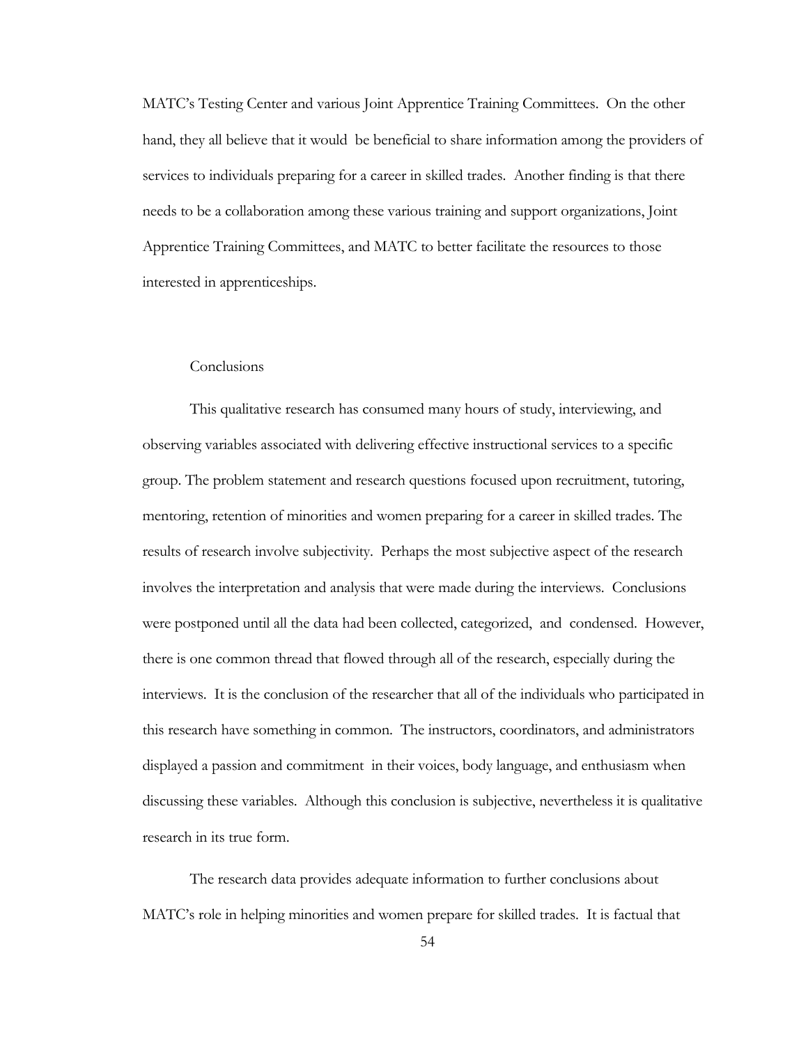MATC's Testing Center and various Joint Apprentice Training Committees. On the other hand, they all believe that it would be beneficial to share information among the providers of services to individuals preparing for a career in skilled trades. Another finding is that there needs to be a collaboration among these various training and support organizations, Joint Apprentice Training Committees, and MATC to better facilitate the resources to those interested in apprenticeships.

## Conclusions

This qualitative research has consumed many hours of study, interviewing, and observing variables associated with delivering effective instructional services to a specific group. The problem statement and research questions focused upon recruitment, tutoring, mentoring, retention of minorities and women preparing for a career in skilled trades. The results of research involve subjectivity. Perhaps the most subjective aspect of the research involves the interpretation and analysis that were made during the interviews. Conclusions were postponed until all the data had been collected, categorized, and condensed. However, there is one common thread that flowed through all of the research, especially during the interviews. It is the conclusion of the researcher that all of the individuals who participated in this research have something in common. The instructors, coordinators, and administrators displayed a passion and commitment in their voices, body language, and enthusiasm when discussing these variables. Although this conclusion is subjective, nevertheless it is qualitative research in its true form.

The research data provides adequate information to further conclusions about MATC's role in helping minorities and women prepare for skilled trades. It is factual that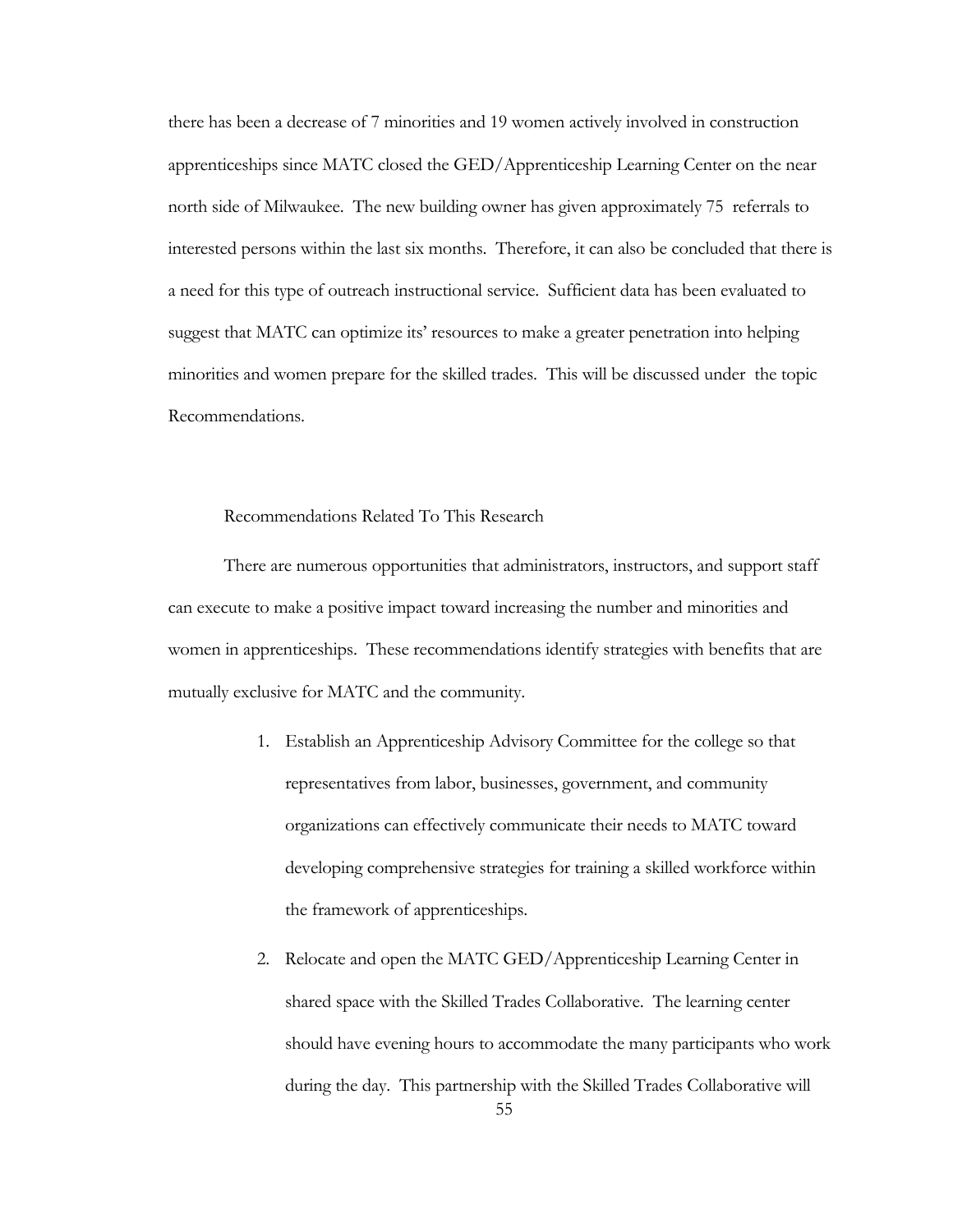there has been a decrease of 7 minorities and 19 women actively involved in construction apprenticeships since MATC closed the GED/Apprenticeship Learning Center on the near north side of Milwaukee. The new building owner has given approximately 75 referrals to interested persons within the last six months. Therefore, it can also be concluded that there is a need for this type of outreach instructional service. Sufficient data has been evaluated to suggest that MATC can optimize its' resources to make a greater penetration into helping minorities and women prepare for the skilled trades. This will be discussed under the topic Recommendations.

## Recommendations Related To This Research

There are numerous opportunities that administrators, instructors, and support staff can execute to make a positive impact toward increasing the number and minorities and women in apprenticeships. These recommendations identify strategies with benefits that are mutually exclusive for MATC and the community.

1. Establish an Apprenticeship Advisory Committee for the college so that representatives from labor, businesses, government, and community organizations can effectively communicate their needs to MATC toward developing comprehensive strategies for training a skilled workforce within the framework of apprenticeships.
2. Relocate and open the MATC GED/Apprenticeship Learning Center in shared space with the Skilled Trades Collaborative. The learning center should have evening hours to accommodate the many participants who work during the day. This partnership with the Skilled Trades Collaborative will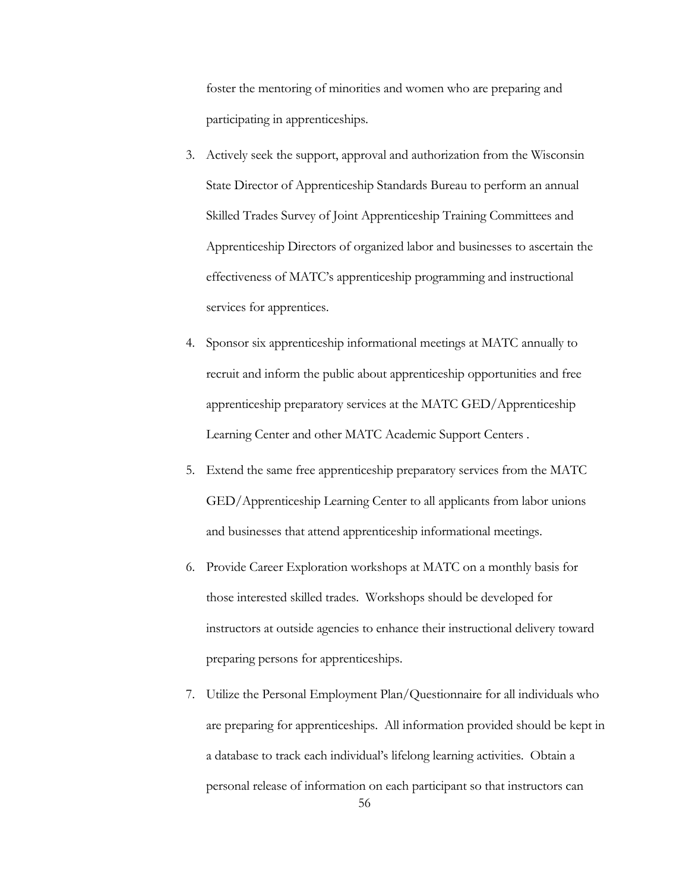foster the mentoring of minorities and women who are preparing and participating in apprenticeships.

3. Actively seek the support, approval and authorization from the Wisconsin State Director of Apprenticeship Standards Bureau to perform an annual Skilled Trades Survey of Joint Apprenticeship Training Committees and Apprenticeship Directors of organized labor and businesses to ascertain the effectiveness of MATC's apprenticeship programming and instructional services for apprentices.
4. Sponsor six apprenticeship informational meetings at MATC annually to recruit and inform the public about apprenticeship opportunities and free apprenticeship preparatory services at the MATC GED/Apprenticeship Learning Center and other MATC Academic Support Centers .
5. Extend the same free apprenticeship preparatory services from the MATC GED/Apprenticeship Learning Center to all applicants from labor unions and businesses that attend apprenticeship informational meetings.
6. Provide Career Exploration workshops at MATC on a monthly basis for those interested skilled trades. Workshops should be developed for instructors at outside agencies to enhance their instructional delivery toward preparing persons for apprenticeships.
7. Utilize the Personal Employment Plan/Questionnaire for all individuals who are preparing for apprenticeships. All information provided should be kept in a database to track each individual's lifelong learning activities. Obtain a personal release of information on each participant so that instructors can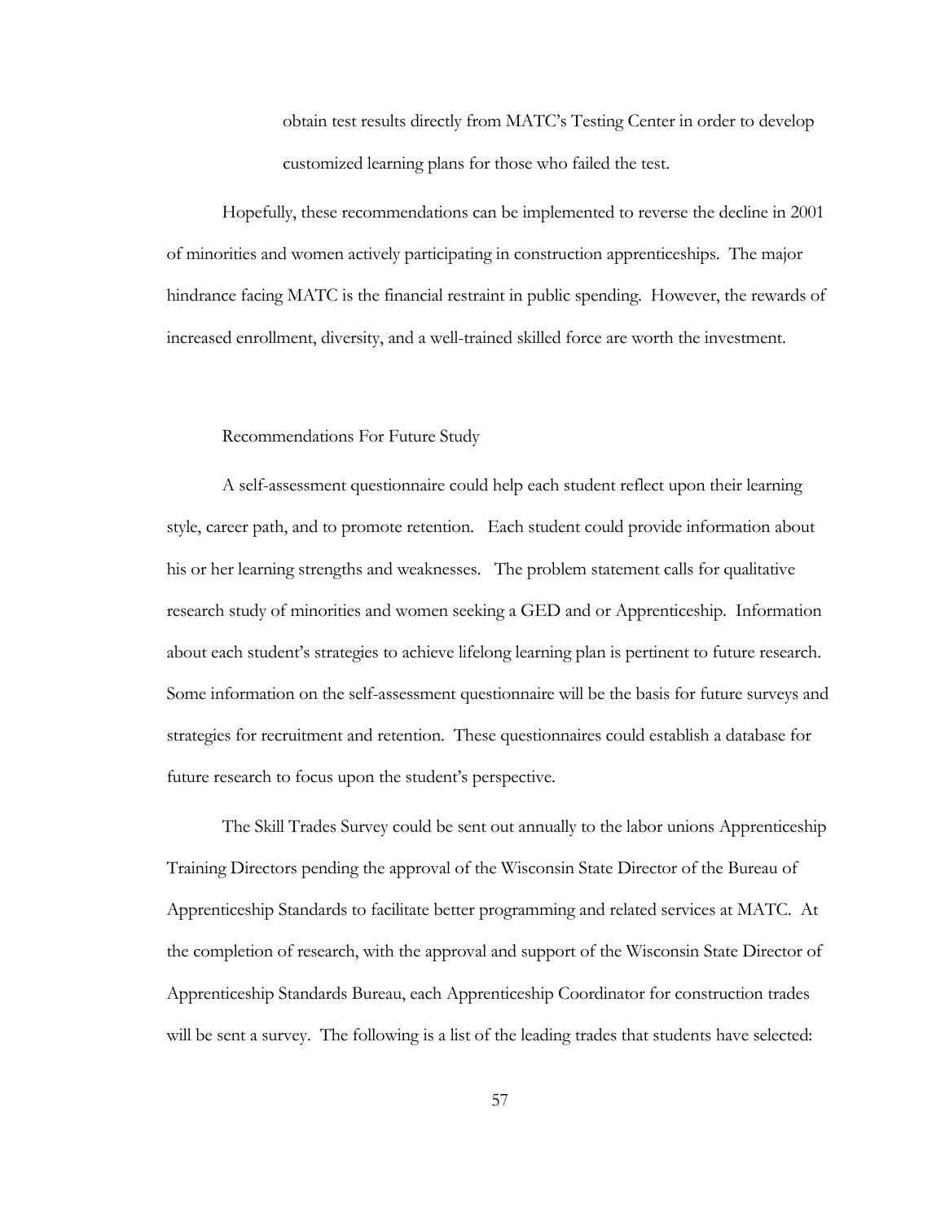obtain test results directly from MATC's Testing Center in order to develop customized learning plans for those who failed the test.

Hopefully, these recommendations can be implemented to reverse the decline in 2001 of minorities and women actively participating in construction apprenticeships. The major hindrance facing MATC is the financial restraint in public spending. However, the rewards of increased enrollment, diversity, and a well-trained skilled force are worth the investment.

## Recommendations For Future Study

A self-assessment questionnaire could help each student reflect upon their learning style, career path, and to promote retention. Each student could provide information about his or her learning strengths and weaknesses. The problem statement calls for qualitative research study of minorities and women seeking a GED and or Apprenticeship. Information about each student's strategies to achieve lifelong learning plan is pertinent to future research. Some information on the self-assessment questionnaire will be the basis for future surveys and strategies for recruitment and retention. These questionnaires could establish a database for future research to focus upon the student's perspective.

The Skill Trades Survey could be sent out annually to the labor unions Apprenticeship Training Directors pending the approval of the Wisconsin State Director of the Bureau of Apprenticeship Standards to facilitate better programming and related services at MATC. At the completion of research, with the approval and support of the Wisconsin State Director of Apprenticeship Standards Bureau, each Apprenticeship Coordinator for construction trades will be sent a survey. The following is a list of the leading trades that students have selected: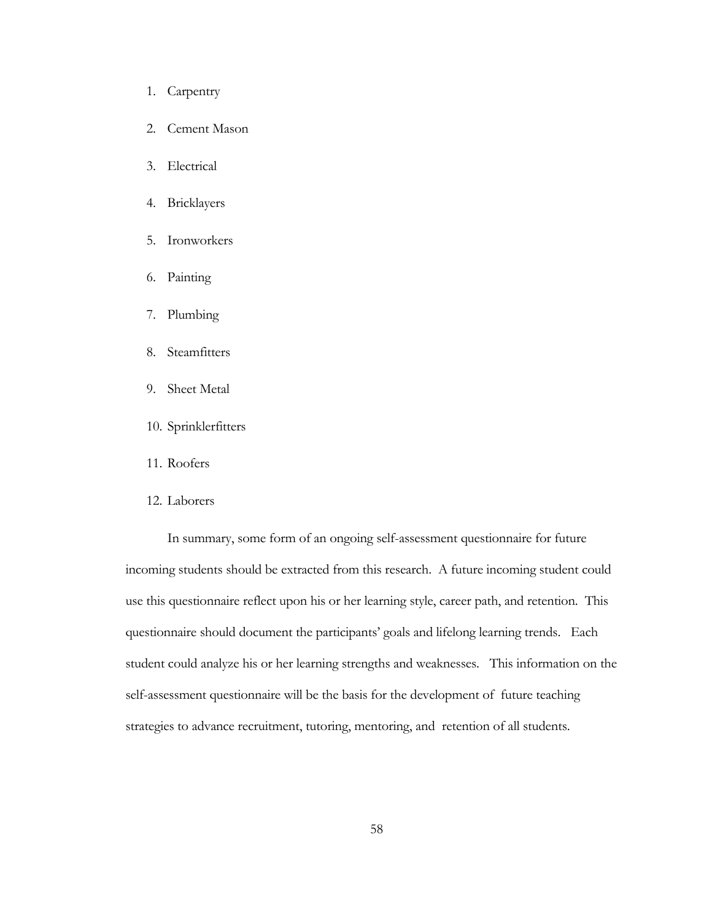1. Carpentry
2. Cement Mason
3. Electrical
4. Bricklayers
5. Ironworkers
6. Painting
7. Plumbing
8. Steamfitters
9. Sheet Metal
10. Sprinklerfitters
11. Roofers
12. Laborers

In summary, some form of an ongoing self-assessment questionnaire for future incoming students should be extracted from this research. A future incoming student could use this questionnaire reflect upon his or her learning style, career path, and retention. This questionnaire should document the participants' goals and lifelong learning trends. Each student could analyze his or her learning strengths and weaknesses. This information on the self-assessment questionnaire will be the basis for the development of future teaching strategies to advance recruitment, tutoring, mentoring, and retention of all students.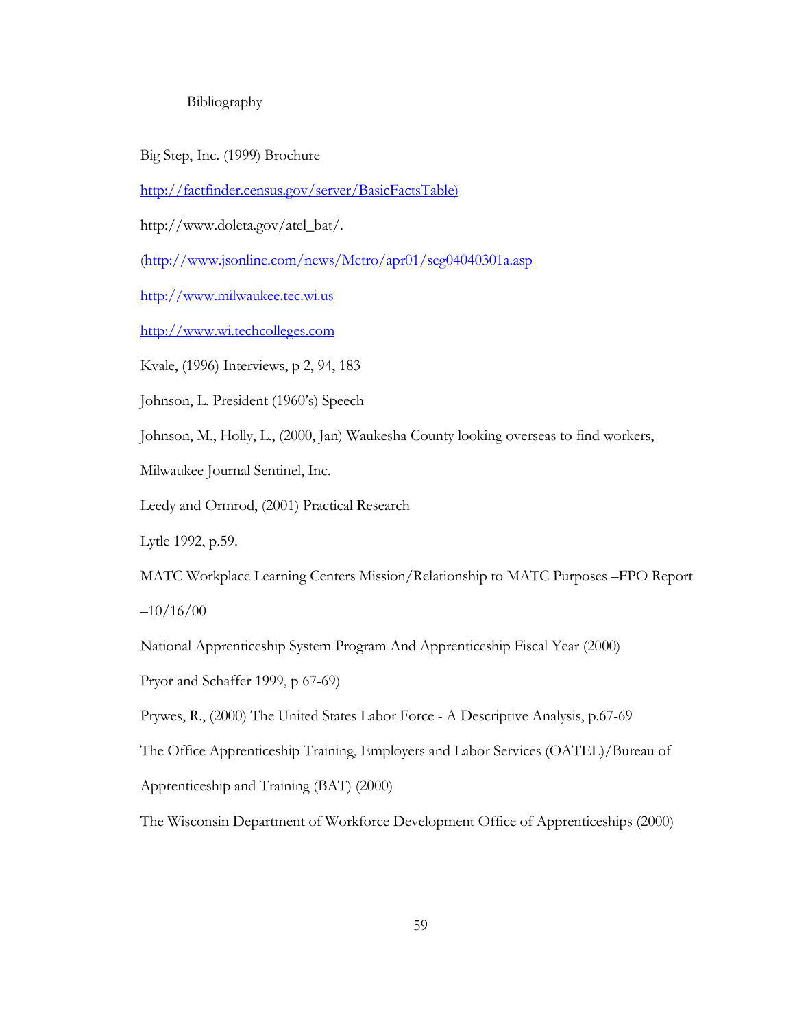# Bibliography

Big Step, Inc. (1999) Brochure

http://factfinder.census.gov/server/BasicFactsTable)

http://www.doleta.gov/atel_bat/.

(http://www.jsonline.com/news/Metro/apr01/seg04040301a.asp

http://www.milwaukee.tec.wi.us

http://www.wi.techcolleges.com

Kvale, (1996) Interviews, p 2, 94, 183

Johnson, L. President (1960's) Speech

Johnson, M., Holly, L., (2000, Jan) Waukesha County looking overseas to find workers, Milwaukee Journal Sentinel, Inc.

Leedy and Ormrod, (2001) Practical Research

Lytle 1992, p.59.

MATC Workplace Learning Centers Mission/Relationship to MATC Purposes –FPO Report –10/16/00

National Apprenticeship System Program And Apprenticeship Fiscal Year (2000)

Pryor and Schaffer 1999, p 67-69)

Prywes, R., (2000) The United States Labor Force - A Descriptive Analysis, p.67-69

The Office Apprenticeship Training, Employers and Labor Services (OATEL)/Bureau of Apprenticeship and Training (BAT) (2000)

The Wisconsin Department of Workforce Development Office of Apprenticeships (2000)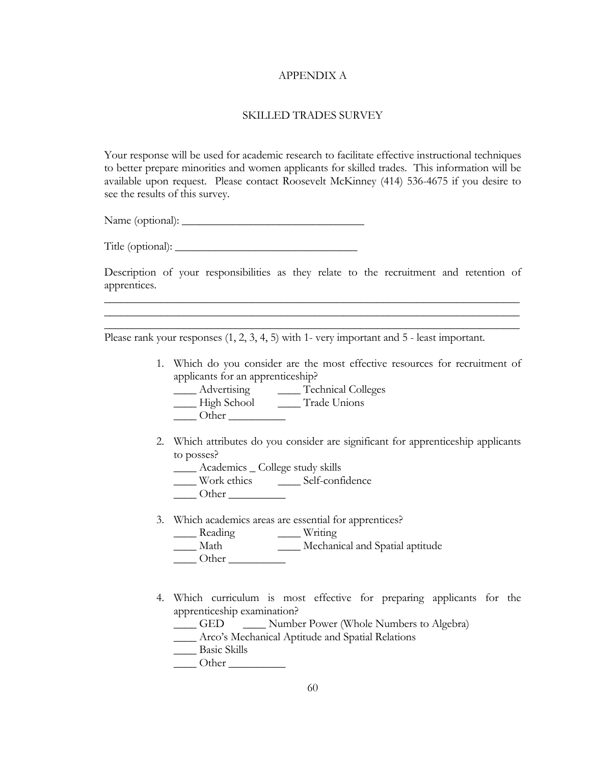# APPENDIX A

## SKILLED TRADES SURVEY

Your response will be used for academic research to facilitate effective instructional techniques to better prepare minorities and women applicants for skilled trades. This information will be available upon request. Please contact Roosevelt McKinney (414) 536-4675 if you desire to see the results of this survey.

Name (optional): ________________________________

Title (optional): ________________________________

Description of your responsibilities as they relate to the recruitment and retention of apprentices.

_____________________________________________________________________________
_____________________________________________________________________________
_____________________________________________________________________________

Please rank your responses (1, 2, 3, 4, 5) with 1- very important and 5 - least important.

1. Which do you consider are the most effective resources for recruitment of applicants for an apprenticeship?
   ____ Advertising ____ Technical Colleges
   ____ High School ____ Trade Unions
   ____ Other __________

2. Which attributes do you consider are significant for apprenticeship applicants to posses?
   ____ Academics _ College study skills
   ____ Work ethics ____ Self-confidence
   ____ Other __________

3. Which academics areas are essential for apprentices?
   ____ Reading ____ Writing
   ____ Math ____ Mechanical and Spatial aptitude
   ____ Other __________

4. Which curriculum is most effective for preparing applicants for the apprenticeship examination?
   ____ GED ____ Number Power (Whole Numbers to Algebra)
   ____ Arco's Mechanical Aptitude and Spatial Relations
   ____ Basic Skills
   ____ Other __________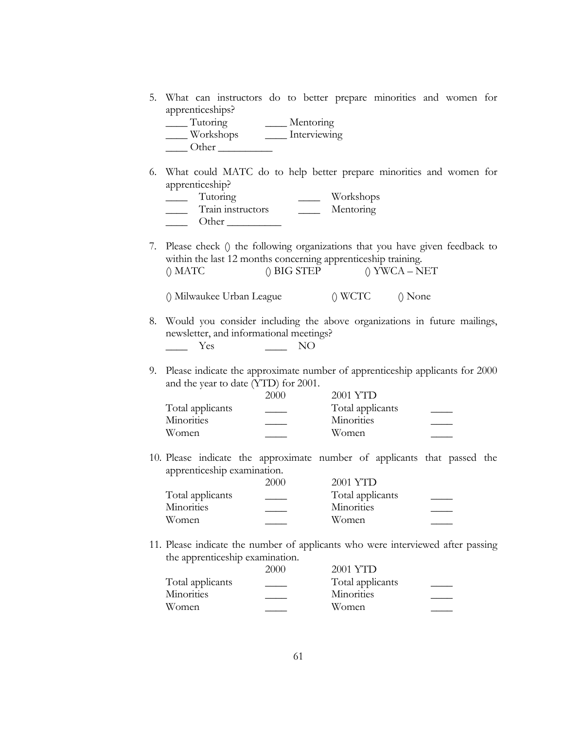5. What can instructors do to better prepare minorities and women for apprenticeships?

   ____ Tutoring ____ Mentoring
   ____ Workshops ____ Interviewing
   ____ Other __________

6. What could MATC do to help better prepare minorities and women for apprenticeship?

   ____ Tutoring ____ Workshops
   ____ Train instructors ____ Mentoring
   ____ Other __________

7. Please check () the following organizations that you have given feedback to within the last 12 months concerning apprenticeship training.

   () MATC () BIG STEP () YWCA – NET

   () Milwaukee Urban League () WCTC () None

8. Would you consider including the above organizations in future mailings, newsletter, and informational meetings?

   ____ Yes ____ NO

9. Please indicate the approximate number of apprenticeship applicants for 2000 and the year to date (YTD) for 2001.

| | 2000 | 2001 YTD | |
|---|---|---|---|
| Total applicants | ____ | Total applicants | ____ |
| Minorities | ____ | Minorities | ____ |
| Women | ____ | Women | ____ |

10. Please indicate the approximate number of applicants that passed the apprenticeship examination.

| | 2000 | 2001 YTD | |
|---|---|---|---|
| Total applicants | ____ | Total applicants | ____ |
| Minorities | ____ | Minorities | ____ |
| Women | ____ | Women | ____ |

11. Please indicate the number of applicants who were interviewed after passing the apprenticeship examination.

| | 2000 | 2001 YTD | |
|---|---|---|---|
| Total applicants | ____ | Total applicants | ____ |
| Minorities | ____ | Minorities | ____ |
| Women | ____ | Women | ____ |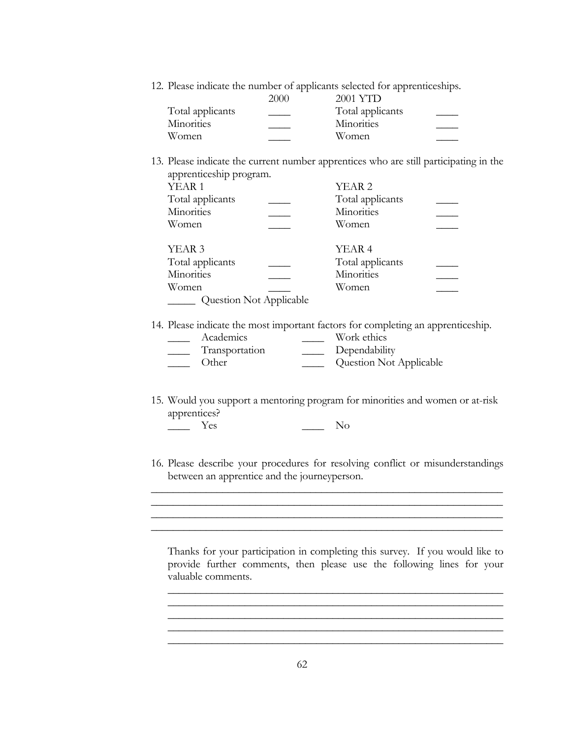12. Please indicate the number of applicants selected for apprenticeships.

| | 2000 | | 2001 YTD |
|---|---|---|---|
| Total applicants | ____ | Total applicants | ____ |
| Minorities | ____ | Minorities | ____ |
| Women | ____ | Women | ____ |

13. Please indicate the current number apprentices who are still participating in the apprenticeship program.

| YEAR 1 | | YEAR 2 | |
|---|---|---|---|
| Total applicants | ____ | Total applicants | ____ |
| Minorities | ____ | Minorities | ____ |
| Women | ____ | Women | ____ |

| YEAR 3 | | YEAR 4 | |
|---|---|---|---|
| Total applicants | ____ | Total applicants | ____ |
| Minorities | ____ | Minorities | ____ |
| Women | ____ | Women | ____ |

_____ Question Not Applicable

14. Please indicate the most important factors for completing an apprenticeship.

____ Academics ____ Work ethics

____ Transportation ____ Dependability

____ Other ____ Question Not Applicable

15. Would you support a mentoring program for minorities and women or at-risk apprentices?

____ Yes ____ No

16. Please describe your procedures for resolving conflict or misunderstandings between an apprentice and the journeyperson.

_______________________________________________________________

_______________________________________________________________

_______________________________________________________________

_______________________________________________________________

Thanks for your participation in completing this survey. If you would like to provide further comments, then please use the following lines for your valuable comments.

_______________________________________________________________

_______________________________________________________________

_______________________________________________________________

_______________________________________________________________

_______________________________________________________________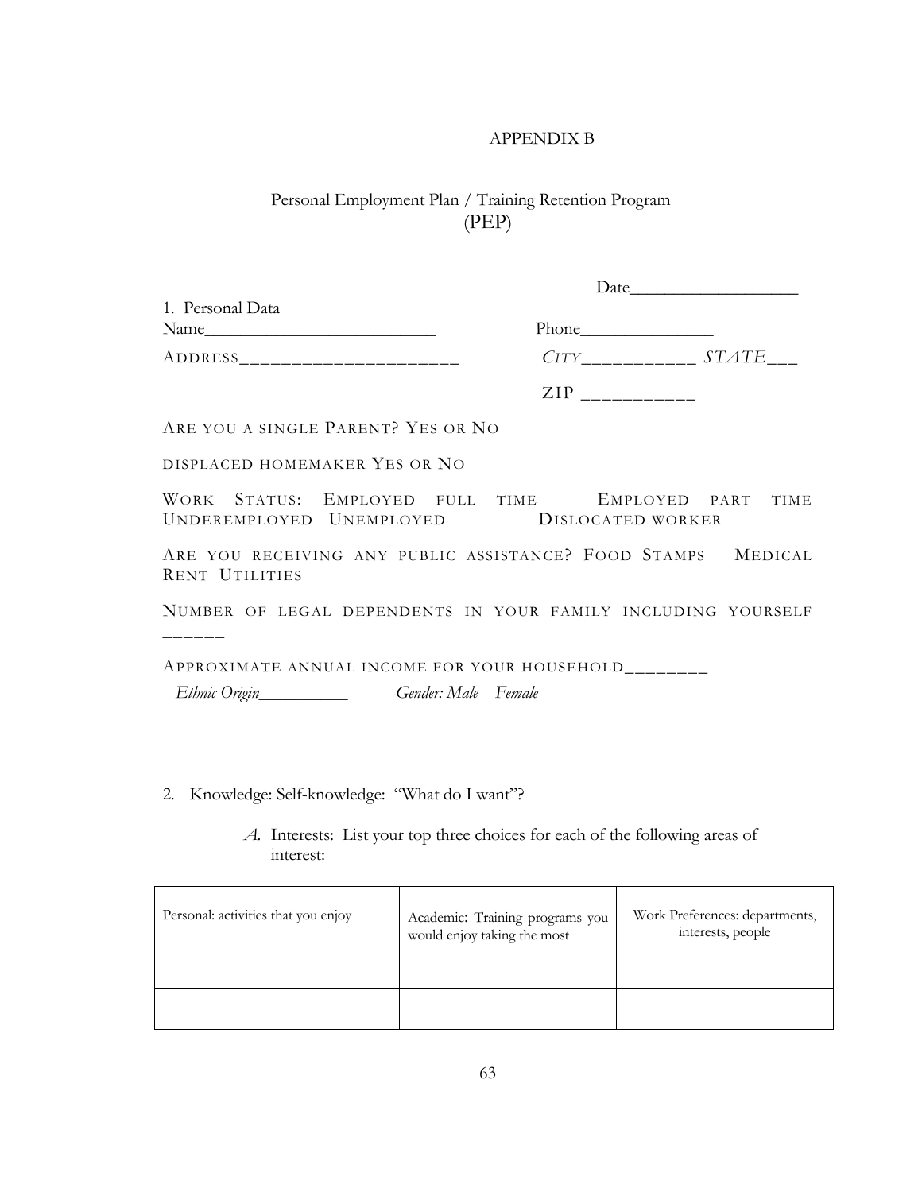APPENDIX B

# Personal Employment Plan / Training Retention Program (PEP)

Date___________________

1. Personal Data

Name__________________________ Phone_______________

ADDRESS______________________ CITY___________ STATE___

ZIP ___________

ARE YOU A SINGLE PARENT? YES OR NO

DISPLACED HOMEMAKER YES OR NO

WORK STATUS: EMPLOYED FULL TIME EMPLOYED PART TIME UNDEREMPLOYED UNEMPLOYED DISLOCATED WORKER

ARE YOU RECEIVING ANY PUBLIC ASSISTANCE? FOOD STAMPS MEDICAL RENT UTILITIES

NUMBER OF LEGAL DEPENDENTS IN YOUR FAMILY INCLUDING YOURSELF ______

APPROXIMATE ANNUAL INCOME FOR YOUR HOUSEHOLD________

*Ethnic Origin__________* *Gender: Male Female*

2. Knowledge: Self-knowledge: "What do I want"?

   *A.* Interests: List your top three choices for each of the following areas of interest:

| Personal: activities that you enjoy | Academic: Training programs you would enjoy taking the most | Work Preferences: departments, interests, people |
|---|---|---|
| | | |
| | | |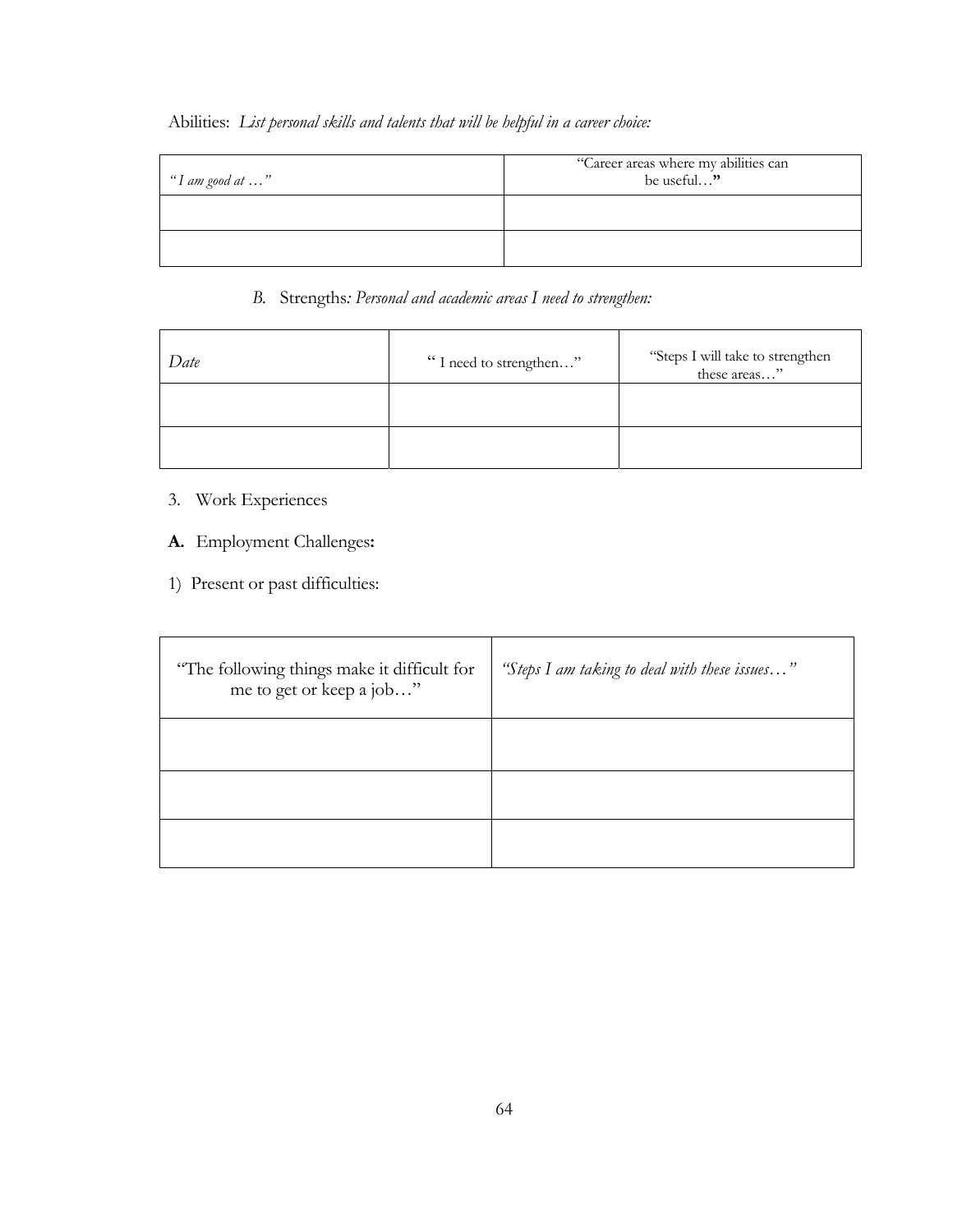Abilities: *List personal skills and talents that will be helpful in a career choice:*

| *"I am good at …"* | "Career areas where my abilities can be useful…**"** |
|---|---|
| | |
| | |

*B.* Strengths*: Personal and academic areas I need to strengthen:*

| *Date* | " I need to strengthen…" | "Steps I will take to strengthen these areas…" |
|---|---|---|
| | | |
| | | |

3. Work Experiences

**A.** Employment Challenges**:**

1) Present or past difficulties:

| "The following things make it difficult for me to get or keep a job…" | *"Steps I am taking to deal with these issues…"* |
|---|---|
| | |
| | |
| | |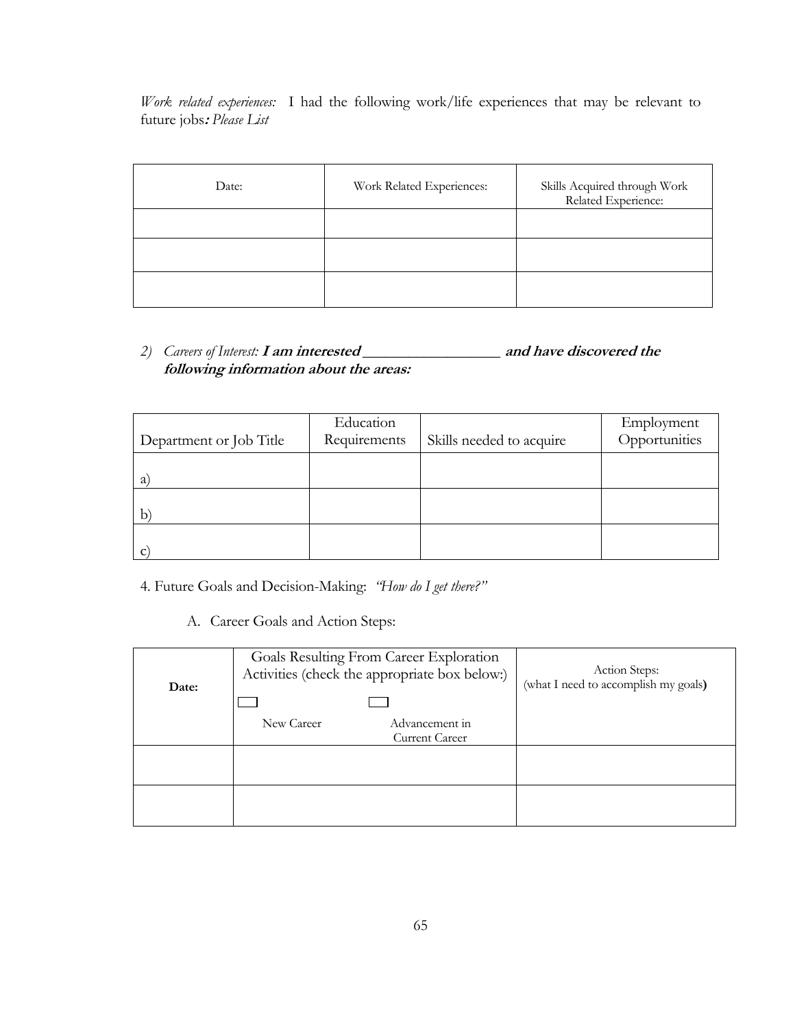*Work related experiences:* I had the following work/life experiences that may be relevant to future jobs*:* *Please List*

| Date: | Work Related Experiences: | Skills Acquired through Work Related Experience: |
|---|---|---|
| | | |
| | | |
| | | |

2) *Careers of Interest:* ***I am interested ___________________ and have discovered the following information about the areas:***

| Department or Job Title | Education Requirements | Skills needed to acquire | Employment Opportunities |
|---|---|---|---|
| a) | | | |
| b) | | | |
| c) | | | |

4. Future Goals and Decision-Making: *"How do I get there?"*

A. Career Goals and Action Steps:

| **Date:** | Goals Resulting From Career Exploration Activities (check the appropriate box below:) ☐ New Career ☐ Advancement in Current Career | Action Steps: (what I need to accomplish my goals**)** |
|---|---|---|
| | | |
| | | |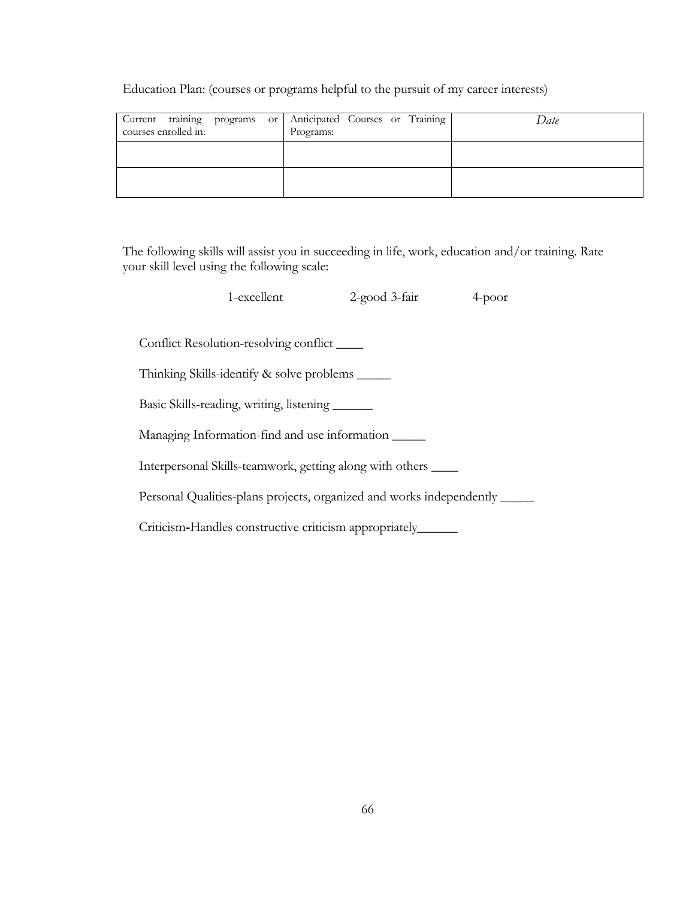Education Plan: (courses or programs helpful to the pursuit of my career interests)

| Current training programs or courses enrolled in: | Anticipated Courses or Training Programs: | *Date* |
|---|---|---|
| | | |
| | | |

The following skills will assist you in succeeding in life, work, education and/or training. Rate your skill level using the following scale:

1-excellent 2-good 3-fair 4-poor

Conflict Resolution-resolving conflict ____

Thinking Skills-identify & solve problems _____

Basic Skills-reading, writing, listening ______

Managing Information-find and use information _____

Interpersonal Skills-teamwork, getting along with others ____

Personal Qualities-plans projects, organized and works independently _____

Criticism-Handles constructive criticism appropriately______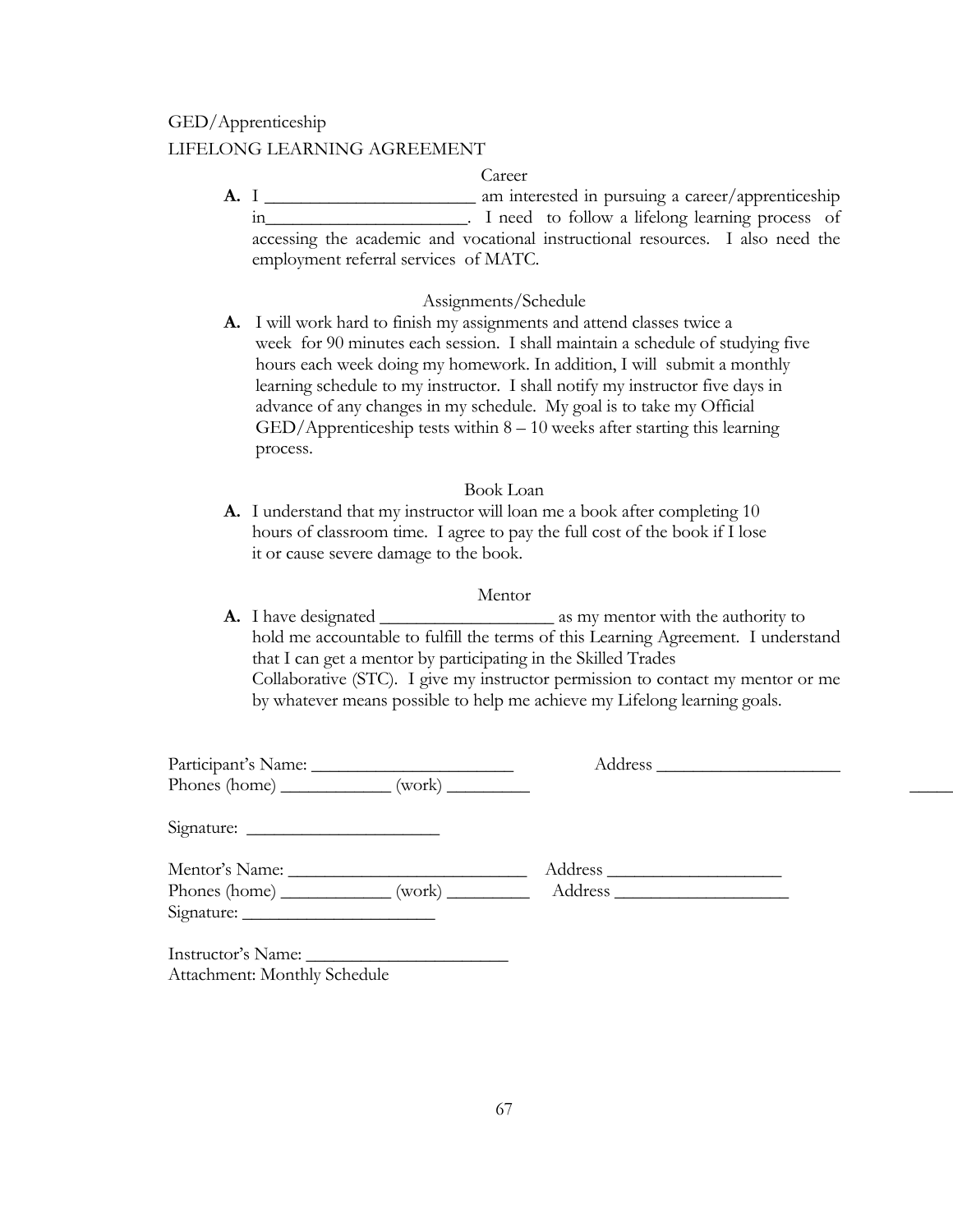GED/Apprenticeship

LIFELONG LEARNING AGREEMENT

Career

**A.** I _______________________ am interested in pursuing a career/apprenticeship in______________________. I need to follow a lifelong learning process of accessing the academic and vocational instructional resources. I also need the employment referral services of MATC.

Assignments/Schedule

**A.** I will work hard to finish my assignments and attend classes twice a week for 90 minutes each session. I shall maintain a schedule of studying five hours each week doing my homework. In addition, I will submit a monthly learning schedule to my instructor. I shall notify my instructor five days in advance of any changes in my schedule. My goal is to take my Official GED/Apprenticeship tests within 8 – 10 weeks after starting this learning process.

Book Loan

**A.** I understand that my instructor will loan me a book after completing 10 hours of classroom time. I agree to pay the full cost of the book if I lose it or cause severe damage to the book.

Mentor

**A.** I have designated ___________________ as my mentor with the authority to hold me accountable to fulfill the terms of this Learning Agreement. I understand that I can get a mentor by participating in the Skilled Trades Collaborative (STC). I give my instructor permission to contact my mentor or me by whatever means possible to help me achieve my Lifelong learning goals.

Participant's Name: ______________________ Address ____________________

Phones (home) ____________ (work) _________

Signature: _____________________

Mentor's Name: __________________________ Address ___________________

Phones (home) ____________ (work) _________ Address ___________________

Signature: _____________________

Instructor's Name: ______________________

Attachment: Monthly Schedule